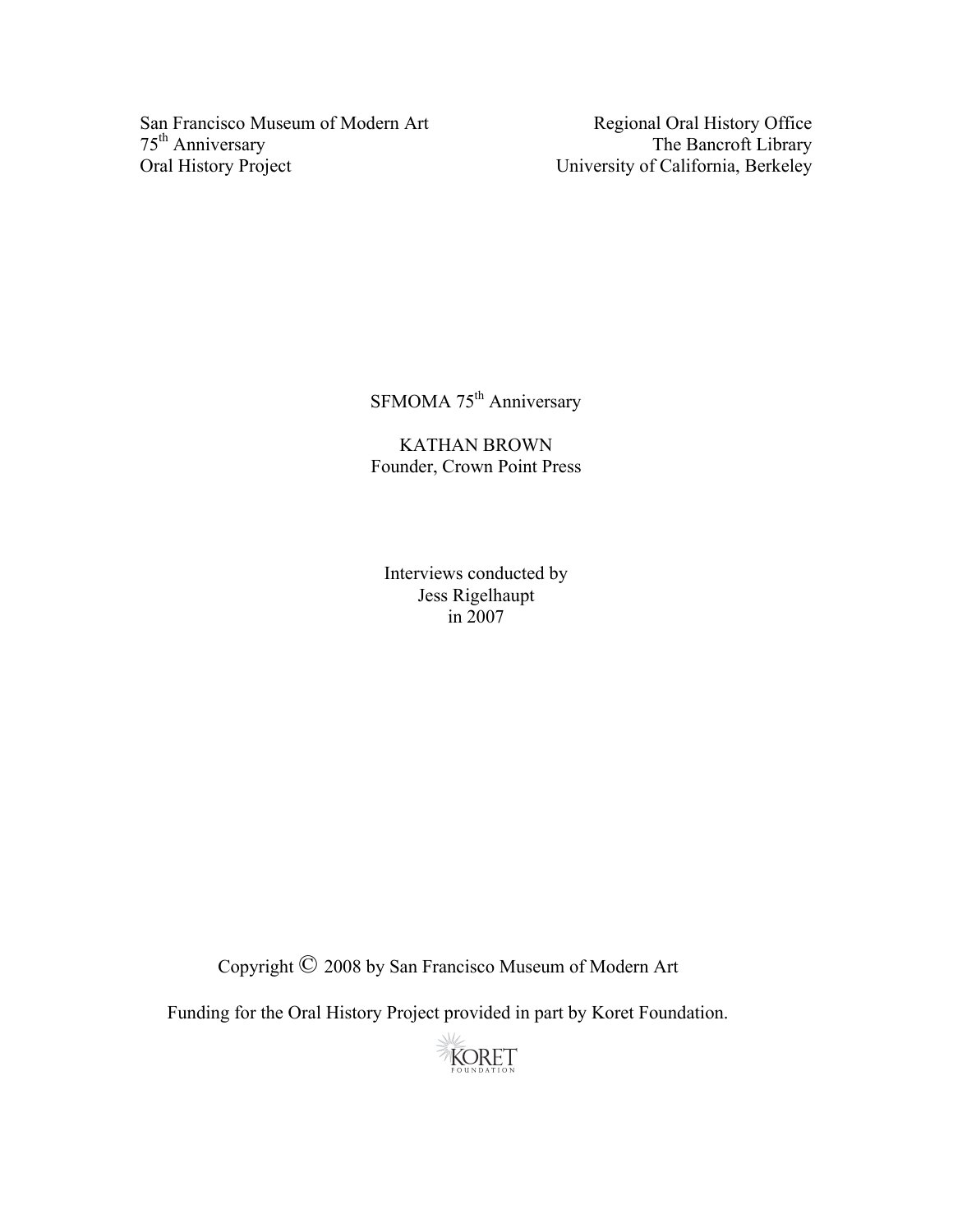San Francisco Museum of Modern Art
75th Anniversary
Oral History Project

Regional Oral History Office
The Bancroft Library
University of California, Berkeley

SFMOMA 75th Anniversary

KATHAN BROWN
Founder, Crown Point Press

Interviews conducted by
Jess Rigelhaupt
in 2007

Copyright © 2008 by San Francisco Museum of Modern Art

Funding for the Oral History Project provided in part by Koret Foundation.

KORET FOUNDATION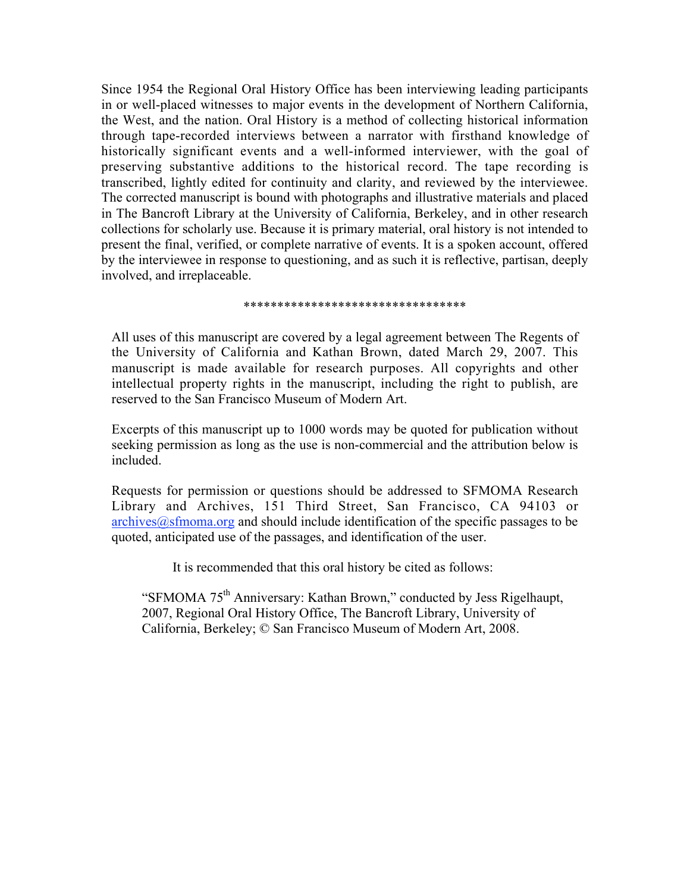Since 1954 the Regional Oral History Office has been interviewing leading participants in or well-placed witnesses to major events in the development of Northern California, the West, and the nation. Oral History is a method of collecting historical information through tape-recorded interviews between a narrator with firsthand knowledge of historically significant events and a well-informed interviewer, with the goal of preserving substantive additions to the historical record. The tape recording is transcribed, lightly edited for continuity and clarity, and reviewed by the interviewee. The corrected manuscript is bound with photographs and illustrative materials and placed in The Bancroft Library at the University of California, Berkeley, and in other research collections for scholarly use. Because it is primary material, oral history is not intended to present the final, verified, or complete narrative of events. It is a spoken account, offered by the interviewee in response to questioning, and as such it is reflective, partisan, deeply involved, and irreplaceable.

*********************************

All uses of this manuscript are covered by a legal agreement between The Regents of the University of California and Kathan Brown, dated March 29, 2007. This manuscript is made available for research purposes. All copyrights and other intellectual property rights in the manuscript, including the right to publish, are reserved to the San Francisco Museum of Modern Art.

Excerpts of this manuscript up to 1000 words may be quoted for publication without seeking permission as long as the use is non-commercial and the attribution below is included.

Requests for permission or questions should be addressed to SFMOMA Research Library and Archives, 151 Third Street, San Francisco, CA 94103 or archives@sfmoma.org and should include identification of the specific passages to be quoted, anticipated use of the passages, and identification of the user.

It is recommended that this oral history be cited as follows:

"SFMOMA 75th Anniversary: Kathan Brown," conducted by Jess Rigelhaupt, 2007, Regional Oral History Office, The Bancroft Library, University of California, Berkeley; © San Francisco Museum of Modern Art, 2008.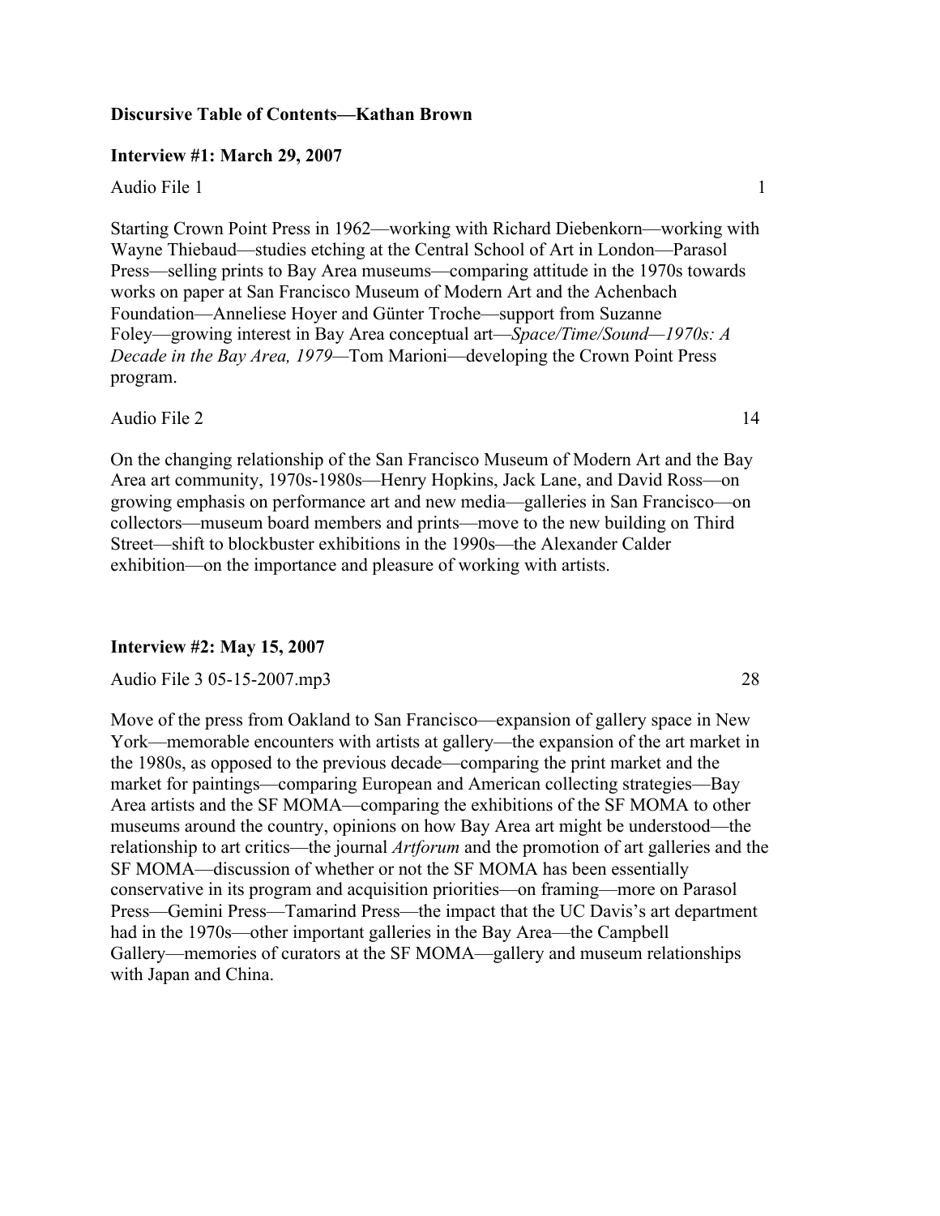**Discursive Table of Contents—Kathan Brown**

**Interview #1: March 29, 2007**

Audio File 1 1

Starting Crown Point Press in 1962—working with Richard Diebenkorn—working with Wayne Thiebaud—studies etching at the Central School of Art in London—Parasol Press—selling prints to Bay Area museums—comparing attitude in the 1970s towards works on paper at San Francisco Museum of Modern Art and the Achenbach Foundation—Anneliese Hoyer and Günter Troche—support from Suzanne Foley—growing interest in Bay Area conceptual art—*Space/Time/Sound—1970s: A Decade in the Bay Area, 1979*—Tom Marioni—developing the Crown Point Press program.

Audio File 2 14

On the changing relationship of the San Francisco Museum of Modern Art and the Bay Area art community, 1970s-1980s—Henry Hopkins, Jack Lane, and David Ross—on growing emphasis on performance art and new media—galleries in San Francisco—on collectors—museum board members and prints—move to the new building on Third Street—shift to blockbuster exhibitions in the 1990s—the Alexander Calder exhibition—on the importance and pleasure of working with artists.

**Interview #2: May 15, 2007**

Audio File 3 05-15-2007.mp3 28

Move of the press from Oakland to San Francisco—expansion of gallery space in New York—memorable encounters with artists at gallery—the expansion of the art market in the 1980s, as opposed to the previous decade—comparing the print market and the market for paintings—comparing European and American collecting strategies—Bay Area artists and the SF MOMA—comparing the exhibitions of the SF MOMA to other museums around the country, opinions on how Bay Area art might be understood—the relationship to art critics—the journal *Artforum* and the promotion of art galleries and the SF MOMA—discussion of whether or not the SF MOMA has been essentially conservative in its program and acquisition priorities—on framing—more on Parasol Press—Gemini Press—Tamarind Press—the impact that the UC Davis's art department had in the 1970s—other important galleries in the Bay Area—the Campbell Gallery—memories of curators at the SF MOMA—gallery and museum relationships with Japan and China.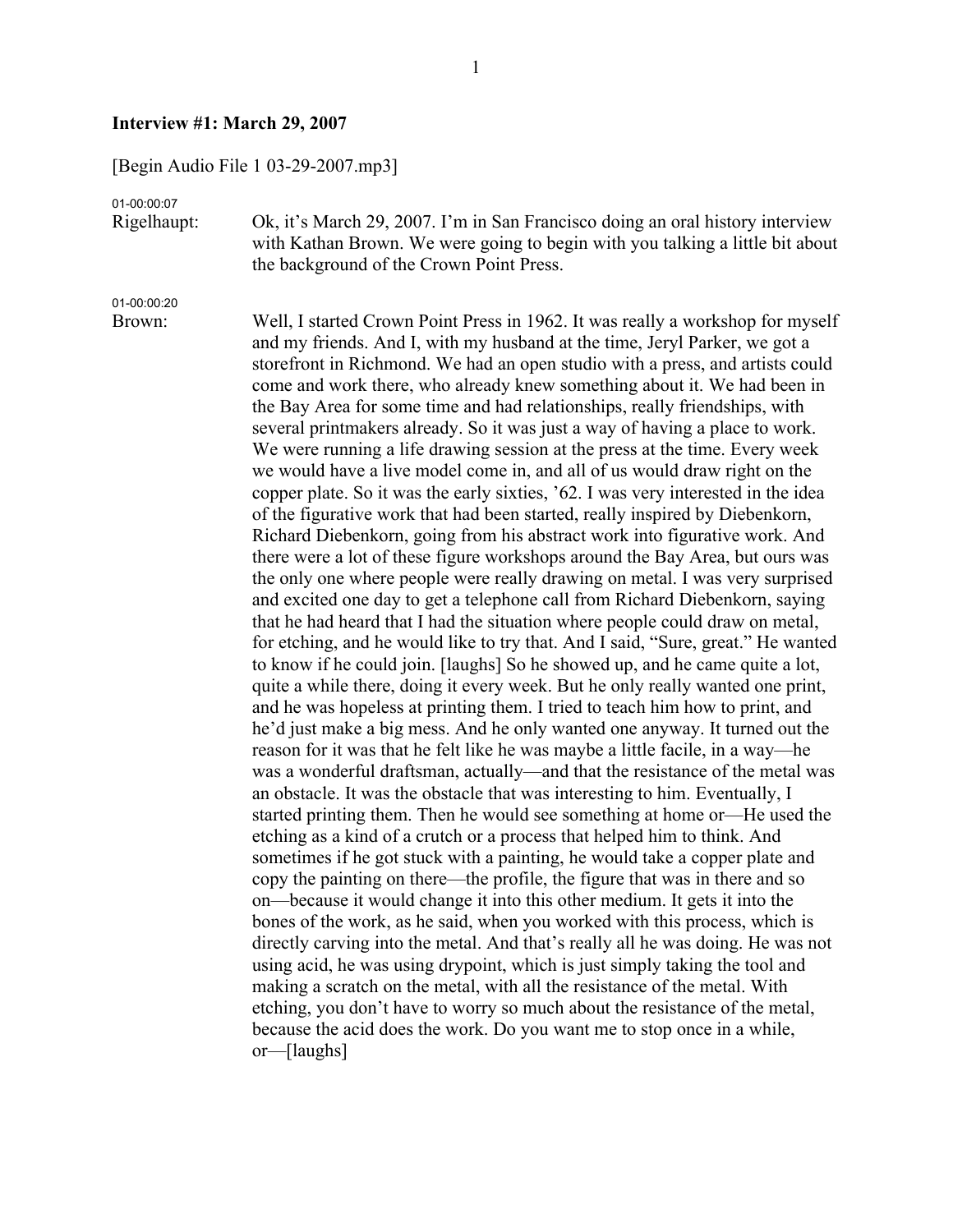**Interview #1: March 29, 2007**

[Begin Audio File 1 03-29-2007.mp3]

01-00:00:07
Rigelhaupt: Ok, it's March 29, 2007. I'm in San Francisco doing an oral history interview with Kathan Brown. We were going to begin with you talking a little bit about the background of the Crown Point Press.

01-00:00:20
Brown: Well, I started Crown Point Press in 1962. It was really a workshop for myself and my friends. And I, with my husband at the time, Jeryl Parker, we got a storefront in Richmond. We had an open studio with a press, and artists could come and work there, who already knew something about it. We had been in the Bay Area for some time and had relationships, really friendships, with several printmakers already. So it was just a way of having a place to work. We were running a life drawing session at the press at the time. Every week we would have a live model come in, and all of us would draw right on the copper plate. So it was the early sixties, '62. I was very interested in the idea of the figurative work that had been started, really inspired by Diebenkorn, Richard Diebenkorn, going from his abstract work into figurative work. And there were a lot of these figure workshops around the Bay Area, but ours was the only one where people were really drawing on metal. I was very surprised and excited one day to get a telephone call from Richard Diebenkorn, saying that he had heard that I had the situation where people could draw on metal, for etching, and he would like to try that. And I said, "Sure, great." He wanted to know if he could join. [laughs] So he showed up, and he came quite a lot, quite a while there, doing it every week. But he only really wanted one print, and he was hopeless at printing them. I tried to teach him how to print, and he'd just make a big mess. And he only wanted one anyway. It turned out the reason for it was that he felt like he was maybe a little facile, in a way—he was a wonderful draftsman, actually—and that the resistance of the metal was an obstacle. It was the obstacle that was interesting to him. Eventually, I started printing them. Then he would see something at home or—He used the etching as a kind of a crutch or a process that helped him to think. And sometimes if he got stuck with a painting, he would take a copper plate and copy the painting on there—the profile, the figure that was in there and so on—because it would change it into this other medium. It gets it into the bones of the work, as he said, when you worked with this process, which is directly carving into the metal. And that's really all he was doing. He was not using acid, he was using drypoint, which is just simply taking the tool and making a scratch on the metal, with all the resistance of the metal. With etching, you don't have to worry so much about the resistance of the metal, because the acid does the work. Do you want me to stop once in a while, or—[laughs]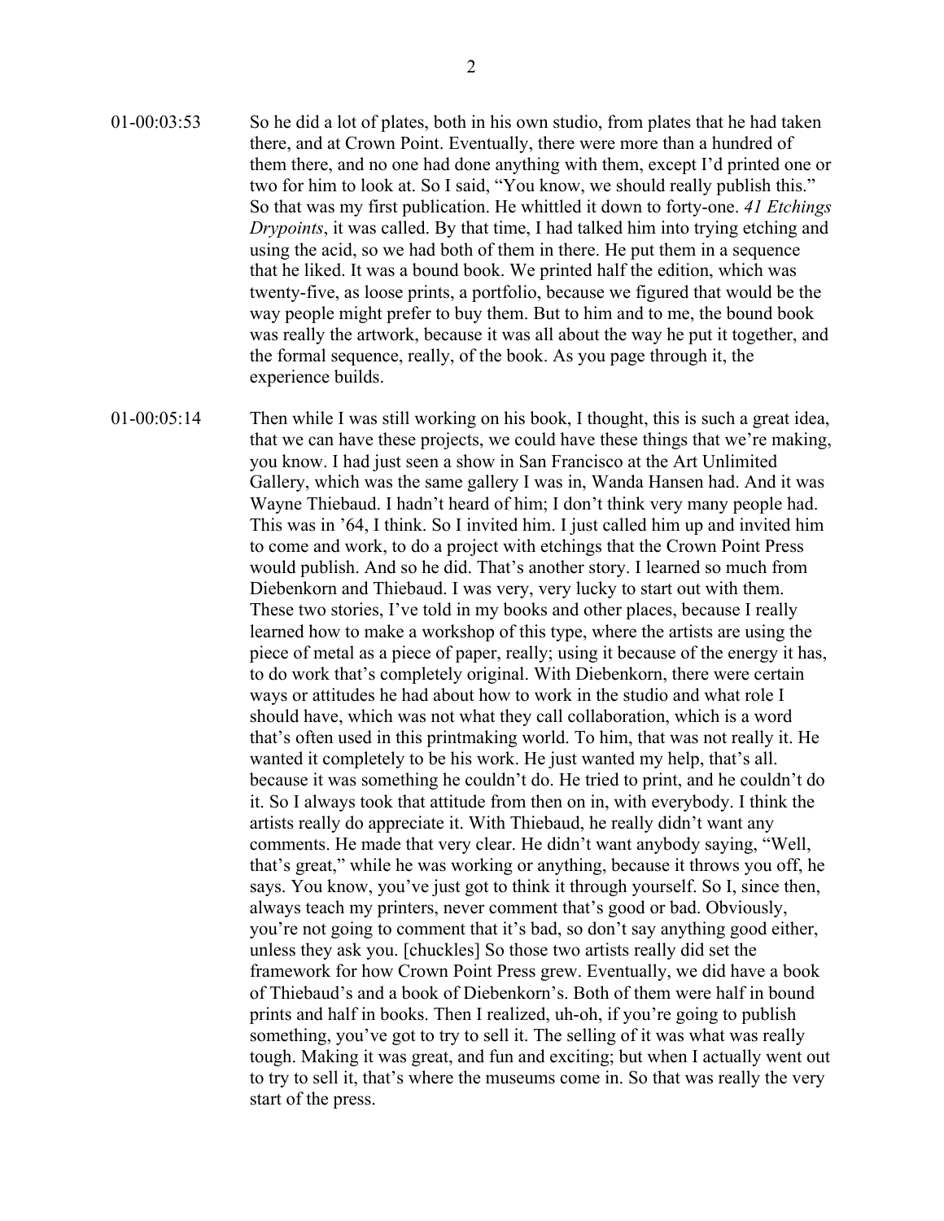01-00:03:53 So he did a lot of plates, both in his own studio, from plates that he had taken there, and at Crown Point. Eventually, there were more than a hundred of them there, and no one had done anything with them, except I'd printed one or two for him to look at. So I said, "You know, we should really publish this." So that was my first publication. He whittled it down to forty-one. *41 Etchings Drypoints*, it was called. By that time, I had talked him into trying etching and using the acid, so we had both of them in there. He put them in a sequence that he liked. It was a bound book. We printed half the edition, which was twenty-five, as loose prints, a portfolio, because we figured that would be the way people might prefer to buy them. But to him and to me, the bound book was really the artwork, because it was all about the way he put it together, and the formal sequence, really, of the book. As you page through it, the experience builds.

01-00:05:14 Then while I was still working on his book, I thought, this is such a great idea, that we can have these projects, we could have these things that we're making, you know. I had just seen a show in San Francisco at the Art Unlimited Gallery, which was the same gallery I was in, Wanda Hansen had. And it was Wayne Thiebaud. I hadn't heard of him; I don't think very many people had. This was in '64, I think. So I invited him. I just called him up and invited him to come and work, to do a project with etchings that the Crown Point Press would publish. And so he did. That's another story. I learned so much from Diebenkorn and Thiebaud. I was very, very lucky to start out with them. These two stories, I've told in my books and other places, because I really learned how to make a workshop of this type, where the artists are using the piece of metal as a piece of paper, really; using it because of the energy it has, to do work that's completely original. With Diebenkorn, there were certain ways or attitudes he had about how to work in the studio and what role I should have, which was not what they call collaboration, which is a word that's often used in this printmaking world. To him, that was not really it. He wanted it completely to be his work. He just wanted my help, that's all. because it was something he couldn't do. He tried to print, and he couldn't do it. So I always took that attitude from then on in, with everybody. I think the artists really do appreciate it. With Thiebaud, he really didn't want any comments. He made that very clear. He didn't want anybody saying, "Well, that's great," while he was working or anything, because it throws you off, he says. You know, you've just got to think it through yourself. So I, since then, always teach my printers, never comment that's good or bad. Obviously, you're not going to comment that it's bad, so don't say anything good either, unless they ask you. [chuckles] So those two artists really did set the framework for how Crown Point Press grew. Eventually, we did have a book of Thiebaud's and a book of Diebenkorn's. Both of them were half in bound prints and half in books. Then I realized, uh-oh, if you're going to publish something, you've got to try to sell it. The selling of it was what was really tough. Making it was great, and fun and exciting; but when I actually went out to try to sell it, that's where the museums come in. So that was really the very start of the press.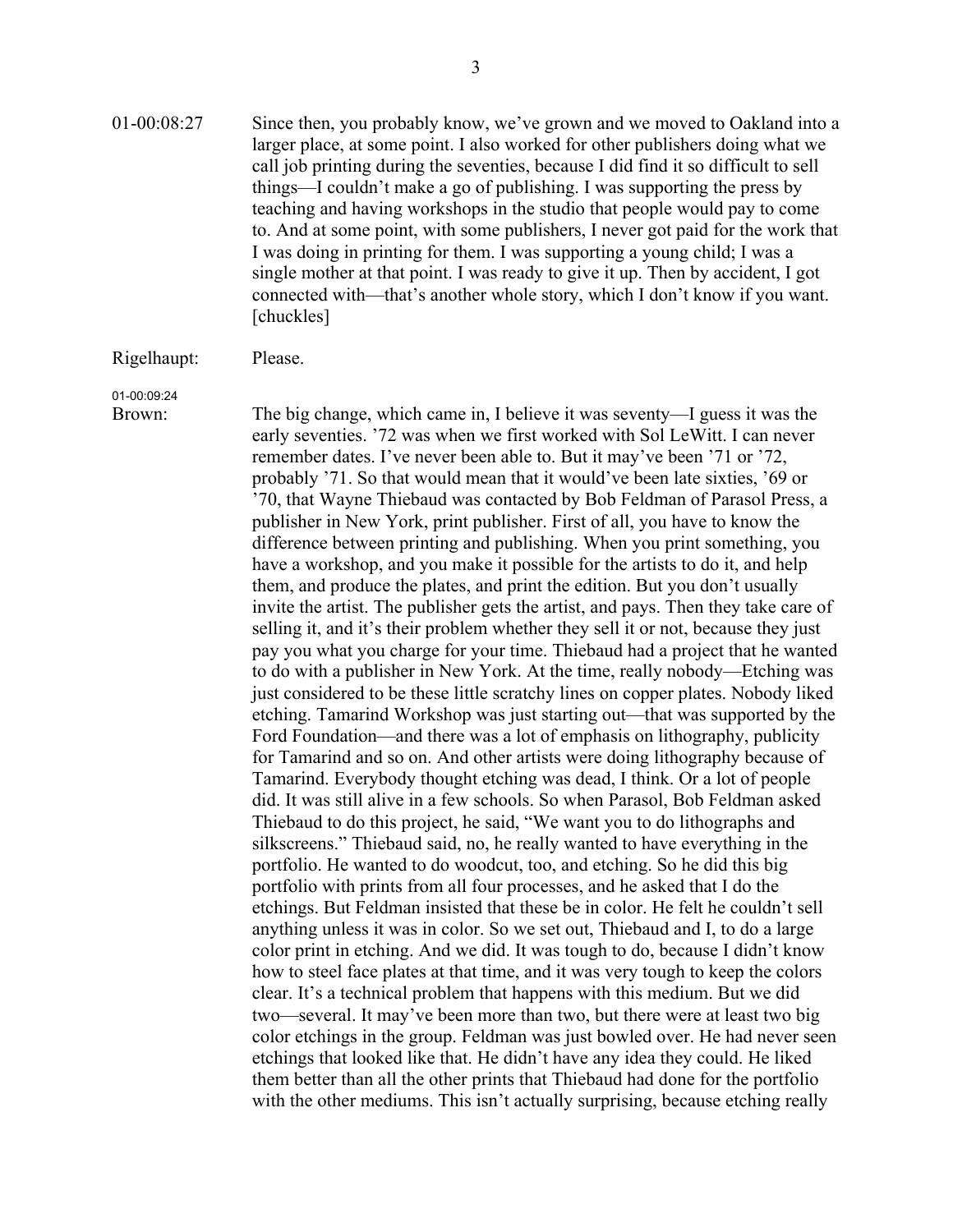01-00:08:27 Since then, you probably know, we've grown and we moved to Oakland into a larger place, at some point. I also worked for other publishers doing what we call job printing during the seventies, because I did find it so difficult to sell things—I couldn't make a go of publishing. I was supporting the press by teaching and having workshops in the studio that people would pay to come to. And at some point, with some publishers, I never got paid for the work that I was doing in printing for them. I was supporting a young child; I was a single mother at that point. I was ready to give it up. Then by accident, I got connected with—that's another whole story, which I don't know if you want. [chuckles]

Rigelhaupt: Please.

01-00:09:24

Brown: The big change, which came in, I believe it was seventy—I guess it was the early seventies. '72 was when we first worked with Sol LeWitt. I can never remember dates. I've never been able to. But it may've been '71 or '72, probably '71. So that would mean that it would've been late sixties, '69 or '70, that Wayne Thiebaud was contacted by Bob Feldman of Parasol Press, a publisher in New York, print publisher. First of all, you have to know the difference between printing and publishing. When you print something, you have a workshop, and you make it possible for the artists to do it, and help them, and produce the plates, and print the edition. But you don't usually invite the artist. The publisher gets the artist, and pays. Then they take care of selling it, and it's their problem whether they sell it or not, because they just pay you what you charge for your time. Thiebaud had a project that he wanted to do with a publisher in New York. At the time, really nobody—Etching was just considered to be these little scratchy lines on copper plates. Nobody liked etching. Tamarind Workshop was just starting out—that was supported by the Ford Foundation—and there was a lot of emphasis on lithography, publicity for Tamarind and so on. And other artists were doing lithography because of Tamarind. Everybody thought etching was dead, I think. Or a lot of people did. It was still alive in a few schools. So when Parasol, Bob Feldman asked Thiebaud to do this project, he said, "We want you to do lithographs and silkscreens." Thiebaud said, no, he really wanted to have everything in the portfolio. He wanted to do woodcut, too, and etching. So he did this big portfolio with prints from all four processes, and he asked that I do the etchings. But Feldman insisted that these be in color. He felt he couldn't sell anything unless it was in color. So we set out, Thiebaud and I, to do a large color print in etching. And we did. It was tough to do, because I didn't know how to steel face plates at that time, and it was very tough to keep the colors clear. It's a technical problem that happens with this medium. But we did two—several. It may've been more than two, but there were at least two big color etchings in the group. Feldman was just bowled over. He had never seen etchings that looked like that. He didn't have any idea they could. He liked them better than all the other prints that Thiebaud had done for the portfolio with the other mediums. This isn't actually surprising, because etching really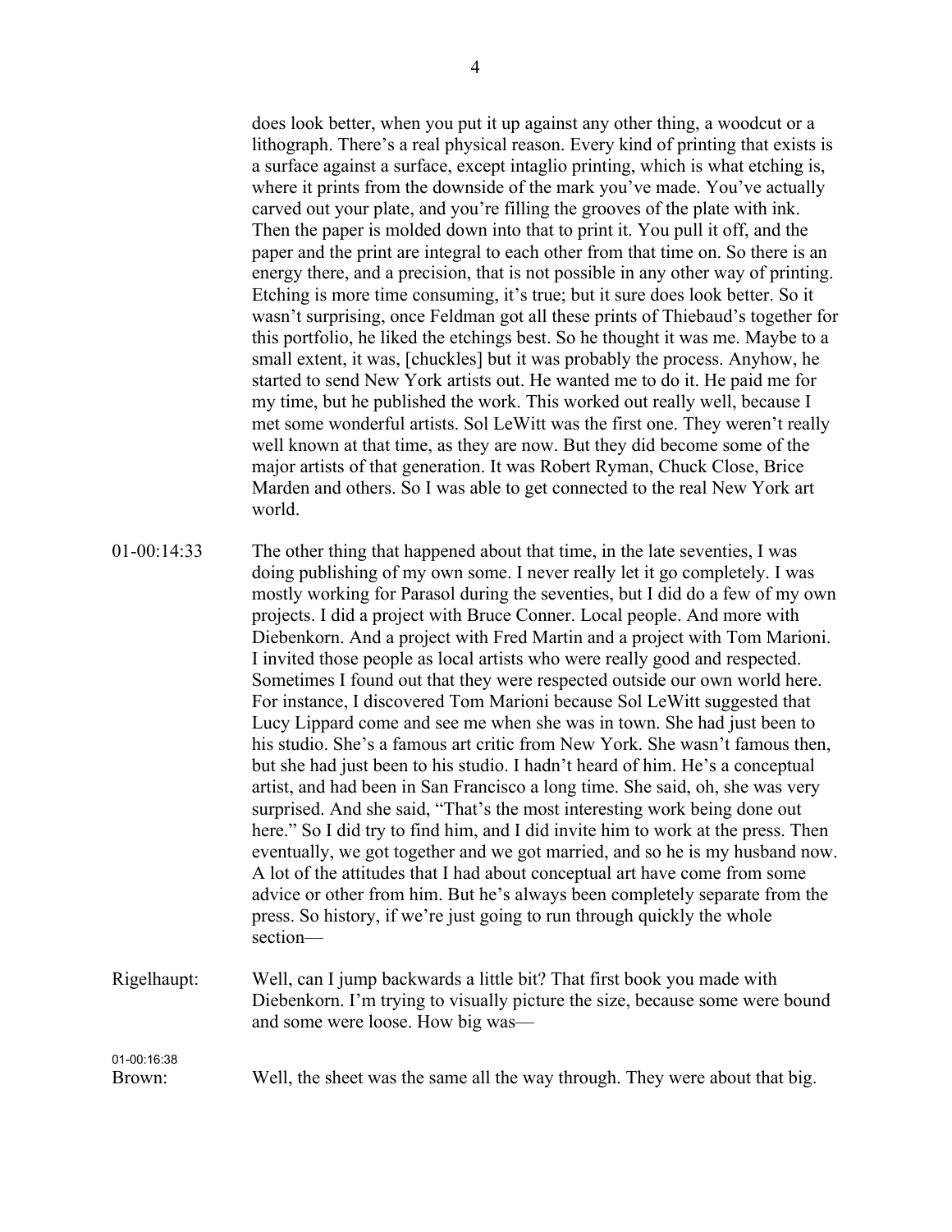does look better, when you put it up against any other thing, a woodcut or a lithograph. There's a real physical reason. Every kind of printing that exists is a surface against a surface, except intaglio printing, which is what etching is, where it prints from the downside of the mark you've made. You've actually carved out your plate, and you're filling the grooves of the plate with ink. Then the paper is molded down into that to print it. You pull it off, and the paper and the print are integral to each other from that time on. So there is an energy there, and a precision, that is not possible in any other way of printing. Etching is more time consuming, it's true; but it sure does look better. So it wasn't surprising, once Feldman got all these prints of Thiebaud's together for this portfolio, he liked the etchings best. So he thought it was me. Maybe to a small extent, it was, [chuckles] but it was probably the process. Anyhow, he started to send New York artists out. He wanted me to do it. He paid me for my time, but he published the work. This worked out really well, because I met some wonderful artists. Sol LeWitt was the first one. They weren't really well known at that time, as they are now. But they did become some of the major artists of that generation. It was Robert Ryman, Chuck Close, Brice Marden and others. So I was able to get connected to the real New York art world.

01-00:14:33 The other thing that happened about that time, in the late seventies, I was doing publishing of my own some. I never really let it go completely. I was mostly working for Parasol during the seventies, but I did do a few of my own projects. I did a project with Bruce Conner. Local people. And more with Diebenkorn. And a project with Fred Martin and a project with Tom Marioni. I invited those people as local artists who were really good and respected. Sometimes I found out that they were respected outside our own world here. For instance, I discovered Tom Marioni because Sol LeWitt suggested that Lucy Lippard come and see me when she was in town. She had just been to his studio. She's a famous art critic from New York. She wasn't famous then, but she had just been to his studio. I hadn't heard of him. He's a conceptual artist, and had been in San Francisco a long time. She said, oh, she was very surprised. And she said, "That's the most interesting work being done out here." So I did try to find him, and I did invite him to work at the press. Then eventually, we got together and we got married, and so he is my husband now. A lot of the attitudes that I had about conceptual art have come from some advice or other from him. But he's always been completely separate from the press. So history, if we're just going to run through quickly the whole section—

Rigelhaupt: Well, can I jump backwards a little bit? That first book you made with Diebenkorn. I'm trying to visually picture the size, because some were bound and some were loose. How big was—

01-00:16:38

Brown: Well, the sheet was the same all the way through. They were about that big.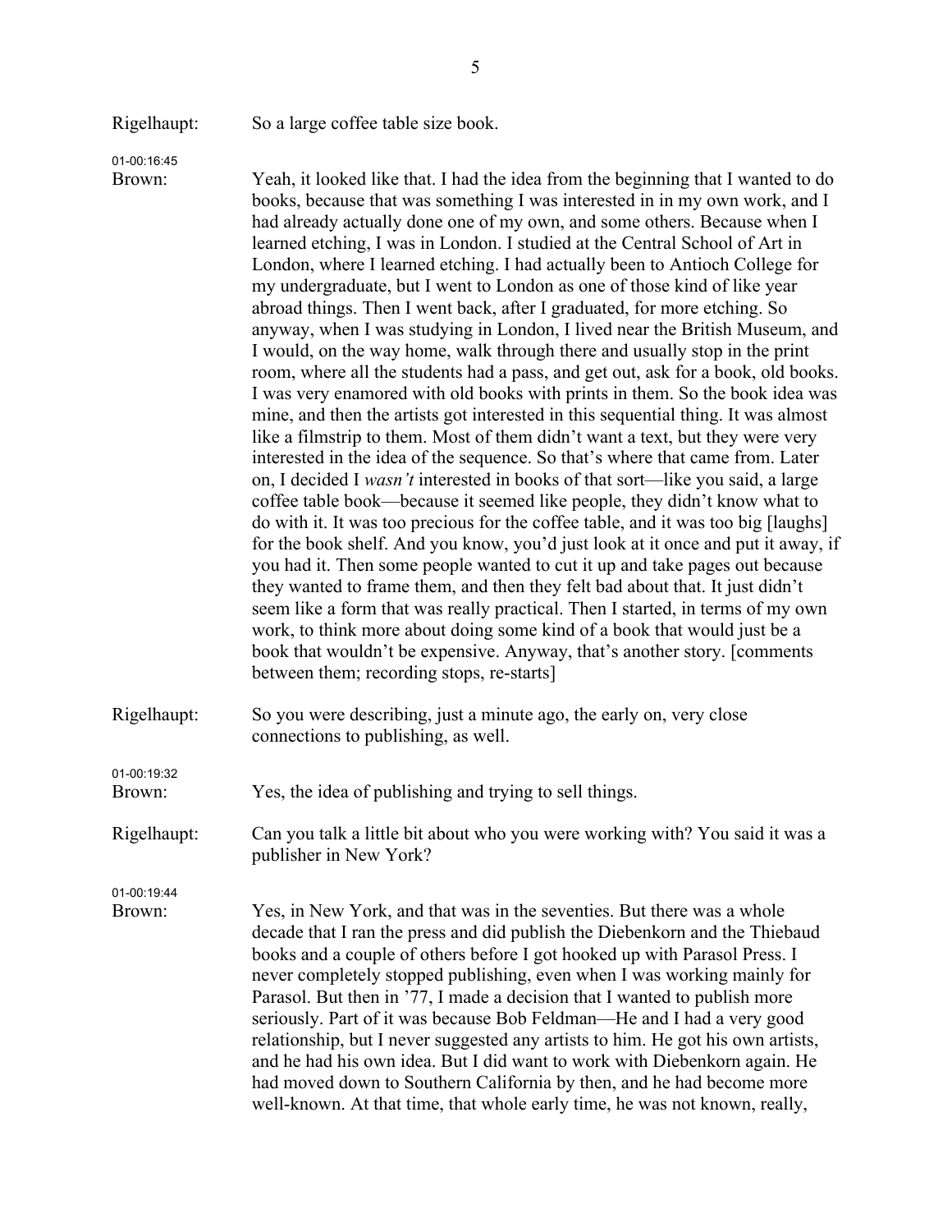Rigelhaupt: So a large coffee table size book.

01-00:16:45

Brown: Yeah, it looked like that. I had the idea from the beginning that I wanted to do books, because that was something I was interested in in my own work, and I had already actually done one of my own, and some others. Because when I learned etching, I was in London. I studied at the Central School of Art in London, where I learned etching. I had actually been to Antioch College for my undergraduate, but I went to London as one of those kind of like year abroad things. Then I went back, after I graduated, for more etching. So anyway, when I was studying in London, I lived near the British Museum, and I would, on the way home, walk through there and usually stop in the print room, where all the students had a pass, and get out, ask for a book, old books. I was very enamored with old books with prints in them. So the book idea was mine, and then the artists got interested in this sequential thing. It was almost like a filmstrip to them. Most of them didn't want a text, but they were very interested in the idea of the sequence. So that's where that came from. Later on, I decided I *wasn't* interested in books of that sort—like you said, a large coffee table book—because it seemed like people, they didn't know what to do with it. It was too precious for the coffee table, and it was too big [laughs] for the book shelf. And you know, you'd just look at it once and put it away, if you had it. Then some people wanted to cut it up and take pages out because they wanted to frame them, and then they felt bad about that. It just didn't seem like a form that was really practical. Then I started, in terms of my own work, to think more about doing some kind of a book that would just be a book that wouldn't be expensive. Anyway, that's another story. [comments between them; recording stops, re-starts]

Rigelhaupt: So you were describing, just a minute ago, the early on, very close connections to publishing, as well.

01-00:19:32

Brown: Yes, the idea of publishing and trying to sell things.

Rigelhaupt: Can you talk a little bit about who you were working with? You said it was a publisher in New York?

01-00:19:44

Brown: Yes, in New York, and that was in the seventies. But there was a whole decade that I ran the press and did publish the Diebenkorn and the Thiebaud books and a couple of others before I got hooked up with Parasol Press. I never completely stopped publishing, even when I was working mainly for Parasol. But then in '77, I made a decision that I wanted to publish more seriously. Part of it was because Bob Feldman—He and I had a very good relationship, but I never suggested any artists to him. He got his own artists, and he had his own idea. But I did want to work with Diebenkorn again. He had moved down to Southern California by then, and he had become more well-known. At that time, that whole early time, he was not known, really,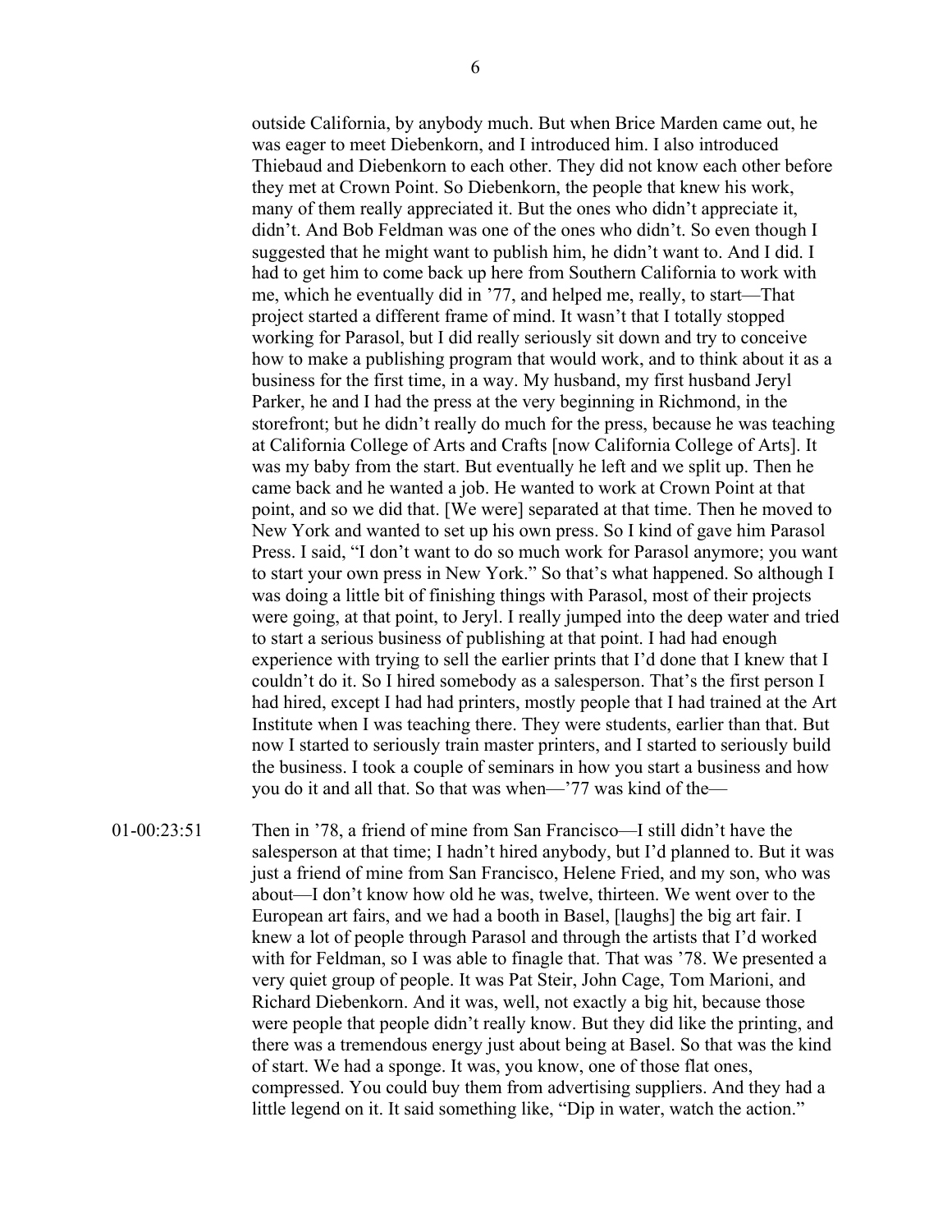outside California, by anybody much. But when Brice Marden came out, he was eager to meet Diebenkorn, and I introduced him. I also introduced Thiebaud and Diebenkorn to each other. They did not know each other before they met at Crown Point. So Diebenkorn, the people that knew his work, many of them really appreciated it. But the ones who didn't appreciate it, didn't. And Bob Feldman was one of the ones who didn't. So even though I suggested that he might want to publish him, he didn't want to. And I did. I had to get him to come back up here from Southern California to work with me, which he eventually did in '77, and helped me, really, to start—That project started a different frame of mind. It wasn't that I totally stopped working for Parasol, but I did really seriously sit down and try to conceive how to make a publishing program that would work, and to think about it as a business for the first time, in a way. My husband, my first husband Jeryl Parker, he and I had the press at the very beginning in Richmond, in the storefront; but he didn't really do much for the press, because he was teaching at California College of Arts and Crafts [now California College of Arts]. It was my baby from the start. But eventually he left and we split up. Then he came back and he wanted a job. He wanted to work at Crown Point at that point, and so we did that. [We were] separated at that time. Then he moved to New York and wanted to set up his own press. So I kind of gave him Parasol Press. I said, "I don't want to do so much work for Parasol anymore; you want to start your own press in New York." So that's what happened. So although I was doing a little bit of finishing things with Parasol, most of their projects were going, at that point, to Jeryl. I really jumped into the deep water and tried to start a serious business of publishing at that point. I had had enough experience with trying to sell the earlier prints that I'd done that I knew that I couldn't do it. So I hired somebody as a salesperson. That's the first person I had hired, except I had had printers, mostly people that I had trained at the Art Institute when I was teaching there. They were students, earlier than that. But now I started to seriously train master printers, and I started to seriously build the business. I took a couple of seminars in how you start a business and how you do it and all that. So that was when—'77 was kind of the—

01-00:23:51 Then in '78, a friend of mine from San Francisco—I still didn't have the salesperson at that time; I hadn't hired anybody, but I'd planned to. But it was just a friend of mine from San Francisco, Helene Fried, and my son, who was about—I don't know how old he was, twelve, thirteen. We went over to the European art fairs, and we had a booth in Basel, [laughs] the big art fair. I knew a lot of people through Parasol and through the artists that I'd worked with for Feldman, so I was able to finagle that. That was '78. We presented a very quiet group of people. It was Pat Steir, John Cage, Tom Marioni, and Richard Diebenkorn. And it was, well, not exactly a big hit, because those were people that people didn't really know. But they did like the printing, and there was a tremendous energy just about being at Basel. So that was the kind of start. We had a sponge. It was, you know, one of those flat ones, compressed. You could buy them from advertising suppliers. And they had a little legend on it. It said something like, "Dip in water, watch the action."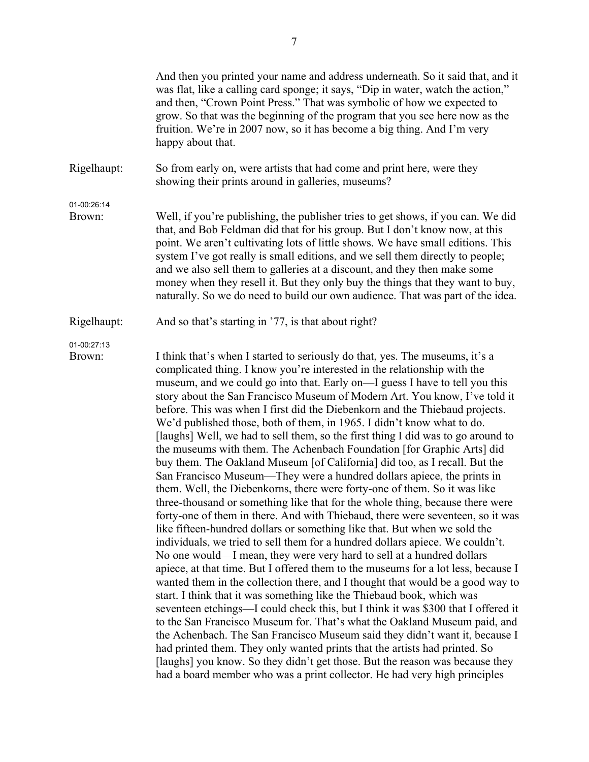And then you printed your name and address underneath. So it said that, and it was flat, like a calling card sponge; it says, "Dip in water, watch the action," and then, "Crown Point Press." That was symbolic of how we expected to grow. So that was the beginning of the program that you see here now as the fruition. We're in 2007 now, so it has become a big thing. And I'm very happy about that.

Rigelhaupt: So from early on, were artists that had come and print here, were they showing their prints around in galleries, museums?

01-00:26:14

Brown: Well, if you're publishing, the publisher tries to get shows, if you can. We did that, and Bob Feldman did that for his group. But I don't know now, at this point. We aren't cultivating lots of little shows. We have small editions. This system I've got really is small editions, and we sell them directly to people; and we also sell them to galleries at a discount, and they then make some money when they resell it. But they only buy the things that they want to buy, naturally. So we do need to build our own audience. That was part of the idea.

Rigelhaupt: And so that's starting in '77, is that about right?

01-00:27:13

Brown: I think that's when I started to seriously do that, yes. The museums, it's a complicated thing. I know you're interested in the relationship with the museum, and we could go into that. Early on—I guess I have to tell you this story about the San Francisco Museum of Modern Art. You know, I've told it before. This was when I first did the Diebenkorn and the Thiebaud projects. We'd published those, both of them, in 1965. I didn't know what to do. [laughs] Well, we had to sell them, so the first thing I did was to go around to the museums with them. The Achenbach Foundation [for Graphic Arts] did buy them. The Oakland Museum [of California] did too, as I recall. But the San Francisco Museum—They were a hundred dollars apiece, the prints in them. Well, the Diebenkorns, there were forty-one of them. So it was like three-thousand or something like that for the whole thing, because there were forty-one of them in there. And with Thiebaud, there were seventeen, so it was like fifteen-hundred dollars or something like that. But when we sold the individuals, we tried to sell them for a hundred dollars apiece. We couldn't. No one would—I mean, they were very hard to sell at a hundred dollars apiece, at that time. But I offered them to the museums for a lot less, because I wanted them in the collection there, and I thought that would be a good way to start. I think that it was something like the Thiebaud book, which was seventeen etchings—I could check this, but I think it was $300 that I offered it to the San Francisco Museum for. That's what the Oakland Museum paid, and the Achenbach. The San Francisco Museum said they didn't want it, because I had printed them. They only wanted prints that the artists had printed. So [laughs] you know. So they didn't get those. But the reason was because they had a board member who was a print collector. He had very high principles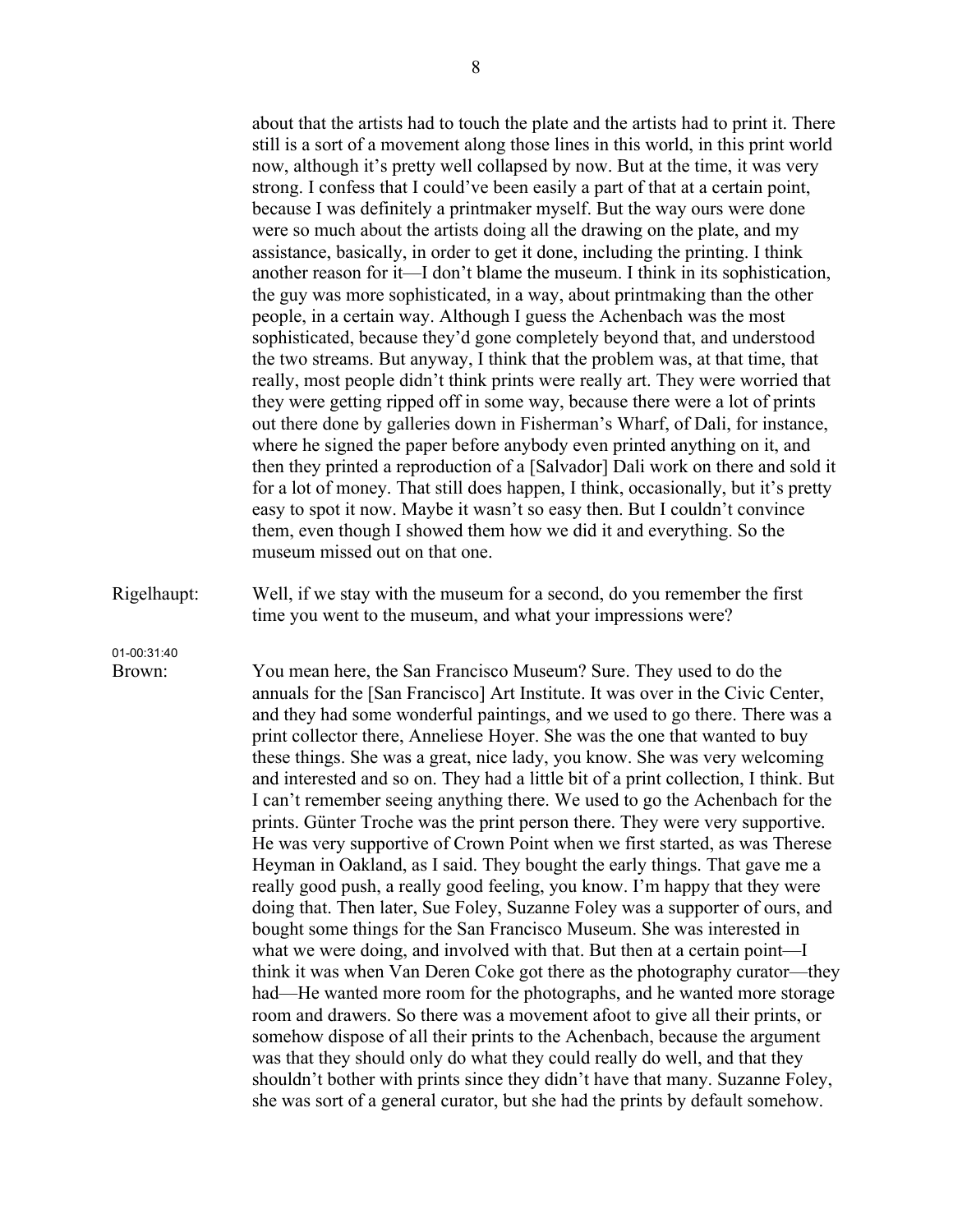about that the artists had to touch the plate and the artists had to print it. There still is a sort of a movement along those lines in this world, in this print world now, although it's pretty well collapsed by now. But at the time, it was very strong. I confess that I could've been easily a part of that at a certain point, because I was definitely a printmaker myself. But the way ours were done were so much about the artists doing all the drawing on the plate, and my assistance, basically, in order to get it done, including the printing. I think another reason for it—I don't blame the museum. I think in its sophistication, the guy was more sophisticated, in a way, about printmaking than the other people, in a certain way. Although I guess the Achenbach was the most sophisticated, because they'd gone completely beyond that, and understood the two streams. But anyway, I think that the problem was, at that time, that really, most people didn't think prints were really art. They were worried that they were getting ripped off in some way, because there were a lot of prints out there done by galleries down in Fisherman's Wharf, of Dali, for instance, where he signed the paper before anybody even printed anything on it, and then they printed a reproduction of a [Salvador] Dali work on there and sold it for a lot of money. That still does happen, I think, occasionally, but it's pretty easy to spot it now. Maybe it wasn't so easy then. But I couldn't convince them, even though I showed them how we did it and everything. So the museum missed out on that one.

Rigelhaupt: Well, if we stay with the museum for a second, do you remember the first time you went to the museum, and what your impressions were?

01-00:31:40

Brown: You mean here, the San Francisco Museum? Sure. They used to do the annuals for the [San Francisco] Art Institute. It was over in the Civic Center, and they had some wonderful paintings, and we used to go there. There was a print collector there, Anneliese Hoyer. She was the one that wanted to buy these things. She was a great, nice lady, you know. She was very welcoming and interested and so on. They had a little bit of a print collection, I think. But I can't remember seeing anything there. We used to go the Achenbach for the prints. Günter Troche was the print person there. They were very supportive. He was very supportive of Crown Point when we first started, as was Therese Heyman in Oakland, as I said. They bought the early things. That gave me a really good push, a really good feeling, you know. I'm happy that they were doing that. Then later, Sue Foley, Suzanne Foley was a supporter of ours, and bought some things for the San Francisco Museum. She was interested in what we were doing, and involved with that. But then at a certain point—I think it was when Van Deren Coke got there as the photography curator—they had—He wanted more room for the photographs, and he wanted more storage room and drawers. So there was a movement afoot to give all their prints, or somehow dispose of all their prints to the Achenbach, because the argument was that they should only do what they could really do well, and that they shouldn't bother with prints since they didn't have that many. Suzanne Foley, she was sort of a general curator, but she had the prints by default somehow.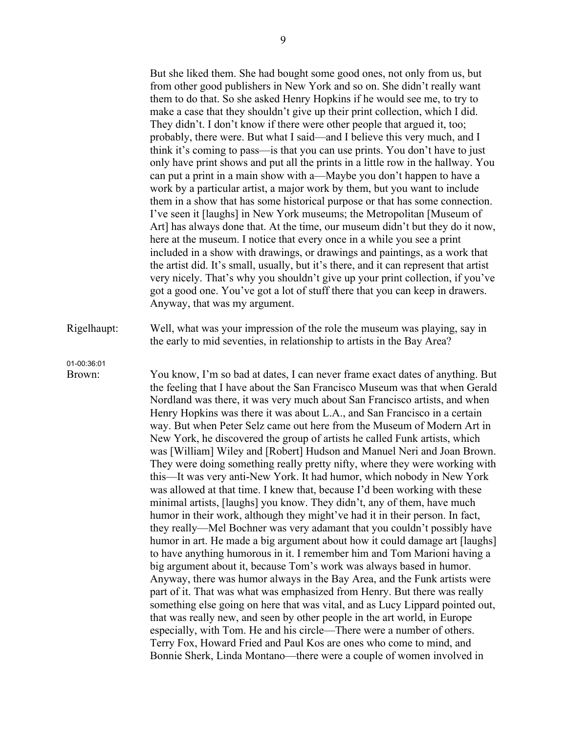But she liked them. She had bought some good ones, not only from us, but from other good publishers in New York and so on. She didn't really want them to do that. So she asked Henry Hopkins if he would see me, to try to make a case that they shouldn't give up their print collection, which I did. They didn't. I don't know if there were other people that argued it, too; probably, there were. But what I said—and I believe this very much, and I think it's coming to pass—is that you can use prints. You don't have to just only have print shows and put all the prints in a little row in the hallway. You can put a print in a main show with a—Maybe you don't happen to have a work by a particular artist, a major work by them, but you want to include them in a show that has some historical purpose or that has some connection. I've seen it [laughs] in New York museums; the Metropolitan [Museum of Art] has always done that. At the time, our museum didn't but they do it now, here at the museum. I notice that every once in a while you see a print included in a show with drawings, or drawings and paintings, as a work that the artist did. It's small, usually, but it's there, and it can represent that artist very nicely. That's why you shouldn't give up your print collection, if you've got a good one. You've got a lot of stuff there that you can keep in drawers. Anyway, that was my argument.

Rigelhaupt: Well, what was your impression of the role the museum was playing, say in the early to mid seventies, in relationship to artists in the Bay Area?

01-00:36:01

Brown: You know, I'm so bad at dates, I can never frame exact dates of anything. But the feeling that I have about the San Francisco Museum was that when Gerald Nordland was there, it was very much about San Francisco artists, and when Henry Hopkins was there it was about L.A., and San Francisco in a certain way. But when Peter Selz came out here from the Museum of Modern Art in New York, he discovered the group of artists he called Funk artists, which was [William] Wiley and [Robert] Hudson and Manuel Neri and Joan Brown. They were doing something really pretty nifty, where they were working with this—It was very anti-New York. It had humor, which nobody in New York was allowed at that time. I knew that, because I'd been working with these minimal artists, [laughs] you know. They didn't, any of them, have much humor in their work, although they might've had it in their person. In fact, they really—Mel Bochner was very adamant that you couldn't possibly have humor in art. He made a big argument about how it could damage art [laughs] to have anything humorous in it. I remember him and Tom Marioni having a big argument about it, because Tom's work was always based in humor. Anyway, there was humor always in the Bay Area, and the Funk artists were part of it. That was what was emphasized from Henry. But there was really something else going on here that was vital, and as Lucy Lippard pointed out, that was really new, and seen by other people in the art world, in Europe especially, with Tom. He and his circle—There were a number of others. Terry Fox, Howard Fried and Paul Kos are ones who come to mind, and Bonnie Sherk, Linda Montano—there were a couple of women involved in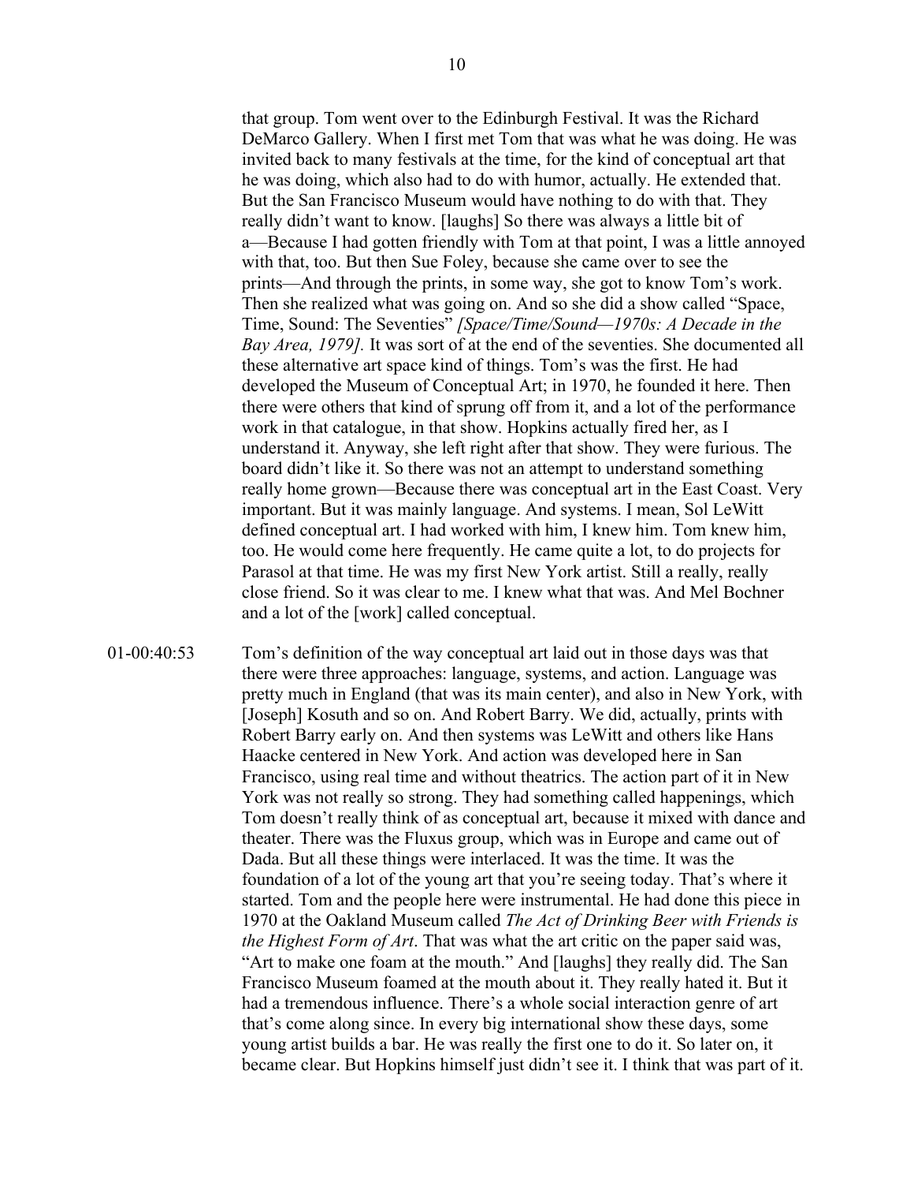that group. Tom went over to the Edinburgh Festival. It was the Richard DeMarco Gallery. When I first met Tom that was what he was doing. He was invited back to many festivals at the time, for the kind of conceptual art that he was doing, which also had to do with humor, actually. He extended that. But the San Francisco Museum would have nothing to do with that. They really didn't want to know. [laughs] So there was always a little bit of a—Because I had gotten friendly with Tom at that point, I was a little annoyed with that, too. But then Sue Foley, because she came over to see the prints—And through the prints, in some way, she got to know Tom's work. Then she realized what was going on. And so she did a show called "Space, Time, Sound: The Seventies" *[Space/Time/Sound—1970s: A Decade in the Bay Area, 1979].* It was sort of at the end of the seventies. She documented all these alternative art space kind of things. Tom's was the first. He had developed the Museum of Conceptual Art; in 1970, he founded it here. Then there were others that kind of sprung off from it, and a lot of the performance work in that catalogue, in that show. Hopkins actually fired her, as I understand it. Anyway, she left right after that show. They were furious. The board didn't like it. So there was not an attempt to understand something really home grown—Because there was conceptual art in the East Coast. Very important. But it was mainly language. And systems. I mean, Sol LeWitt defined conceptual art. I had worked with him, I knew him. Tom knew him, too. He would come here frequently. He came quite a lot, to do projects for Parasol at that time. He was my first New York artist. Still a really, really close friend. So it was clear to me. I knew what that was. And Mel Bochner and a lot of the [work] called conceptual.

01-00:40:53 Tom's definition of the way conceptual art laid out in those days was that there were three approaches: language, systems, and action. Language was pretty much in England (that was its main center), and also in New York, with [Joseph] Kosuth and so on. And Robert Barry. We did, actually, prints with Robert Barry early on. And then systems was LeWitt and others like Hans Haacke centered in New York. And action was developed here in San Francisco, using real time and without theatrics. The action part of it in New York was not really so strong. They had something called happenings, which Tom doesn't really think of as conceptual art, because it mixed with dance and theater. There was the Fluxus group, which was in Europe and came out of Dada. But all these things were interlaced. It was the time. It was the foundation of a lot of the young art that you're seeing today. That's where it started. Tom and the people here were instrumental. He had done this piece in 1970 at the Oakland Museum called *The Act of Drinking Beer with Friends is the Highest Form of Art*. That was what the art critic on the paper said was, "Art to make one foam at the mouth." And [laughs] they really did. The San Francisco Museum foamed at the mouth about it. They really hated it. But it had a tremendous influence. There's a whole social interaction genre of art that's come along since. In every big international show these days, some young artist builds a bar. He was really the first one to do it. So later on, it became clear. But Hopkins himself just didn't see it. I think that was part of it.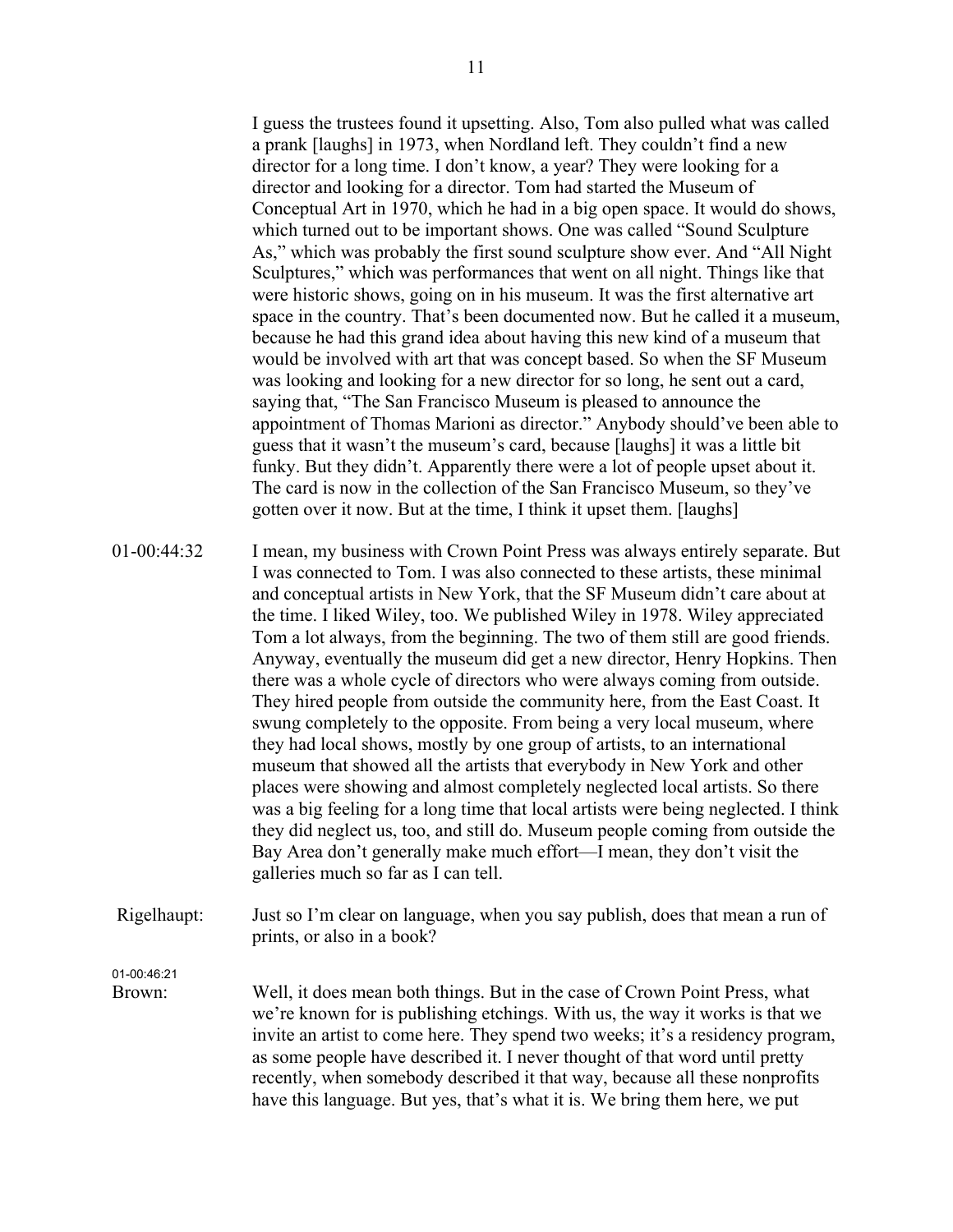I guess the trustees found it upsetting. Also, Tom also pulled what was called a prank [laughs] in 1973, when Nordland left. They couldn't find a new director for a long time. I don't know, a year? They were looking for a director and looking for a director. Tom had started the Museum of Conceptual Art in 1970, which he had in a big open space. It would do shows, which turned out to be important shows. One was called "Sound Sculpture As," which was probably the first sound sculpture show ever. And "All Night Sculptures," which was performances that went on all night. Things like that were historic shows, going on in his museum. It was the first alternative art space in the country. That's been documented now. But he called it a museum, because he had this grand idea about having this new kind of a museum that would be involved with art that was concept based. So when the SF Museum was looking and looking for a new director for so long, he sent out a card, saying that, "The San Francisco Museum is pleased to announce the appointment of Thomas Marioni as director." Anybody should've been able to guess that it wasn't the museum's card, because [laughs] it was a little bit funky. But they didn't. Apparently there were a lot of people upset about it. The card is now in the collection of the San Francisco Museum, so they've gotten over it now. But at the time, I think it upset them. [laughs]

01-00:44:32 I mean, my business with Crown Point Press was always entirely separate. But I was connected to Tom. I was also connected to these artists, these minimal and conceptual artists in New York, that the SF Museum didn't care about at the time. I liked Wiley, too. We published Wiley in 1978. Wiley appreciated Tom a lot always, from the beginning. The two of them still are good friends. Anyway, eventually the museum did get a new director, Henry Hopkins. Then there was a whole cycle of directors who were always coming from outside. They hired people from outside the community here, from the East Coast. It swung completely to the opposite. From being a very local museum, where they had local shows, mostly by one group of artists, to an international museum that showed all the artists that everybody in New York and other places were showing and almost completely neglected local artists. So there was a big feeling for a long time that local artists were being neglected. I think they did neglect us, too, and still do. Museum people coming from outside the Bay Area don't generally make much effort—I mean, they don't visit the galleries much so far as I can tell.

Rigelhaupt: Just so I'm clear on language, when you say publish, does that mean a run of prints, or also in a book?

01-00:46:21

Brown: Well, it does mean both things. But in the case of Crown Point Press, what we're known for is publishing etchings. With us, the way it works is that we invite an artist to come here. They spend two weeks; it's a residency program, as some people have described it. I never thought of that word until pretty recently, when somebody described it that way, because all these nonprofits have this language. But yes, that's what it is. We bring them here, we put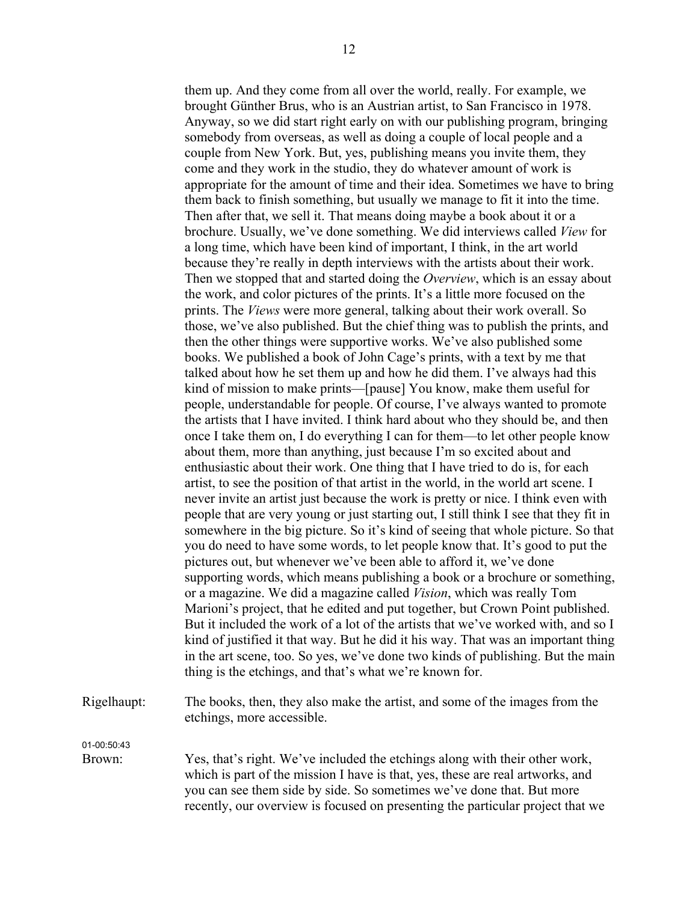them up. And they come from all over the world, really. For example, we brought Günther Brus, who is an Austrian artist, to San Francisco in 1978. Anyway, so we did start right early on with our publishing program, bringing somebody from overseas, as well as doing a couple of local people and a couple from New York. But, yes, publishing means you invite them, they come and they work in the studio, they do whatever amount of work is appropriate for the amount of time and their idea. Sometimes we have to bring them back to finish something, but usually we manage to fit it into the time. Then after that, we sell it. That means doing maybe a book about it or a brochure. Usually, we've done something. We did interviews called *View* for a long time, which have been kind of important, I think, in the art world because they're really in depth interviews with the artists about their work. Then we stopped that and started doing the *Overview*, which is an essay about the work, and color pictures of the prints. It's a little more focused on the prints. The *Views* were more general, talking about their work overall. So those, we've also published. But the chief thing was to publish the prints, and then the other things were supportive works. We've also published some books. We published a book of John Cage's prints, with a text by me that talked about how he set them up and how he did them. I've always had this kind of mission to make prints—[pause] You know, make them useful for people, understandable for people. Of course, I've always wanted to promote the artists that I have invited. I think hard about who they should be, and then once I take them on, I do everything I can for them—to let other people know about them, more than anything, just because I'm so excited about and enthusiastic about their work. One thing that I have tried to do is, for each artist, to see the position of that artist in the world, in the world art scene. I never invite an artist just because the work is pretty or nice. I think even with people that are very young or just starting out, I still think I see that they fit in somewhere in the big picture. So it's kind of seeing that whole picture. So that you do need to have some words, to let people know that. It's good to put the pictures out, but whenever we've been able to afford it, we've done supporting words, which means publishing a book or a brochure or something, or a magazine. We did a magazine called *Vision*, which was really Tom Marioni's project, that he edited and put together, but Crown Point published. But it included the work of a lot of the artists that we've worked with, and so I kind of justified it that way. But he did it his way. That was an important thing in the art scene, too. So yes, we've done two kinds of publishing. But the main thing is the etchings, and that's what we're known for.

Rigelhaupt: The books, then, they also make the artist, and some of the images from the etchings, more accessible.

01-00:50:43

Brown: Yes, that's right. We've included the etchings along with their other work, which is part of the mission I have is that, yes, these are real artworks, and you can see them side by side. So sometimes we've done that. But more recently, our overview is focused on presenting the particular project that we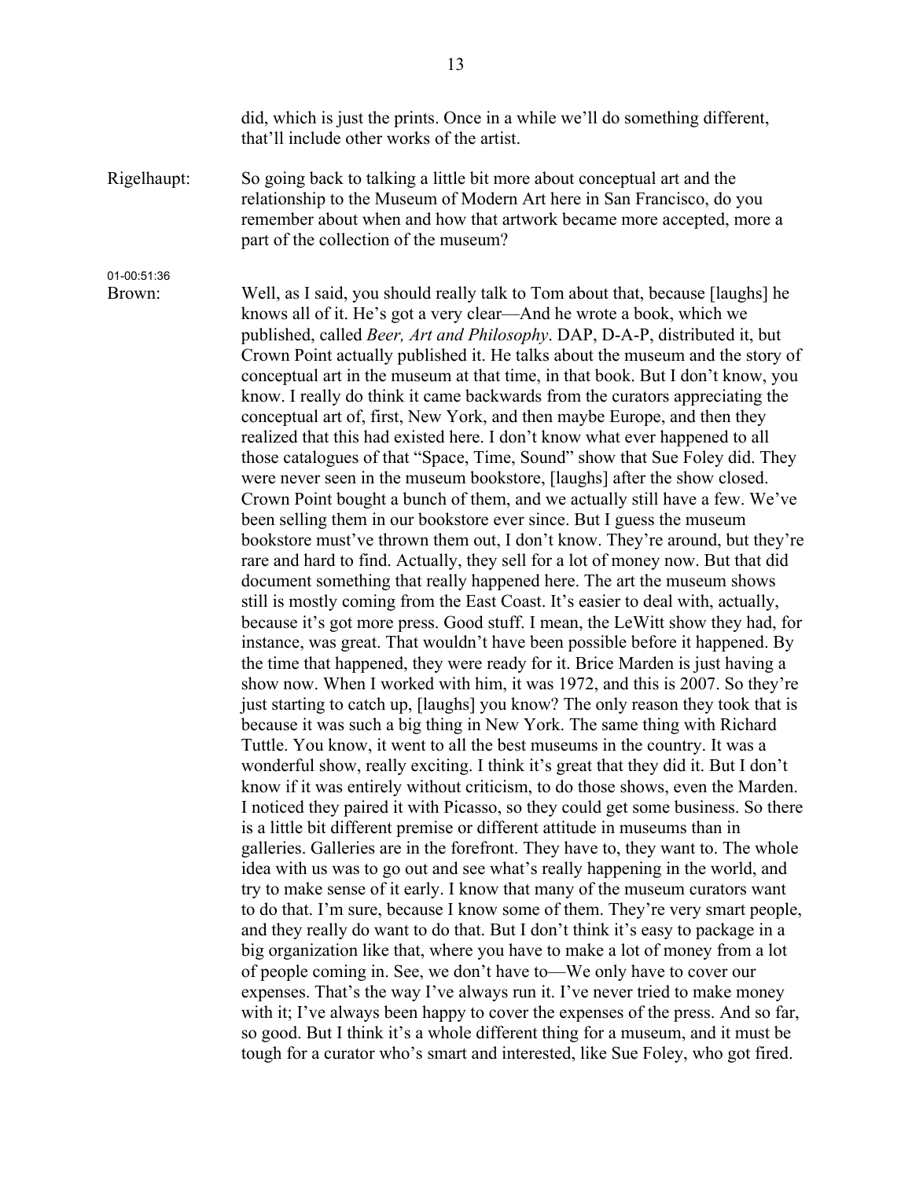did, which is just the prints. Once in a while we'll do something different, that'll include other works of the artist.

Rigelhaupt: So going back to talking a little bit more about conceptual art and the relationship to the Museum of Modern Art here in San Francisco, do you remember about when and how that artwork became more accepted, more a part of the collection of the museum?

01-00:51:36

Brown: Well, as I said, you should really talk to Tom about that, because [laughs] he knows all of it. He's got a very clear—And he wrote a book, which we published, called *Beer, Art and Philosophy*. DAP, D-A-P, distributed it, but Crown Point actually published it. He talks about the museum and the story of conceptual art in the museum at that time, in that book. But I don't know, you know. I really do think it came backwards from the curators appreciating the conceptual art of, first, New York, and then maybe Europe, and then they realized that this had existed here. I don't know what ever happened to all those catalogues of that "Space, Time, Sound" show that Sue Foley did. They were never seen in the museum bookstore, [laughs] after the show closed. Crown Point bought a bunch of them, and we actually still have a few. We've been selling them in our bookstore ever since. But I guess the museum bookstore must've thrown them out, I don't know. They're around, but they're rare and hard to find. Actually, they sell for a lot of money now. But that did document something that really happened here. The art the museum shows still is mostly coming from the East Coast. It's easier to deal with, actually, because it's got more press. Good stuff. I mean, the LeWitt show they had, for instance, was great. That wouldn't have been possible before it happened. By the time that happened, they were ready for it. Brice Marden is just having a show now. When I worked with him, it was 1972, and this is 2007. So they're just starting to catch up, [laughs] you know? The only reason they took that is because it was such a big thing in New York. The same thing with Richard Tuttle. You know, it went to all the best museums in the country. It was a wonderful show, really exciting. I think it's great that they did it. But I don't know if it was entirely without criticism, to do those shows, even the Marden. I noticed they paired it with Picasso, so they could get some business. So there is a little bit different premise or different attitude in museums than in galleries. Galleries are in the forefront. They have to, they want to. The whole idea with us was to go out and see what's really happening in the world, and try to make sense of it early. I know that many of the museum curators want to do that. I'm sure, because I know some of them. They're very smart people, and they really do want to do that. But I don't think it's easy to package in a big organization like that, where you have to make a lot of money from a lot of people coming in. See, we don't have to—We only have to cover our expenses. That's the way I've always run it. I've never tried to make money with it; I've always been happy to cover the expenses of the press. And so far, so good. But I think it's a whole different thing for a museum, and it must be tough for a curator who's smart and interested, like Sue Foley, who got fired.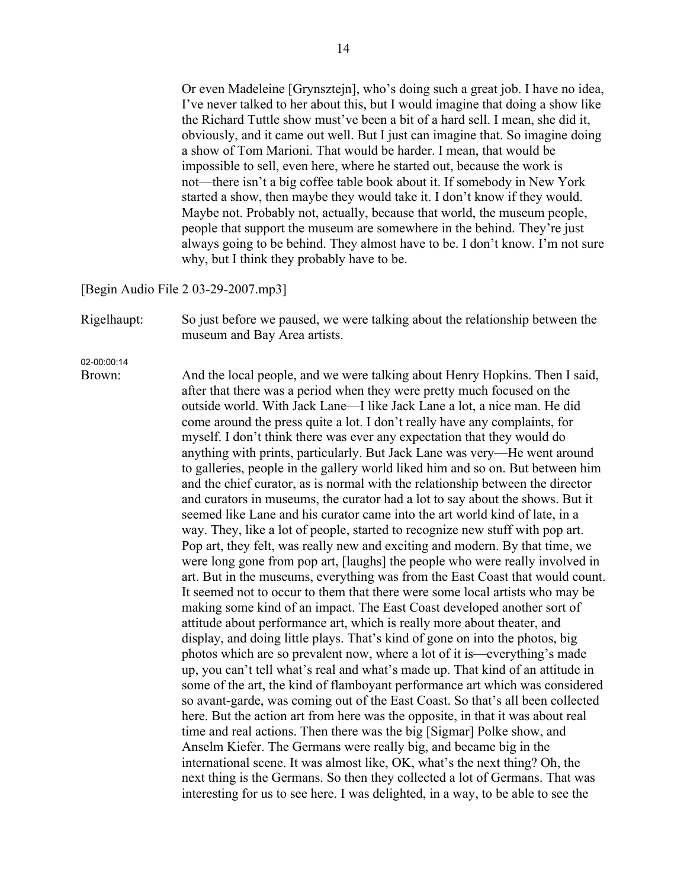Or even Madeleine [Grynsztejn], who's doing such a great job. I have no idea, I've never talked to her about this, but I would imagine that doing a show like the Richard Tuttle show must've been a bit of a hard sell. I mean, she did it, obviously, and it came out well. But I just can imagine that. So imagine doing a show of Tom Marioni. That would be harder. I mean, that would be impossible to sell, even here, where he started out, because the work is not—there isn't a big coffee table book about it. If somebody in New York started a show, then maybe they would take it. I don't know if they would. Maybe not. Probably not, actually, because that world, the museum people, people that support the museum are somewhere in the behind. They're just always going to be behind. They almost have to be. I don't know. I'm not sure why, but I think they probably have to be.

[Begin Audio File 2 03-29-2007.mp3]

Rigelhaupt: So just before we paused, we were talking about the relationship between the museum and Bay Area artists.

02-00:00:14

Brown: And the local people, and we were talking about Henry Hopkins. Then I said, after that there was a period when they were pretty much focused on the outside world. With Jack Lane—I like Jack Lane a lot, a nice man. He did come around the press quite a lot. I don't really have any complaints, for myself. I don't think there was ever any expectation that they would do anything with prints, particularly. But Jack Lane was very—He went around to galleries, people in the gallery world liked him and so on. But between him and the chief curator, as is normal with the relationship between the director and curators in museums, the curator had a lot to say about the shows. But it seemed like Lane and his curator came into the art world kind of late, in a way. They, like a lot of people, started to recognize new stuff with pop art. Pop art, they felt, was really new and exciting and modern. By that time, we were long gone from pop art, [laughs] the people who were really involved in art. But in the museums, everything was from the East Coast that would count. It seemed not to occur to them that there were some local artists who may be making some kind of an impact. The East Coast developed another sort of attitude about performance art, which is really more about theater, and display, and doing little plays. That's kind of gone on into the photos, big photos which are so prevalent now, where a lot of it is—everything's made up, you can't tell what's real and what's made up. That kind of an attitude in some of the art, the kind of flamboyant performance art which was considered so avant-garde, was coming out of the East Coast. So that's all been collected here. But the action art from here was the opposite, in that it was about real time and real actions. Then there was the big [Sigmar] Polke show, and Anselm Kiefer. The Germans were really big, and became big in the international scene. It was almost like, OK, what's the next thing? Oh, the next thing is the Germans. So then they collected a lot of Germans. That was interesting for us to see here. I was delighted, in a way, to be able to see the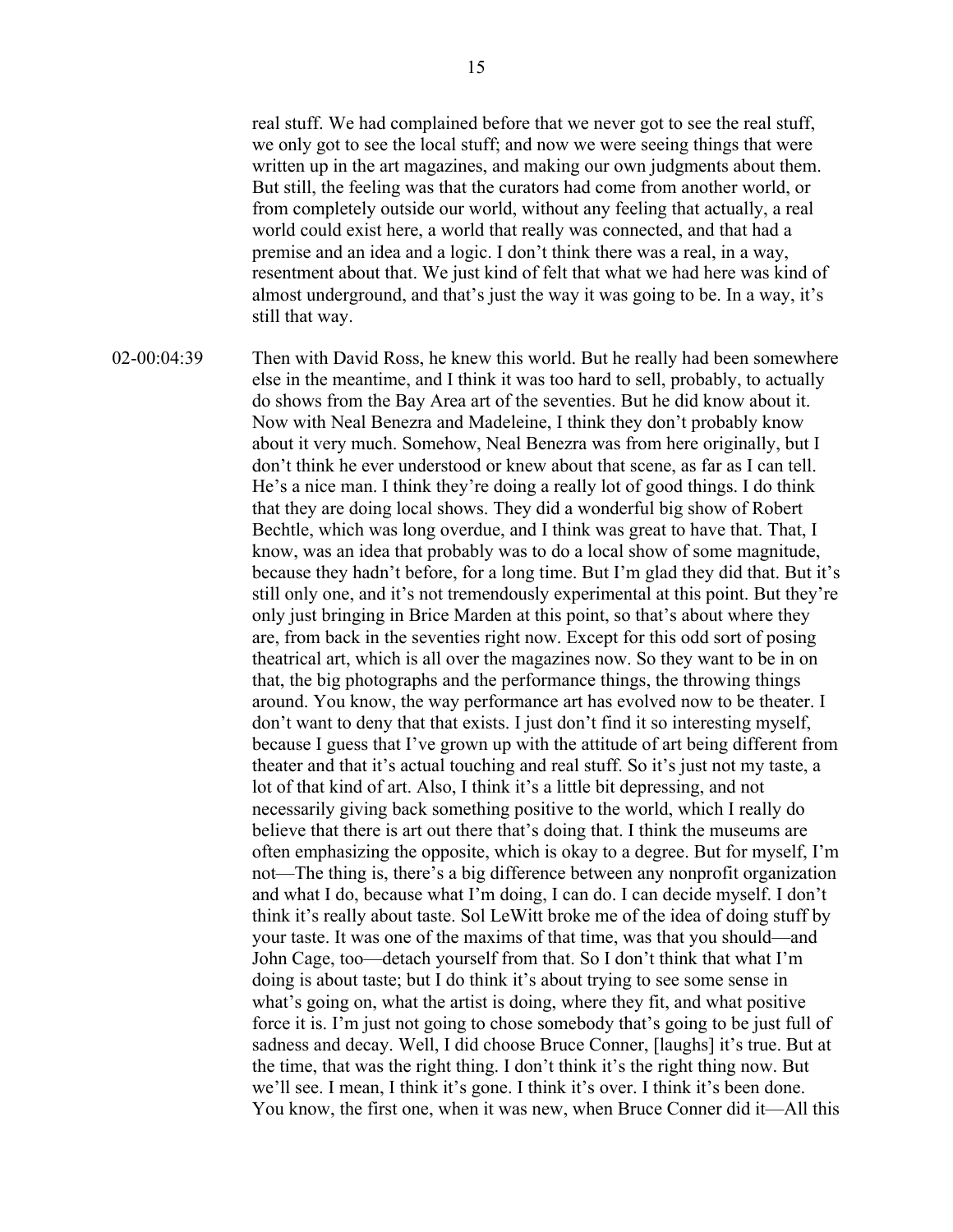real stuff. We had complained before that we never got to see the real stuff, we only got to see the local stuff; and now we were seeing things that were written up in the art magazines, and making our own judgments about them. But still, the feeling was that the curators had come from another world, or from completely outside our world, without any feeling that actually, a real world could exist here, a world that really was connected, and that had a premise and an idea and a logic. I don't think there was a real, in a way, resentment about that. We just kind of felt that what we had here was kind of almost underground, and that's just the way it was going to be. In a way, it's still that way.

02-00:04:39 Then with David Ross, he knew this world. But he really had been somewhere else in the meantime, and I think it was too hard to sell, probably, to actually do shows from the Bay Area art of the seventies. But he did know about it. Now with Neal Benezra and Madeleine, I think they don't probably know about it very much. Somehow, Neal Benezra was from here originally, but I don't think he ever understood or knew about that scene, as far as I can tell. He's a nice man. I think they're doing a really lot of good things. I do think that they are doing local shows. They did a wonderful big show of Robert Bechtle, which was long overdue, and I think was great to have that. That, I know, was an idea that probably was to do a local show of some magnitude, because they hadn't before, for a long time. But I'm glad they did that. But it's still only one, and it's not tremendously experimental at this point. But they're only just bringing in Brice Marden at this point, so that's about where they are, from back in the seventies right now. Except for this odd sort of posing theatrical art, which is all over the magazines now. So they want to be in on that, the big photographs and the performance things, the throwing things around. You know, the way performance art has evolved now to be theater. I don't want to deny that that exists. I just don't find it so interesting myself, because I guess that I've grown up with the attitude of art being different from theater and that it's actual touching and real stuff. So it's just not my taste, a lot of that kind of art. Also, I think it's a little bit depressing, and not necessarily giving back something positive to the world, which I really do believe that there is art out there that's doing that. I think the museums are often emphasizing the opposite, which is okay to a degree. But for myself, I'm not—The thing is, there's a big difference between any nonprofit organization and what I do, because what I'm doing, I can do. I can decide myself. I don't think it's really about taste. Sol LeWitt broke me of the idea of doing stuff by your taste. It was one of the maxims of that time, was that you should—and John Cage, too—detach yourself from that. So I don't think that what I'm doing is about taste; but I do think it's about trying to see some sense in what's going on, what the artist is doing, where they fit, and what positive force it is. I'm just not going to chose somebody that's going to be just full of sadness and decay. Well, I did choose Bruce Conner, [laughs] it's true. But at the time, that was the right thing. I don't think it's the right thing now. But we'll see. I mean, I think it's gone. I think it's over. I think it's been done. You know, the first one, when it was new, when Bruce Conner did it—All this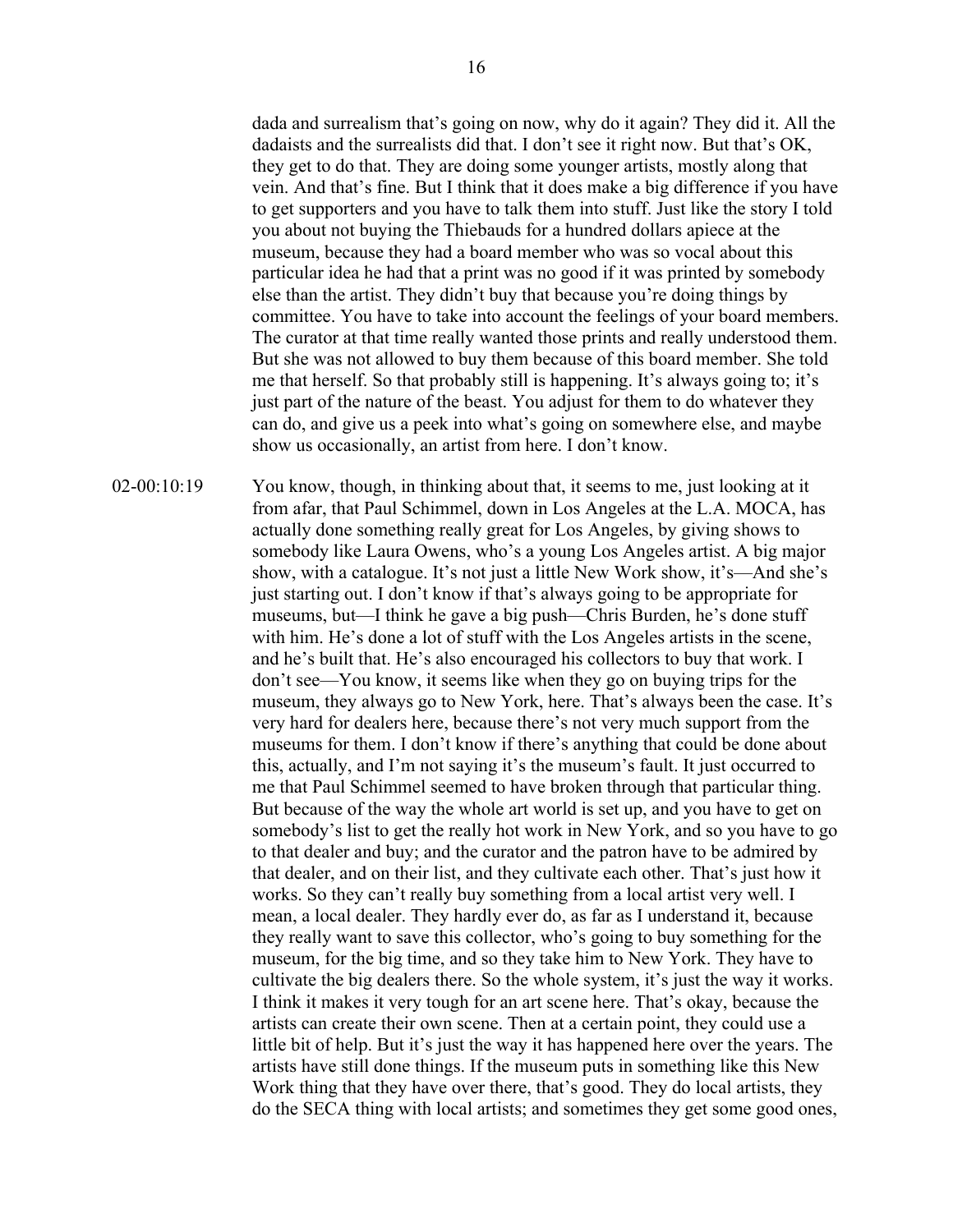dada and surrealism that's going on now, why do it again? They did it. All the dadaists and the surrealists did that. I don't see it right now. But that's OK, they get to do that. They are doing some younger artists, mostly along that vein. And that's fine. But I think that it does make a big difference if you have to get supporters and you have to talk them into stuff. Just like the story I told you about not buying the Thiebauds for a hundred dollars apiece at the museum, because they had a board member who was so vocal about this particular idea he had that a print was no good if it was printed by somebody else than the artist. They didn't buy that because you're doing things by committee. You have to take into account the feelings of your board members. The curator at that time really wanted those prints and really understood them. But she was not allowed to buy them because of this board member. She told me that herself. So that probably still is happening. It's always going to; it's just part of the nature of the beast. You adjust for them to do whatever they can do, and give us a peek into what's going on somewhere else, and maybe show us occasionally, an artist from here. I don't know.

02-00:10:19 You know, though, in thinking about that, it seems to me, just looking at it from afar, that Paul Schimmel, down in Los Angeles at the L.A. MOCA, has actually done something really great for Los Angeles, by giving shows to somebody like Laura Owens, who's a young Los Angeles artist. A big major show, with a catalogue. It's not just a little New Work show, it's—And she's just starting out. I don't know if that's always going to be appropriate for museums, but—I think he gave a big push—Chris Burden, he's done stuff with him. He's done a lot of stuff with the Los Angeles artists in the scene, and he's built that. He's also encouraged his collectors to buy that work. I don't see—You know, it seems like when they go on buying trips for the museum, they always go to New York, here. That's always been the case. It's very hard for dealers here, because there's not very much support from the museums for them. I don't know if there's anything that could be done about this, actually, and I'm not saying it's the museum's fault. It just occurred to me that Paul Schimmel seemed to have broken through that particular thing. But because of the way the whole art world is set up, and you have to get on somebody's list to get the really hot work in New York, and so you have to go to that dealer and buy; and the curator and the patron have to be admired by that dealer, and on their list, and they cultivate each other. That's just how it works. So they can't really buy something from a local artist very well. I mean, a local dealer. They hardly ever do, as far as I understand it, because they really want to save this collector, who's going to buy something for the museum, for the big time, and so they take him to New York. They have to cultivate the big dealers there. So the whole system, it's just the way it works. I think it makes it very tough for an art scene here. That's okay, because the artists can create their own scene. Then at a certain point, they could use a little bit of help. But it's just the way it has happened here over the years. The artists have still done things. If the museum puts in something like this New Work thing that they have over there, that's good. They do local artists, they do the SECA thing with local artists; and sometimes they get some good ones,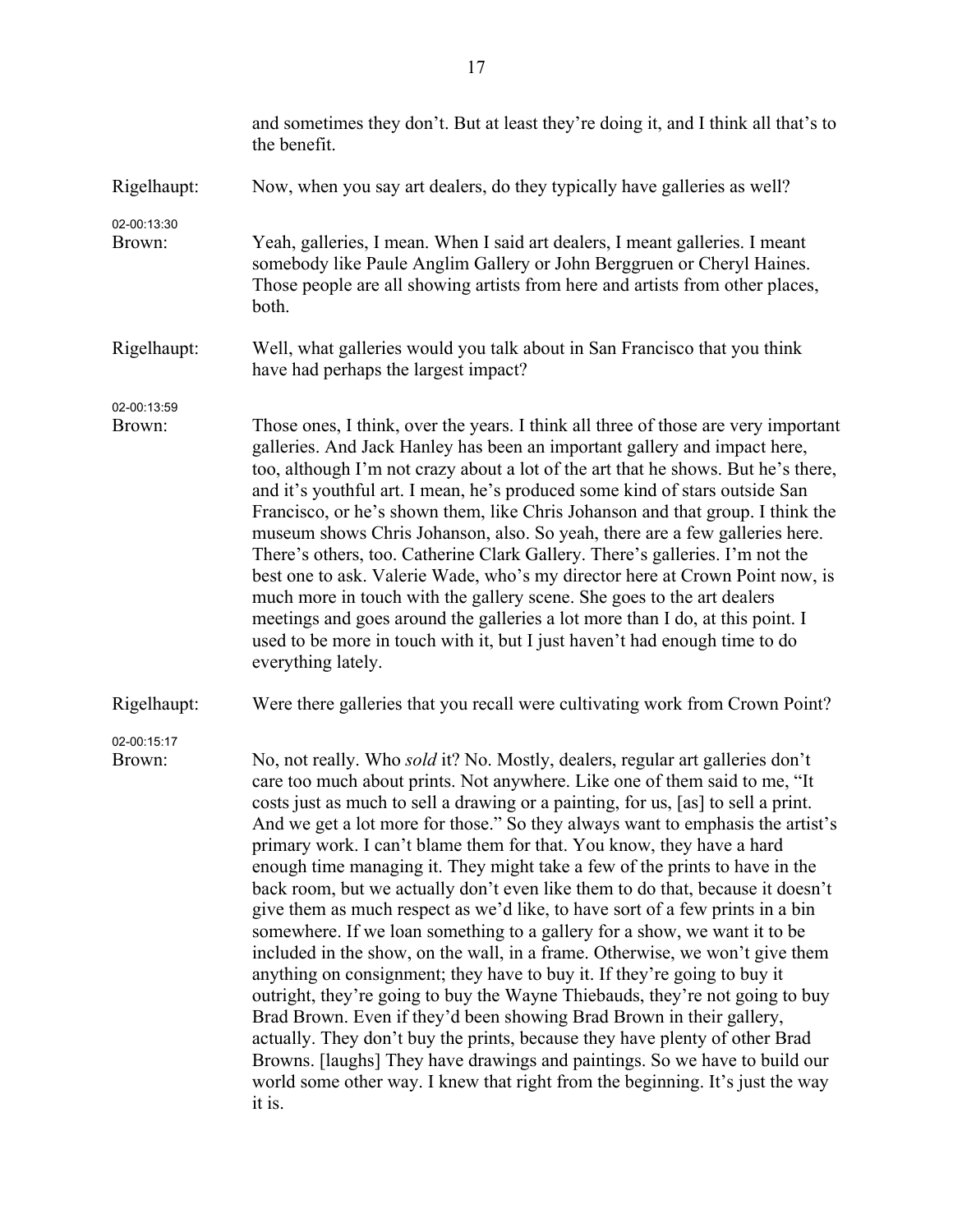and sometimes they don't. But at least they're doing it, and I think all that's to the benefit.

Rigelhaupt: Now, when you say art dealers, do they typically have galleries as well?

02-00:13:30
Brown: Yeah, galleries, I mean. When I said art dealers, I meant galleries. I meant somebody like Paule Anglim Gallery or John Berggruen or Cheryl Haines. Those people are all showing artists from here and artists from other places, both.

Rigelhaupt: Well, what galleries would you talk about in San Francisco that you think have had perhaps the largest impact?

02-00:13:59
Brown: Those ones, I think, over the years. I think all three of those are very important galleries. And Jack Hanley has been an important gallery and impact here, too, although I'm not crazy about a lot of the art that he shows. But he's there, and it's youthful art. I mean, he's produced some kind of stars outside San Francisco, or he's shown them, like Chris Johanson and that group. I think the museum shows Chris Johanson, also. So yeah, there are a few galleries here. There's others, too. Catherine Clark Gallery. There's galleries. I'm not the best one to ask. Valerie Wade, who's my director here at Crown Point now, is much more in touch with the gallery scene. She goes to the art dealers meetings and goes around the galleries a lot more than I do, at this point. I used to be more in touch with it, but I just haven't had enough time to do everything lately.

Rigelhaupt: Were there galleries that you recall were cultivating work from Crown Point?

02-00:15:17
Brown: No, not really. Who *sold* it? No. Mostly, dealers, regular art galleries don't care too much about prints. Not anywhere. Like one of them said to me, "It costs just as much to sell a drawing or a painting, for us, [as] to sell a print. And we get a lot more for those." So they always want to emphasis the artist's primary work. I can't blame them for that. You know, they have a hard enough time managing it. They might take a few of the prints to have in the back room, but we actually don't even like them to do that, because it doesn't give them as much respect as we'd like, to have sort of a few prints in a bin somewhere. If we loan something to a gallery for a show, we want it to be included in the show, on the wall, in a frame. Otherwise, we won't give them anything on consignment; they have to buy it. If they're going to buy it outright, they're going to buy the Wayne Thiebauds, they're not going to buy Brad Brown. Even if they'd been showing Brad Brown in their gallery, actually. They don't buy the prints, because they have plenty of other Brad Browns. [laughs] They have drawings and paintings. So we have to build our world some other way. I knew that right from the beginning. It's just the way it is.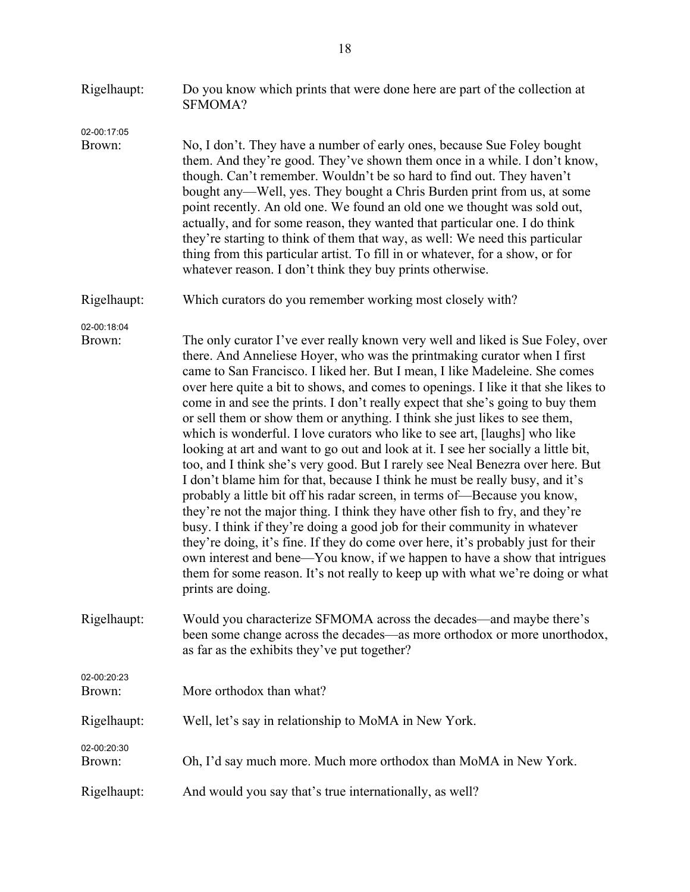Rigelhaupt: Do you know which prints that were done here are part of the collection at SFMOMA?

02-00:17:05
Brown: No, I don't. They have a number of early ones, because Sue Foley bought them. And they're good. They've shown them once in a while. I don't know, though. Can't remember. Wouldn't be so hard to find out. They haven't bought any—Well, yes. They bought a Chris Burden print from us, at some point recently. An old one. We found an old one we thought was sold out, actually, and for some reason, they wanted that particular one. I do think they're starting to think of them that way, as well: We need this particular thing from this particular artist. To fill in or whatever, for a show, or for whatever reason. I don't think they buy prints otherwise.

Rigelhaupt: Which curators do you remember working most closely with?

02-00:18:04
Brown: The only curator I've ever really known very well and liked is Sue Foley, over there. And Anneliese Hoyer, who was the printmaking curator when I first came to San Francisco. I liked her. But I mean, I like Madeleine. She comes over here quite a bit to shows, and comes to openings. I like it that she likes to come in and see the prints. I don't really expect that she's going to buy them or sell them or show them or anything. I think she just likes to see them, which is wonderful. I love curators who like to see art, [laughs] who like looking at art and want to go out and look at it. I see her socially a little bit, too, and I think she's very good. But I rarely see Neal Benezra over here. But I don't blame him for that, because I think he must be really busy, and it's probably a little bit off his radar screen, in terms of—Because you know, they're not the major thing. I think they have other fish to fry, and they're busy. I think if they're doing a good job for their community in whatever they're doing, it's fine. If they do come over here, it's probably just for their own interest and bene—You know, if we happen to have a show that intrigues them for some reason. It's not really to keep up with what we're doing or what prints are doing.

Rigelhaupt: Would you characterize SFMOMA across the decades—and maybe there's been some change across the decades—as more orthodox or more unorthodox, as far as the exhibits they've put together?

02-00:20:23
Brown: More orthodox than what?

Rigelhaupt: Well, let's say in relationship to MoMA in New York.

02-00:20:30
Brown: Oh, I'd say much more. Much more orthodox than MoMA in New York.

Rigelhaupt: And would you say that's true internationally, as well?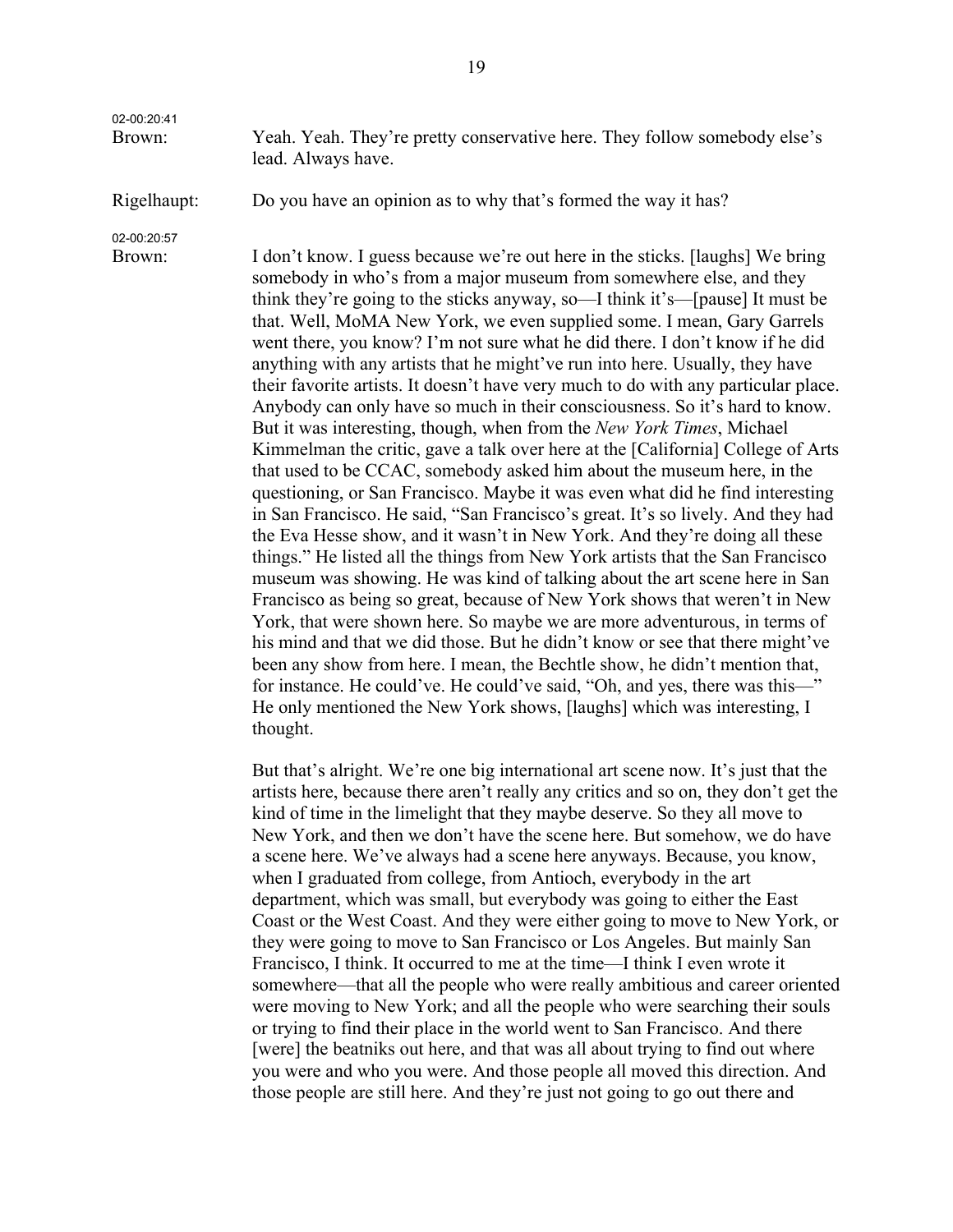02-00:20:41

Brown: Yeah. Yeah. They're pretty conservative here. They follow somebody else's lead. Always have.

Rigelhaupt: Do you have an opinion as to why that's formed the way it has?

02-00:20:57

Brown: I don't know. I guess because we're out here in the sticks. [laughs] We bring somebody in who's from a major museum from somewhere else, and they think they're going to the sticks anyway, so—I think it's—[pause] It must be that. Well, MoMA New York, we even supplied some. I mean, Gary Garrels went there, you know? I'm not sure what he did there. I don't know if he did anything with any artists that he might've run into here. Usually, they have their favorite artists. It doesn't have very much to do with any particular place. Anybody can only have so much in their consciousness. So it's hard to know. But it was interesting, though, when from the *New York Times*, Michael Kimmelman the critic, gave a talk over here at the [California] College of Arts that used to be CCAC, somebody asked him about the museum here, in the questioning, or San Francisco. Maybe it was even what did he find interesting in San Francisco. He said, "San Francisco's great. It's so lively. And they had the Eva Hesse show, and it wasn't in New York. And they're doing all these things." He listed all the things from New York artists that the San Francisco museum was showing. He was kind of talking about the art scene here in San Francisco as being so great, because of New York shows that weren't in New York, that were shown here. So maybe we are more adventurous, in terms of his mind and that we did those. But he didn't know or see that there might've been any show from here. I mean, the Bechtle show, he didn't mention that, for instance. He could've. He could've said, "Oh, and yes, there was this—" He only mentioned the New York shows, [laughs] which was interesting, I thought.

But that's alright. We're one big international art scene now. It's just that the artists here, because there aren't really any critics and so on, they don't get the kind of time in the limelight that they maybe deserve. So they all move to New York, and then we don't have the scene here. But somehow, we do have a scene here. We've always had a scene here anyways. Because, you know, when I graduated from college, from Antioch, everybody in the art department, which was small, but everybody was going to either the East Coast or the West Coast. And they were either going to move to New York, or they were going to move to San Francisco or Los Angeles. But mainly San Francisco, I think. It occurred to me at the time—I think I even wrote it somewhere—that all the people who were really ambitious and career oriented were moving to New York; and all the people who were searching their souls or trying to find their place in the world went to San Francisco. And there [were] the beatniks out here, and that was all about trying to find out where you were and who you were. And those people all moved this direction. And those people are still here. And they're just not going to go out there and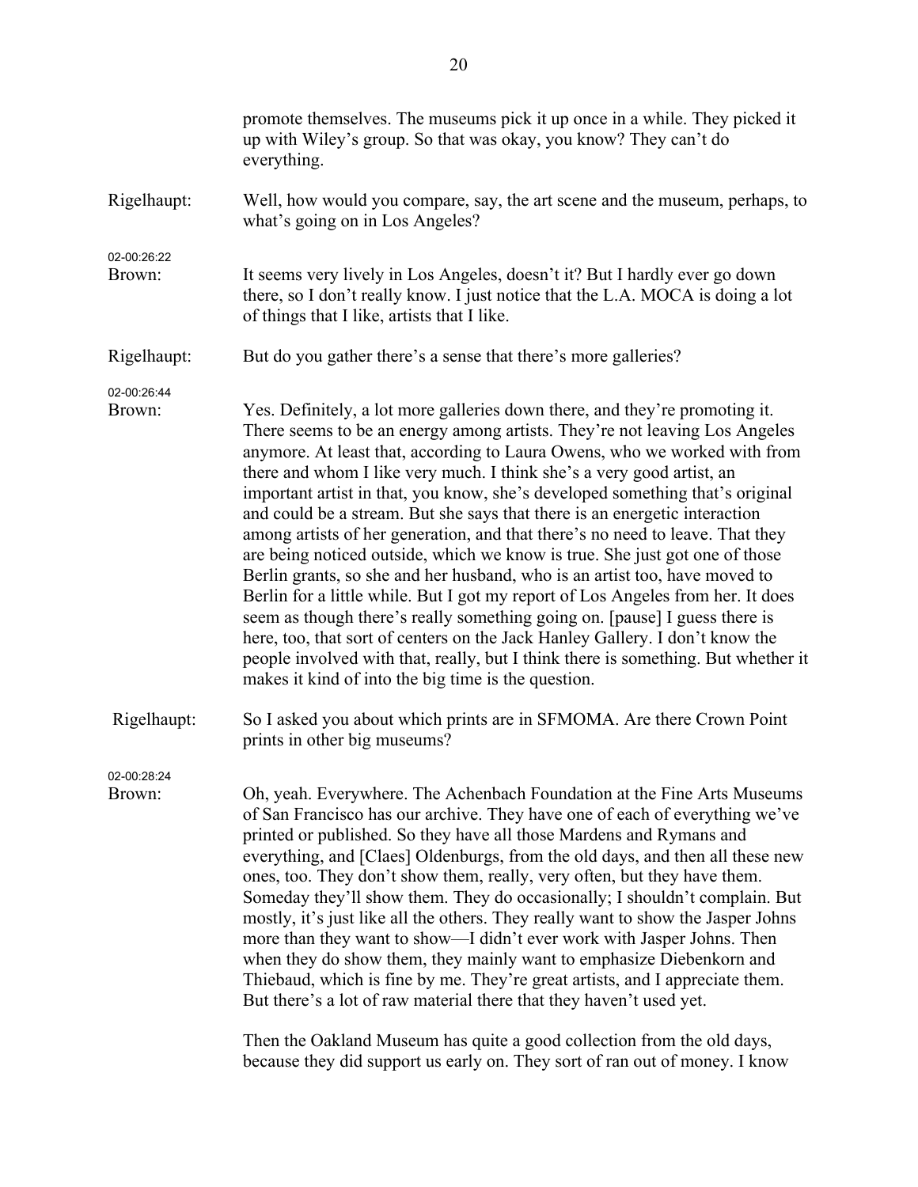promote themselves. The museums pick it up once in a while. They picked it up with Wiley's group. So that was okay, you know? They can't do everything.

Rigelhaupt: Well, how would you compare, say, the art scene and the museum, perhaps, to what's going on in Los Angeles?

02-00:26:22
Brown: It seems very lively in Los Angeles, doesn't it? But I hardly ever go down there, so I don't really know. I just notice that the L.A. MOCA is doing a lot of things that I like, artists that I like.

Rigelhaupt: But do you gather there's a sense that there's more galleries?

02-00:26:44
Brown: Yes. Definitely, a lot more galleries down there, and they're promoting it. There seems to be an energy among artists. They're not leaving Los Angeles anymore. At least that, according to Laura Owens, who we worked with from there and whom I like very much. I think she's a very good artist, an important artist in that, you know, she's developed something that's original and could be a stream. But she says that there is an energetic interaction among artists of her generation, and that there's no need to leave. That they are being noticed outside, which we know is true. She just got one of those Berlin grants, so she and her husband, who is an artist too, have moved to Berlin for a little while. But I got my report of Los Angeles from her. It does seem as though there's really something going on. [pause] I guess there is here, too, that sort of centers on the Jack Hanley Gallery. I don't know the people involved with that, really, but I think there is something. But whether it makes it kind of into the big time is the question.

Rigelhaupt: So I asked you about which prints are in SFMOMA. Are there Crown Point prints in other big museums?

02-00:28:24
Brown: Oh, yeah. Everywhere. The Achenbach Foundation at the Fine Arts Museums of San Francisco has our archive. They have one of each of everything we've printed or published. So they have all those Mardens and Rymans and everything, and [Claes] Oldenburgs, from the old days, and then all these new ones, too. They don't show them, really, very often, but they have them. Someday they'll show them. They do occasionally; I shouldn't complain. But mostly, it's just like all the others. They really want to show the Jasper Johns more than they want to show—I didn't ever work with Jasper Johns. Then when they do show them, they mainly want to emphasize Diebenkorn and Thiebaud, which is fine by me. They're great artists, and I appreciate them. But there's a lot of raw material there that they haven't used yet.

Then the Oakland Museum has quite a good collection from the old days, because they did support us early on. They sort of ran out of money. I know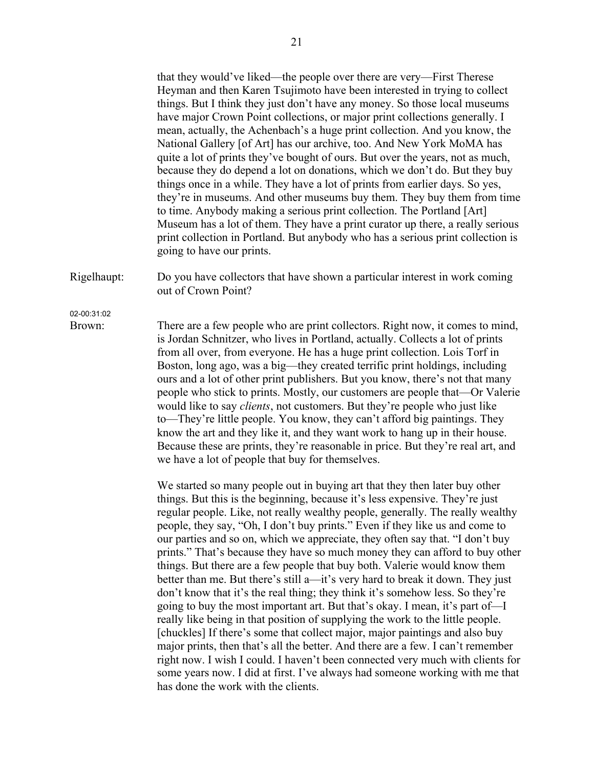that they would've liked—the people over there are very—First Therese Heyman and then Karen Tsujimoto have been interested in trying to collect things. But I think they just don't have any money. So those local museums have major Crown Point collections, or major print collections generally. I mean, actually, the Achenbach's a huge print collection. And you know, the National Gallery [of Art] has our archive, too. And New York MoMA has quite a lot of prints they've bought of ours. But over the years, not as much, because they do depend a lot on donations, which we don't do. But they buy things once in a while. They have a lot of prints from earlier days. So yes, they're in museums. And other museums buy them. They buy them from time to time. Anybody making a serious print collection. The Portland [Art] Museum has a lot of them. They have a print curator up there, a really serious print collection in Portland. But anybody who has a serious print collection is going to have our prints.

Rigelhaupt: Do you have collectors that have shown a particular interest in work coming out of Crown Point?

02-00:31:02

Brown: There are a few people who are print collectors. Right now, it comes to mind, is Jordan Schnitzer, who lives in Portland, actually. Collects a lot of prints from all over, from everyone. He has a huge print collection. Lois Torf in Boston, long ago, was a big—they created terrific print holdings, including ours and a lot of other print publishers. But you know, there's not that many people who stick to prints. Mostly, our customers are people that—Or Valerie would like to say *clients*, not customers. But they're people who just like to—They're little people. You know, they can't afford big paintings. They know the art and they like it, and they want work to hang up in their house. Because these are prints, they're reasonable in price. But they're real art, and we have a lot of people that buy for themselves.

We started so many people out in buying art that they then later buy other things. But this is the beginning, because it's less expensive. They're just regular people. Like, not really wealthy people, generally. The really wealthy people, they say, "Oh, I don't buy prints." Even if they like us and come to our parties and so on, which we appreciate, they often say that. "I don't buy prints." That's because they have so much money they can afford to buy other things. But there are a few people that buy both. Valerie would know them better than me. But there's still a—it's very hard to break it down. They just don't know that it's the real thing; they think it's somehow less. So they're going to buy the most important art. But that's okay. I mean, it's part of—I really like being in that position of supplying the work to the little people. [chuckles] If there's some that collect major, major paintings and also buy major prints, then that's all the better. And there are a few. I can't remember right now. I wish I could. I haven't been connected very much with clients for some years now. I did at first. I've always had someone working with me that has done the work with the clients.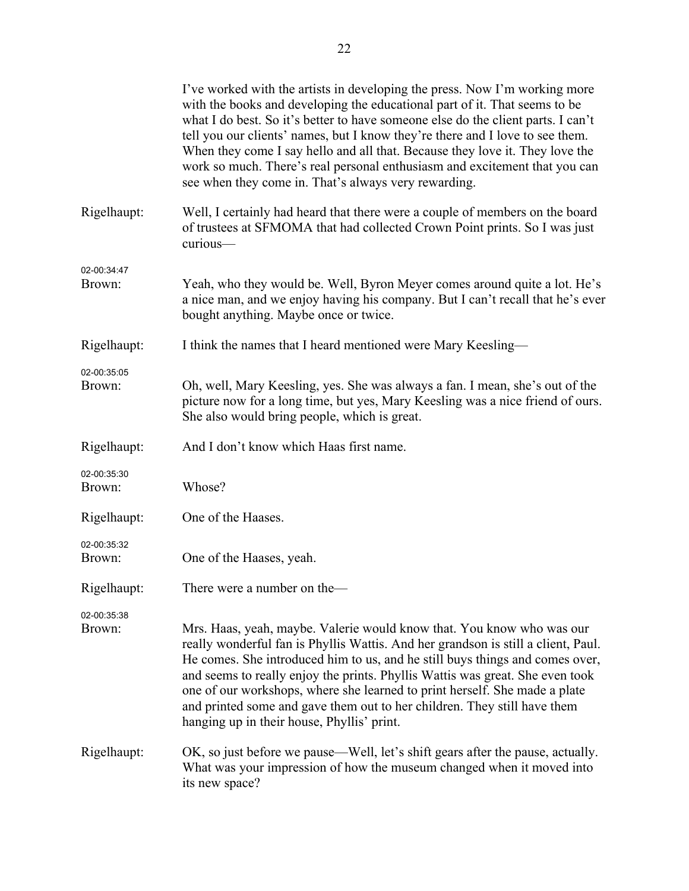I've worked with the artists in developing the press. Now I'm working more with the books and developing the educational part of it. That seems to be what I do best. So it's better to have someone else do the client parts. I can't tell you our clients' names, but I know they're there and I love to see them. When they come I say hello and all that. Because they love it. They love the work so much. There's real personal enthusiasm and excitement that you can see when they come in. That's always very rewarding.

Rigelhaupt: Well, I certainly had heard that there were a couple of members on the board of trustees at SFMOMA that had collected Crown Point prints. So I was just curious—

02-00:34:47
Brown: Yeah, who they would be. Well, Byron Meyer comes around quite a lot. He's a nice man, and we enjoy having his company. But I can't recall that he's ever bought anything. Maybe once or twice.

Rigelhaupt: I think the names that I heard mentioned were Mary Keesling—

02-00:35:05
Brown: Oh, well, Mary Keesling, yes. She was always a fan. I mean, she's out of the picture now for a long time, but yes, Mary Keesling was a nice friend of ours. She also would bring people, which is great.

Rigelhaupt: And I don't know which Haas first name.

02-00:35:30
Brown: Whose?

Rigelhaupt: One of the Haases.

02-00:35:32
Brown: One of the Haases, yeah.

Rigelhaupt: There were a number on the—

02-00:35:38
Brown: Mrs. Haas, yeah, maybe. Valerie would know that. You know who was our really wonderful fan is Phyllis Wattis. And her grandson is still a client, Paul. He comes. She introduced him to us, and he still buys things and comes over, and seems to really enjoy the prints. Phyllis Wattis was great. She even took one of our workshops, where she learned to print herself. She made a plate and printed some and gave them out to her children. They still have them hanging up in their house, Phyllis' print.

Rigelhaupt: OK, so just before we pause—Well, let's shift gears after the pause, actually. What was your impression of how the museum changed when it moved into its new space?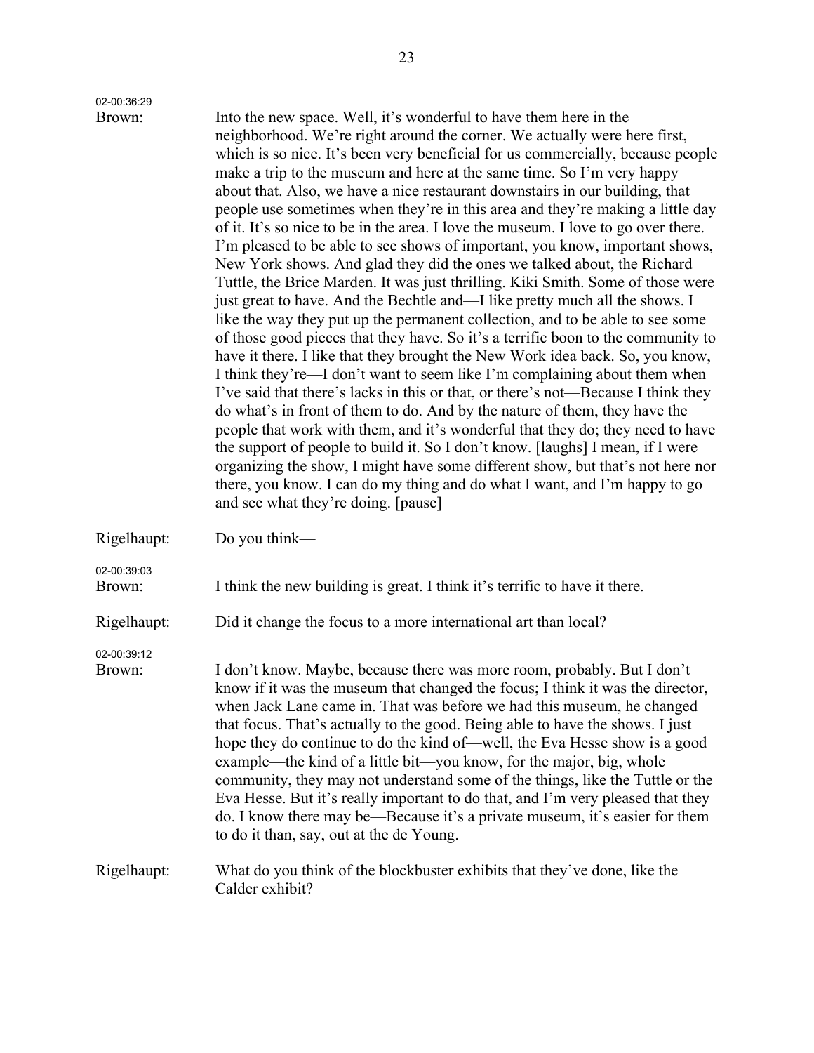02-00:36:29

Brown: Into the new space. Well, it's wonderful to have them here in the neighborhood. We're right around the corner. We actually were here first, which is so nice. It's been very beneficial for us commercially, because people make a trip to the museum and here at the same time. So I'm very happy about that. Also, we have a nice restaurant downstairs in our building, that people use sometimes when they're in this area and they're making a little day of it. It's so nice to be in the area. I love the museum. I love to go over there. I'm pleased to be able to see shows of important, you know, important shows, New York shows. And glad they did the ones we talked about, the Richard Tuttle, the Brice Marden. It was just thrilling. Kiki Smith. Some of those were just great to have. And the Bechtle and—I like pretty much all the shows. I like the way they put up the permanent collection, and to be able to see some of those good pieces that they have. So it's a terrific boon to the community to have it there. I like that they brought the New Work idea back. So, you know, I think they're—I don't want to seem like I'm complaining about them when I've said that there's lacks in this or that, or there's not—Because I think they do what's in front of them to do. And by the nature of them, they have the people that work with them, and it's wonderful that they do; they need to have the support of people to build it. So I don't know. [laughs] I mean, if I were organizing the show, I might have some different show, but that's not here nor there, you know. I can do my thing and do what I want, and I'm happy to go and see what they're doing. [pause]

Rigelhaupt: Do you think—

02-00:39:03

Brown: I think the new building is great. I think it's terrific to have it there.

Rigelhaupt: Did it change the focus to a more international art than local?

02-00:39:12

Brown: I don't know. Maybe, because there was more room, probably. But I don't know if it was the museum that changed the focus; I think it was the director, when Jack Lane came in. That was before we had this museum, he changed that focus. That's actually to the good. Being able to have the shows. I just hope they do continue to do the kind of—well, the Eva Hesse show is a good example—the kind of a little bit—you know, for the major, big, whole community, they may not understand some of the things, like the Tuttle or the Eva Hesse. But it's really important to do that, and I'm very pleased that they do. I know there may be—Because it's a private museum, it's easier for them to do it than, say, out at the de Young.

Rigelhaupt: What do you think of the blockbuster exhibits that they've done, like the Calder exhibit?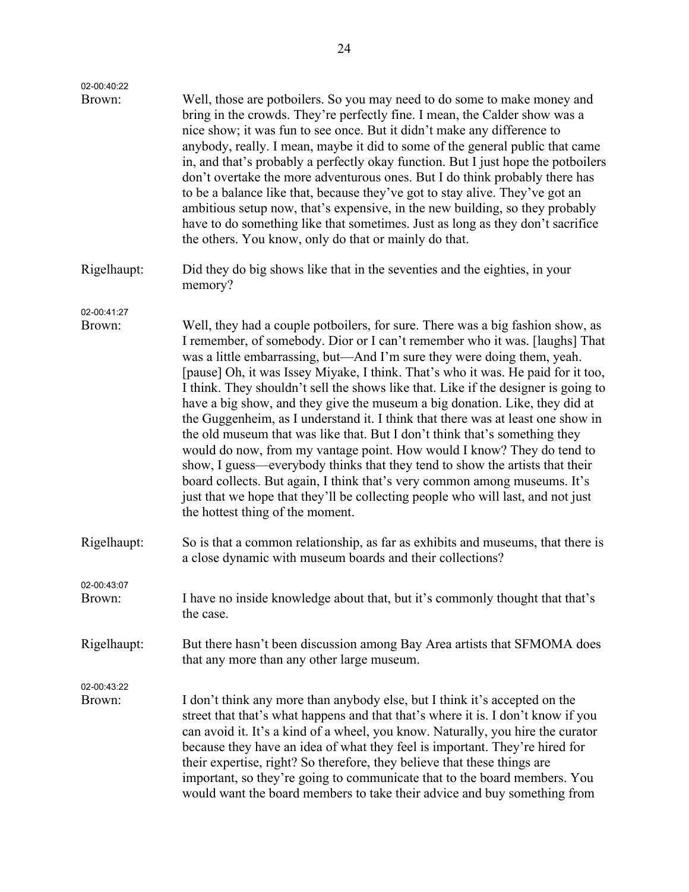02-00:40:22

**Brown:** Well, those are potboilers. So you may need to do some to make money and bring in the crowds. They're perfectly fine. I mean, the Calder show was a nice show; it was fun to see once. But it didn't make any difference to anybody, really. I mean, maybe it did to some of the general public that came in, and that's probably a perfectly okay function. But I just hope the potboilers don't overtake the more adventurous ones. But I do think probably there has to be a balance like that, because they've got to stay alive. They've got an ambitious setup now, that's expensive, in the new building, so they probably have to do something like that sometimes. Just as long as they don't sacrifice the others. You know, only do that or mainly do that.

**Rigelhaupt:** Did they do big shows like that in the seventies and the eighties, in your memory?

02-00:41:27

**Brown:** Well, they had a couple potboilers, for sure. There was a big fashion show, as I remember, of somebody. Dior or I can't remember who it was. [laughs] That was a little embarrassing, but—And I'm sure they were doing them, yeah. [pause] Oh, it was Issey Miyake, I think. That's who it was. He paid for it too, I think. They shouldn't sell the shows like that. Like if the designer is going to have a big show, and they give the museum a big donation. Like, they did at the Guggenheim, as I understand it. I think that there was at least one show in the old museum that was like that. But I don't think that's something they would do now, from my vantage point. How would I know? They do tend to show, I guess—everybody thinks that they tend to show the artists that their board collects. But again, I think that's very common among museums. It's just that we hope that they'll be collecting people who will last, and not just the hottest thing of the moment.

**Rigelhaupt:** So is that a common relationship, as far as exhibits and museums, that there is a close dynamic with museum boards and their collections?

02-00:43:07

**Brown:** I have no inside knowledge about that, but it's commonly thought that that's the case.

**Rigelhaupt:** But there hasn't been discussion among Bay Area artists that SFMOMA does that any more than any other large museum.

02-00:43:22

**Brown:** I don't think any more than anybody else, but I think it's accepted on the street that that's what happens and that that's where it is. I don't know if you can avoid it. It's a kind of a wheel, you know. Naturally, you hire the curator because they have an idea of what they feel is important. They're hired for their expertise, right? So therefore, they believe that these things are important, so they're going to communicate that to the board members. You would want the board members to take their advice and buy something from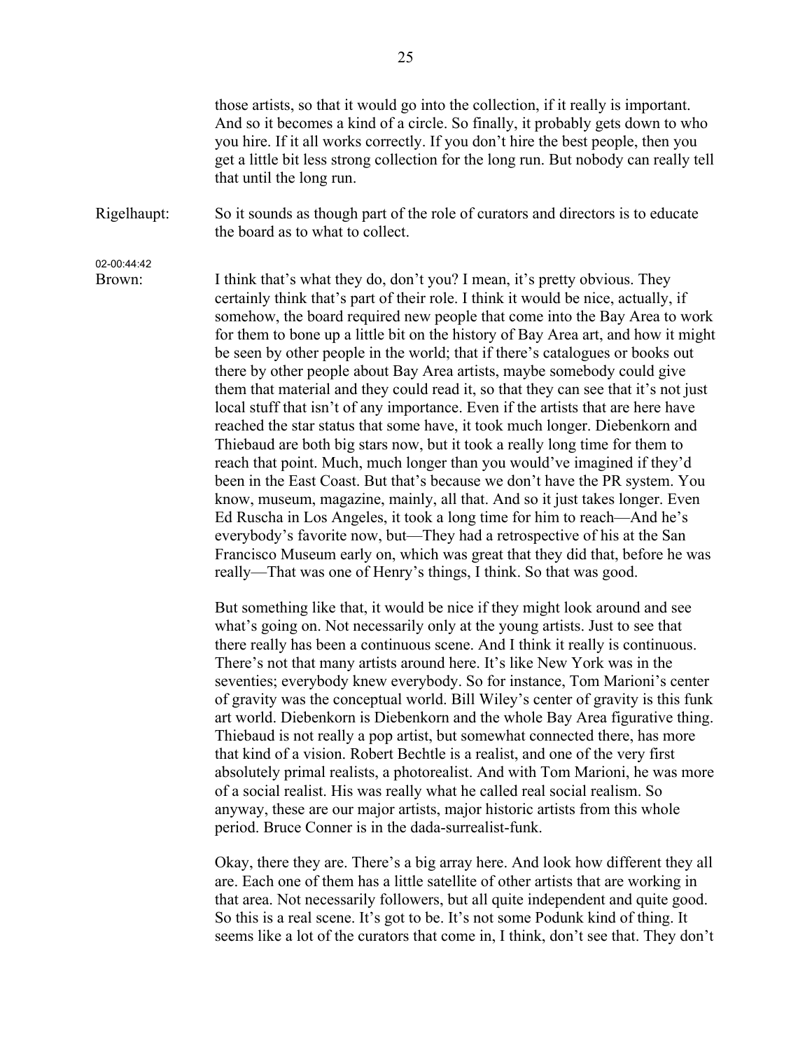those artists, so that it would go into the collection, if it really is important. And so it becomes a kind of a circle. So finally, it probably gets down to who you hire. If it all works correctly. If you don't hire the best people, then you get a little bit less strong collection for the long run. But nobody can really tell that until the long run.

Rigelhaupt: So it sounds as though part of the role of curators and directors is to educate the board as to what to collect.

02-00:44:42

Brown: I think that's what they do, don't you? I mean, it's pretty obvious. They certainly think that's part of their role. I think it would be nice, actually, if somehow, the board required new people that come into the Bay Area to work for them to bone up a little bit on the history of Bay Area art, and how it might be seen by other people in the world; that if there's catalogues or books out there by other people about Bay Area artists, maybe somebody could give them that material and they could read it, so that they can see that it's not just local stuff that isn't of any importance. Even if the artists that are here have reached the star status that some have, it took much longer. Diebenkorn and Thiebaud are both big stars now, but it took a really long time for them to reach that point. Much, much longer than you would've imagined if they'd been in the East Coast. But that's because we don't have the PR system. You know, museum, magazine, mainly, all that. And so it just takes longer. Even Ed Ruscha in Los Angeles, it took a long time for him to reach—And he's everybody's favorite now, but—They had a retrospective of his at the San Francisco Museum early on, which was great that they did that, before he was really—That was one of Henry's things, I think. So that was good.

But something like that, it would be nice if they might look around and see what's going on. Not necessarily only at the young artists. Just to see that there really has been a continuous scene. And I think it really is continuous. There's not that many artists around here. It's like New York was in the seventies; everybody knew everybody. So for instance, Tom Marioni's center of gravity was the conceptual world. Bill Wiley's center of gravity is this funk art world. Diebenkorn is Diebenkorn and the whole Bay Area figurative thing. Thiebaud is not really a pop artist, but somewhat connected there, has more that kind of a vision. Robert Bechtle is a realist, and one of the very first absolutely primal realists, a photorealist. And with Tom Marioni, he was more of a social realist. His was really what he called real social realism. So anyway, these are our major artists, major historic artists from this whole period. Bruce Conner is in the dada-surrealist-funk.

Okay, there they are. There's a big array here. And look how different they all are. Each one of them has a little satellite of other artists that are working in that area. Not necessarily followers, but all quite independent and quite good. So this is a real scene. It's got to be. It's not some Podunk kind of thing. It seems like a lot of the curators that come in, I think, don't see that. They don't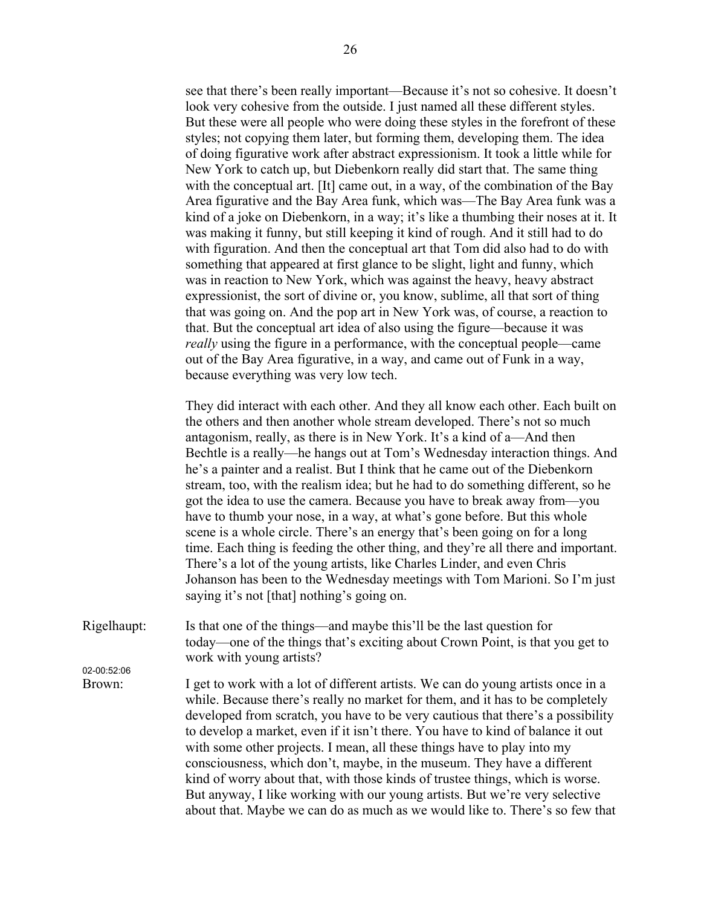see that there's been really important—Because it's not so cohesive. It doesn't look very cohesive from the outside. I just named all these different styles. But these were all people who were doing these styles in the forefront of these styles; not copying them later, but forming them, developing them. The idea of doing figurative work after abstract expressionism. It took a little while for New York to catch up, but Diebenkorn really did start that. The same thing with the conceptual art. [It] came out, in a way, of the combination of the Bay Area figurative and the Bay Area funk, which was—The Bay Area funk was a kind of a joke on Diebenkorn, in a way; it's like a thumbing their noses at it. It was making it funny, but still keeping it kind of rough. And it still had to do with figuration. And then the conceptual art that Tom did also had to do with something that appeared at first glance to be slight, light and funny, which was in reaction to New York, which was against the heavy, heavy abstract expressionist, the sort of divine or, you know, sublime, all that sort of thing that was going on. And the pop art in New York was, of course, a reaction to that. But the conceptual art idea of also using the figure—because it was *really* using the figure in a performance, with the conceptual people—came out of the Bay Area figurative, in a way, and came out of Funk in a way, because everything was very low tech.

They did interact with each other. And they all know each other. Each built on the others and then another whole stream developed. There's not so much antagonism, really, as there is in New York. It's a kind of a—And then Bechtle is a really—he hangs out at Tom's Wednesday interaction things. And he's a painter and a realist. But I think that he came out of the Diebenkorn stream, too, with the realism idea; but he had to do something different, so he got the idea to use the camera. Because you have to break away from—you have to thumb your nose, in a way, at what's gone before. But this whole scene is a whole circle. There's an energy that's been going on for a long time. Each thing is feeding the other thing, and they're all there and important. There's a lot of the young artists, like Charles Linder, and even Chris Johanson has been to the Wednesday meetings with Tom Marioni. So I'm just saying it's not [that] nothing's going on.

Rigelhaupt: Is that one of the things—and maybe this'll be the last question for today—one of the things that's exciting about Crown Point, is that you get to work with young artists?

02-00:52:06

Brown: I get to work with a lot of different artists. We can do young artists once in a while. Because there's really no market for them, and it has to be completely developed from scratch, you have to be very cautious that there's a possibility to develop a market, even if it isn't there. You have to kind of balance it out with some other projects. I mean, all these things have to play into my consciousness, which don't, maybe, in the museum. They have a different kind of worry about that, with those kinds of trustee things, which is worse. But anyway, I like working with our young artists. But we're very selective about that. Maybe we can do as much as we would like to. There's so few that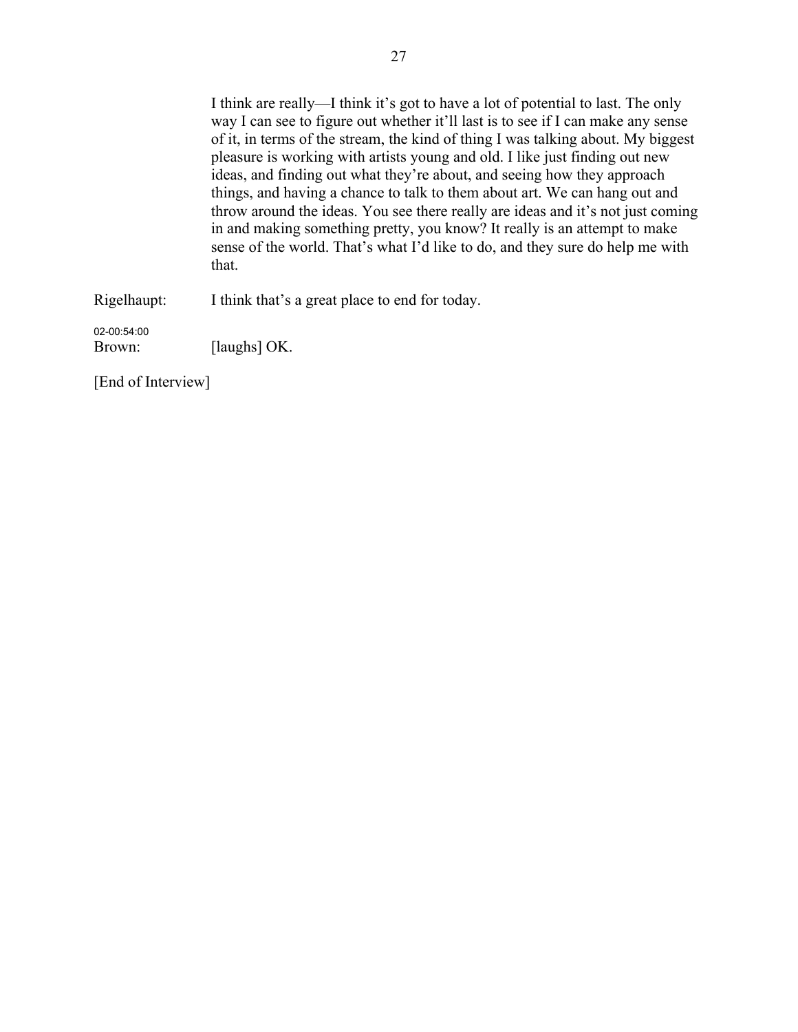I think are really—I think it's got to have a lot of potential to last. The only way I can see to figure out whether it'll last is to see if I can make any sense of it, in terms of the stream, the kind of thing I was talking about. My biggest pleasure is working with artists young and old. I like just finding out new ideas, and finding out what they're about, and seeing how they approach things, and having a chance to talk to them about art. We can hang out and throw around the ideas. You see there really are ideas and it's not just coming in and making something pretty, you know? It really is an attempt to make sense of the world. That's what I'd like to do, and they sure do help me with that.

Rigelhaupt: I think that's a great place to end for today.

02-00:54:00
Brown: [laughs] OK.

[End of Interview]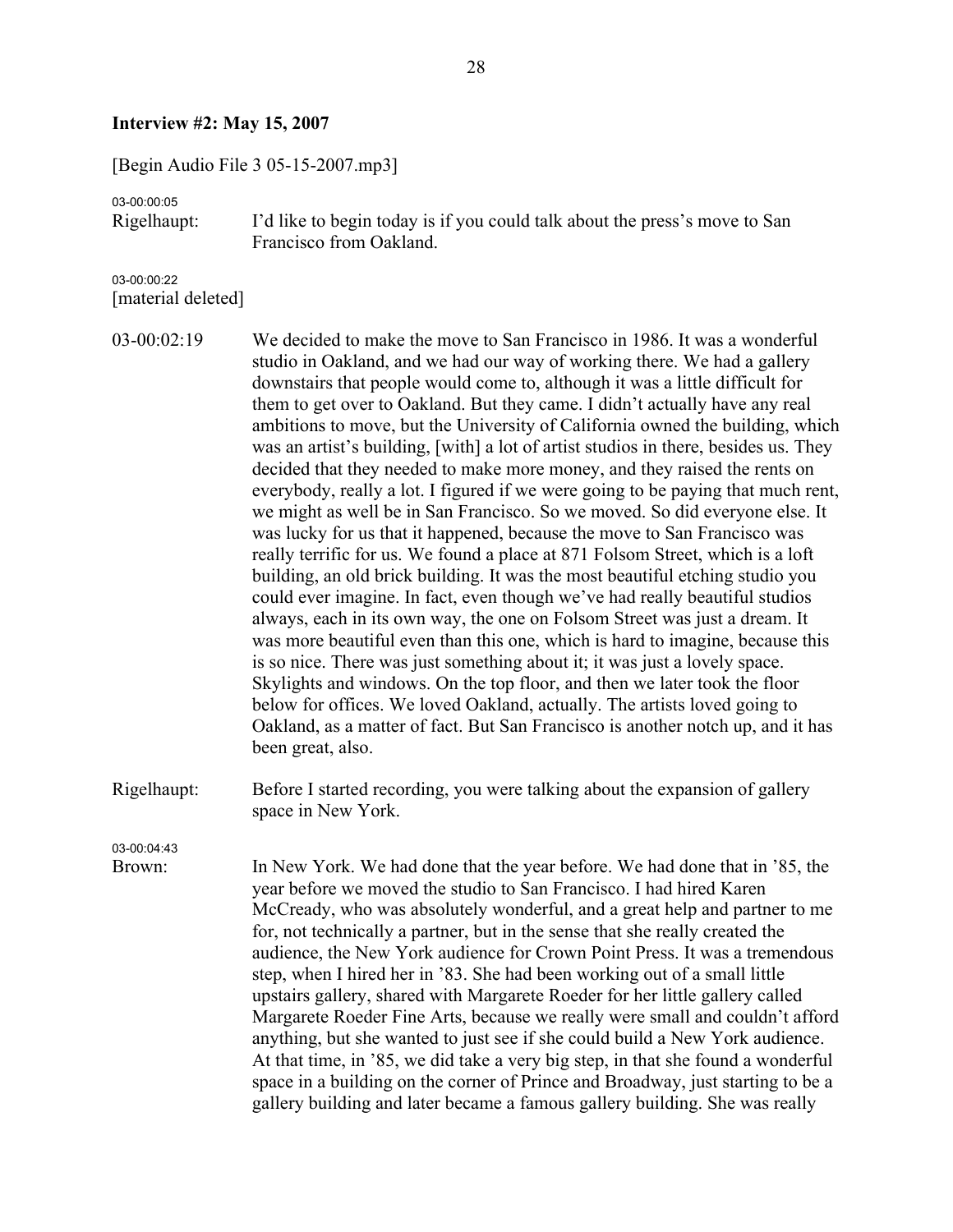**Interview #2: May 15, 2007**

[Begin Audio File 3 05-15-2007.mp3]

03-00:00:05
Rigelhaupt: I'd like to begin today is if you could talk about the press's move to San Francisco from Oakland.

03-00:00:22
[material deleted]

03-00:02:19 We decided to make the move to San Francisco in 1986. It was a wonderful studio in Oakland, and we had our way of working there. We had a gallery downstairs that people would come to, although it was a little difficult for them to get over to Oakland. But they came. I didn't actually have any real ambitions to move, but the University of California owned the building, which was an artist's building, [with] a lot of artist studios in there, besides us. They decided that they needed to make more money, and they raised the rents on everybody, really a lot. I figured if we were going to be paying that much rent, we might as well be in San Francisco. So we moved. So did everyone else. It was lucky for us that it happened, because the move to San Francisco was really terrific for us. We found a place at 871 Folsom Street, which is a loft building, an old brick building. It was the most beautiful etching studio you could ever imagine. In fact, even though we've had really beautiful studios always, each in its own way, the one on Folsom Street was just a dream. It was more beautiful even than this one, which is hard to imagine, because this is so nice. There was just something about it; it was just a lovely space. Skylights and windows. On the top floor, and then we later took the floor below for offices. We loved Oakland, actually. The artists loved going to Oakland, as a matter of fact. But San Francisco is another notch up, and it has been great, also.

Rigelhaupt: Before I started recording, you were talking about the expansion of gallery space in New York.

03-00:04:43
Brown: In New York. We had done that the year before. We had done that in '85, the year before we moved the studio to San Francisco. I had hired Karen McCready, who was absolutely wonderful, and a great help and partner to me for, not technically a partner, but in the sense that she really created the audience, the New York audience for Crown Point Press. It was a tremendous step, when I hired her in '83. She had been working out of a small little upstairs gallery, shared with Margarete Roeder for her little gallery called Margarete Roeder Fine Arts, because we really were small and couldn't afford anything, but she wanted to just see if she could build a New York audience. At that time, in '85, we did take a very big step, in that she found a wonderful space in a building on the corner of Prince and Broadway, just starting to be a gallery building and later became a famous gallery building. She was really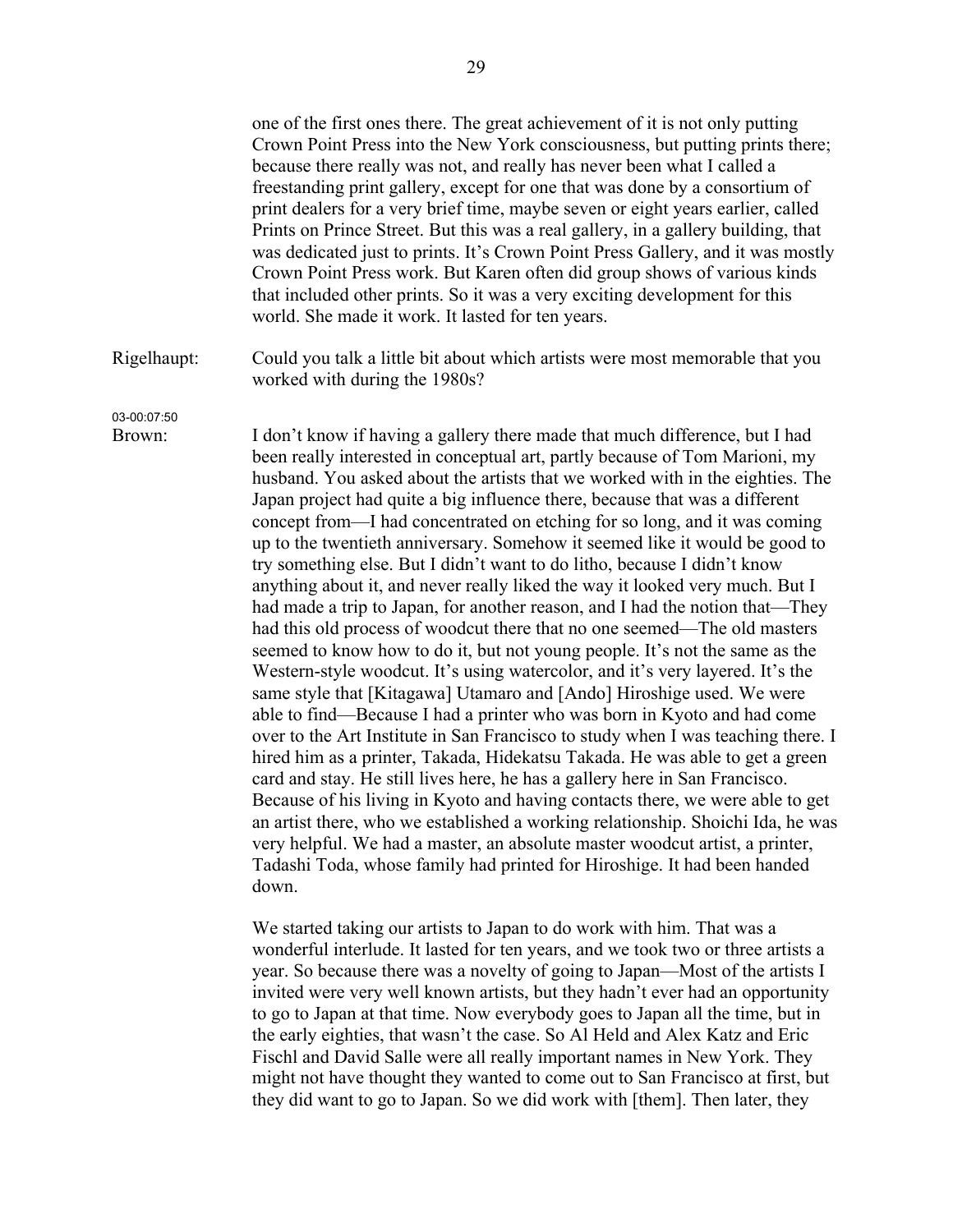one of the first ones there. The great achievement of it is not only putting Crown Point Press into the New York consciousness, but putting prints there; because there really was not, and really has never been what I called a freestanding print gallery, except for one that was done by a consortium of print dealers for a very brief time, maybe seven or eight years earlier, called Prints on Prince Street. But this was a real gallery, in a gallery building, that was dedicated just to prints. It's Crown Point Press Gallery, and it was mostly Crown Point Press work. But Karen often did group shows of various kinds that included other prints. So it was a very exciting development for this world. She made it work. It lasted for ten years.

Rigelhaupt: Could you talk a little bit about which artists were most memorable that you worked with during the 1980s?

03-00:07:50

Brown: I don't know if having a gallery there made that much difference, but I had been really interested in conceptual art, partly because of Tom Marioni, my husband. You asked about the artists that we worked with in the eighties. The Japan project had quite a big influence there, because that was a different concept from—I had concentrated on etching for so long, and it was coming up to the twentieth anniversary. Somehow it seemed like it would be good to try something else. But I didn't want to do litho, because I didn't know anything about it, and never really liked the way it looked very much. But I had made a trip to Japan, for another reason, and I had the notion that—They had this old process of woodcut there that no one seemed—The old masters seemed to know how to do it, but not young people. It's not the same as the Western-style woodcut. It's using watercolor, and it's very layered. It's the same style that [Kitagawa] Utamaro and [Ando] Hiroshige used. We were able to find—Because I had a printer who was born in Kyoto and had come over to the Art Institute in San Francisco to study when I was teaching there. I hired him as a printer, Takada, Hidekatsu Takada. He was able to get a green card and stay. He still lives here, he has a gallery here in San Francisco. Because of his living in Kyoto and having contacts there, we were able to get an artist there, who we established a working relationship. Shoichi Ida, he was very helpful. We had a master, an absolute master woodcut artist, a printer, Tadashi Toda, whose family had printed for Hiroshige. It had been handed down.

We started taking our artists to Japan to do work with him. That was a wonderful interlude. It lasted for ten years, and we took two or three artists a year. So because there was a novelty of going to Japan—Most of the artists I invited were very well known artists, but they hadn't ever had an opportunity to go to Japan at that time. Now everybody goes to Japan all the time, but in the early eighties, that wasn't the case. So Al Held and Alex Katz and Eric Fischl and David Salle were all really important names in New York. They might not have thought they wanted to come out to San Francisco at first, but they did want to go to Japan. So we did work with [them]. Then later, they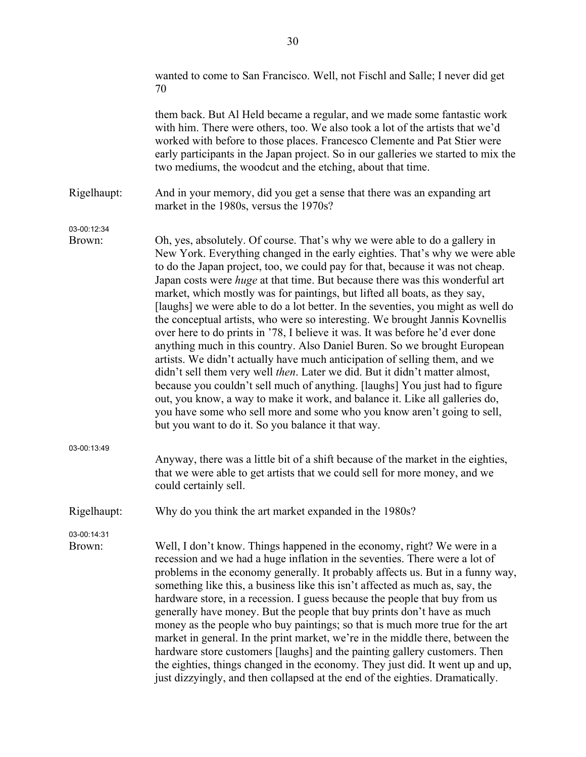wanted to come to San Francisco. Well, not Fischl and Salle; I never did get 70

them back. But Al Held became a regular, and we made some fantastic work with him. There were others, too. We also took a lot of the artists that we'd worked with before to those places. Francesco Clemente and Pat Stier were early participants in the Japan project. So in our galleries we started to mix the two mediums, the woodcut and the etching, about that time.

Rigelhaupt: And in your memory, did you get a sense that there was an expanding art market in the 1980s, versus the 1970s?

03-00:12:34

Brown: Oh, yes, absolutely. Of course. That's why we were able to do a gallery in New York. Everything changed in the early eighties. That's why we were able to do the Japan project, too, we could pay for that, because it was not cheap. Japan costs were *huge* at that time. But because there was this wonderful art market, which mostly was for paintings, but lifted all boats, as they say, [laughs] we were able to do a lot better. In the seventies, you might as well do the conceptual artists, who were so interesting. We brought Jannis Kovnellis over here to do prints in '78, I believe it was. It was before he'd ever done anything much in this country. Also Daniel Buren. So we brought European artists. We didn't actually have much anticipation of selling them, and we didn't sell them very well *then*. Later we did. But it didn't matter almost, because you couldn't sell much of anything. [laughs] You just had to figure out, you know, a way to make it work, and balance it. Like all galleries do, you have some who sell more and some who you know aren't going to sell, but you want to do it. So you balance it that way.

03-00:13:49

Anyway, there was a little bit of a shift because of the market in the eighties, that we were able to get artists that we could sell for more money, and we could certainly sell.

Rigelhaupt: Why do you think the art market expanded in the 1980s?

03-00:14:31

Brown: Well, I don't know. Things happened in the economy, right? We were in a recession and we had a huge inflation in the seventies. There were a lot of problems in the economy generally. It probably affects us. But in a funny way, something like this, a business like this isn't affected as much as, say, the hardware store, in a recession. I guess because the people that buy from us generally have money. But the people that buy prints don't have as much money as the people who buy paintings; so that is much more true for the art market in general. In the print market, we're in the middle there, between the hardware store customers [laughs] and the painting gallery customers. Then the eighties, things changed in the economy. They just did. It went up and up, just dizzyingly, and then collapsed at the end of the eighties. Dramatically.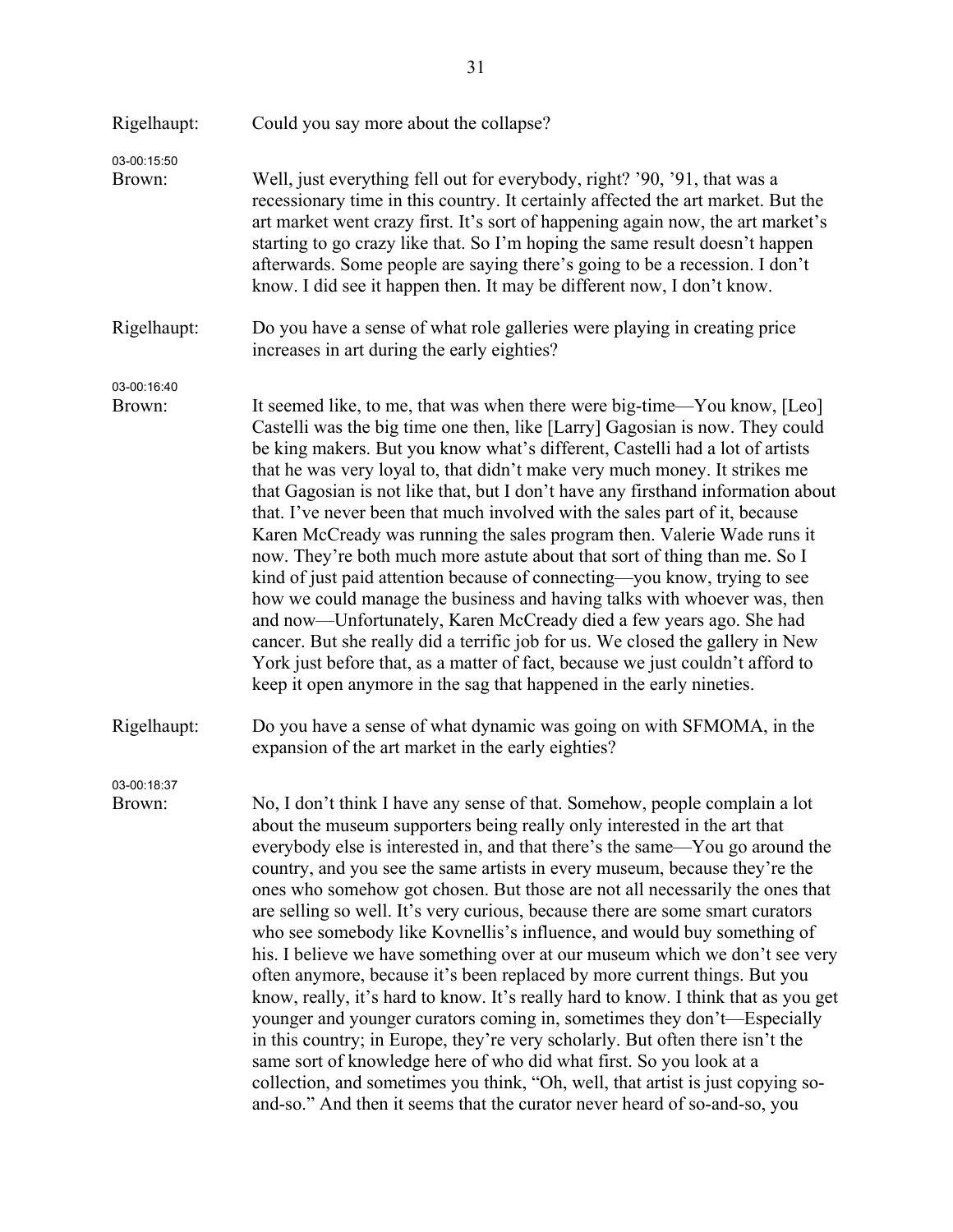Rigelhaupt: Could you say more about the collapse?

03-00:15:50
Brown: Well, just everything fell out for everybody, right? '90, '91, that was a recessionary time in this country. It certainly affected the art market. But the art market went crazy first. It's sort of happening again now, the art market's starting to go crazy like that. So I'm hoping the same result doesn't happen afterwards. Some people are saying there's going to be a recession. I don't know. I did see it happen then. It may be different now, I don't know.

Rigelhaupt: Do you have a sense of what role galleries were playing in creating price increases in art during the early eighties?

03-00:16:40
Brown: It seemed like, to me, that was when there were big-time—You know, [Leo] Castelli was the big time one then, like [Larry] Gagosian is now. They could be king makers. But you know what's different, Castelli had a lot of artists that he was very loyal to, that didn't make very much money. It strikes me that Gagosian is not like that, but I don't have any firsthand information about that. I've never been that much involved with the sales part of it, because Karen McCready was running the sales program then. Valerie Wade runs it now. They're both much more astute about that sort of thing than me. So I kind of just paid attention because of connecting—you know, trying to see how we could manage the business and having talks with whoever was, then and now—Unfortunately, Karen McCready died a few years ago. She had cancer. But she really did a terrific job for us. We closed the gallery in New York just before that, as a matter of fact, because we just couldn't afford to keep it open anymore in the sag that happened in the early nineties.

Rigelhaupt: Do you have a sense of what dynamic was going on with SFMOMA, in the expansion of the art market in the early eighties?

03-00:18:37
Brown: No, I don't think I have any sense of that. Somehow, people complain a lot about the museum supporters being really only interested in the art that everybody else is interested in, and that there's the same—You go around the country, and you see the same artists in every museum, because they're the ones who somehow got chosen. But those are not all necessarily the ones that are selling so well. It's very curious, because there are some smart curators who see somebody like Kovnellis's influence, and would buy something of his. I believe we have something over at our museum which we don't see very often anymore, because it's been replaced by more current things. But you know, really, it's hard to know. It's really hard to know. I think that as you get younger and younger curators coming in, sometimes they don't—Especially in this country; in Europe, they're very scholarly. But often there isn't the same sort of knowledge here of who did what first. So you look at a collection, and sometimes you think, "Oh, well, that artist is just copying so-and-so." And then it seems that the curator never heard of so-and-so, you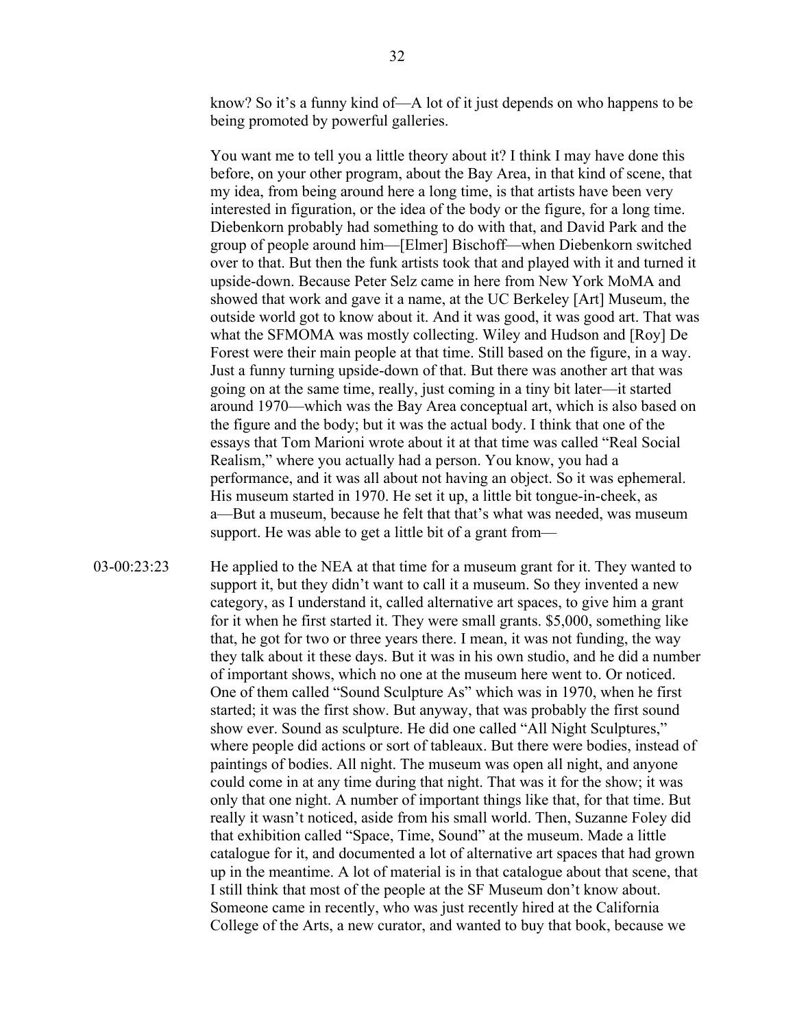know? So it's a funny kind of—A lot of it just depends on who happens to be being promoted by powerful galleries.

You want me to tell you a little theory about it? I think I may have done this before, on your other program, about the Bay Area, in that kind of scene, that my idea, from being around here a long time, is that artists have been very interested in figuration, or the idea of the body or the figure, for a long time. Diebenkorn probably had something to do with that, and David Park and the group of people around him—[Elmer] Bischoff—when Diebenkorn switched over to that. But then the funk artists took that and played with it and turned it upside-down. Because Peter Selz came in here from New York MoMA and showed that work and gave it a name, at the UC Berkeley [Art] Museum, the outside world got to know about it. And it was good, it was good art. That was what the SFMOMA was mostly collecting. Wiley and Hudson and [Roy] De Forest were their main people at that time. Still based on the figure, in a way. Just a funny turning upside-down of that. But there was another art that was going on at the same time, really, just coming in a tiny bit later—it started around 1970—which was the Bay Area conceptual art, which is also based on the figure and the body; but it was the actual body. I think that one of the essays that Tom Marioni wrote about it at that time was called "Real Social Realism," where you actually had a person. You know, you had a performance, and it was all about not having an object. So it was ephemeral. His museum started in 1970. He set it up, a little bit tongue-in-cheek, as a—But a museum, because he felt that that's what was needed, was museum support. He was able to get a little bit of a grant from—

03-00:23:23 He applied to the NEA at that time for a museum grant for it. They wanted to support it, but they didn't want to call it a museum. So they invented a new category, as I understand it, called alternative art spaces, to give him a grant for it when he first started it. They were small grants. $5,000, something like that, he got for two or three years there. I mean, it was not funding, the way they talk about it these days. But it was in his own studio, and he did a number of important shows, which no one at the museum here went to. Or noticed. One of them called "Sound Sculpture As" which was in 1970, when he first started; it was the first show. But anyway, that was probably the first sound show ever. Sound as sculpture. He did one called "All Night Sculptures," where people did actions or sort of tableaux. But there were bodies, instead of paintings of bodies. All night. The museum was open all night, and anyone could come in at any time during that night. That was it for the show; it was only that one night. A number of important things like that, for that time. But really it wasn't noticed, aside from his small world. Then, Suzanne Foley did that exhibition called "Space, Time, Sound" at the museum. Made a little catalogue for it, and documented a lot of alternative art spaces that had grown up in the meantime. A lot of material is in that catalogue about that scene, that I still think that most of the people at the SF Museum don't know about. Someone came in recently, who was just recently hired at the California College of the Arts, a new curator, and wanted to buy that book, because we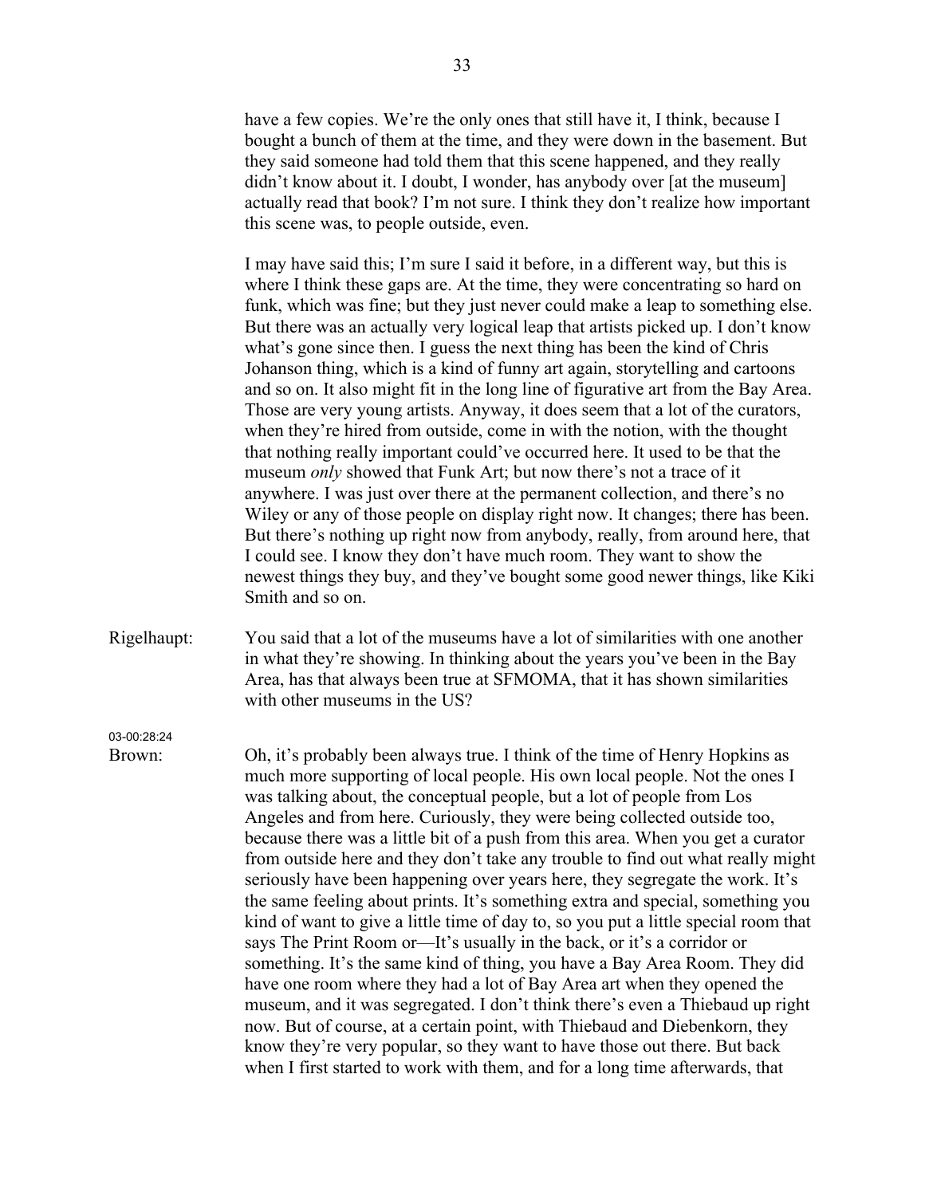have a few copies. We're the only ones that still have it, I think, because I bought a bunch of them at the time, and they were down in the basement. But they said someone had told them that this scene happened, and they really didn't know about it. I doubt, I wonder, has anybody over [at the museum] actually read that book? I'm not sure. I think they don't realize how important this scene was, to people outside, even.

I may have said this; I'm sure I said it before, in a different way, but this is where I think these gaps are. At the time, they were concentrating so hard on funk, which was fine; but they just never could make a leap to something else. But there was an actually very logical leap that artists picked up. I don't know what's gone since then. I guess the next thing has been the kind of Chris Johanson thing, which is a kind of funny art again, storytelling and cartoons and so on. It also might fit in the long line of figurative art from the Bay Area. Those are very young artists. Anyway, it does seem that a lot of the curators, when they're hired from outside, come in with the notion, with the thought that nothing really important could've occurred here. It used to be that the museum *only* showed that Funk Art; but now there's not a trace of it anywhere. I was just over there at the permanent collection, and there's no Wiley or any of those people on display right now. It changes; there has been. But there's nothing up right now from anybody, really, from around here, that I could see. I know they don't have much room. They want to show the newest things they buy, and they've bought some good newer things, like Kiki Smith and so on.

Rigelhaupt: You said that a lot of the museums have a lot of similarities with one another in what they're showing. In thinking about the years you've been in the Bay Area, has that always been true at SFMOMA, that it has shown similarities with other museums in the US?

03-00:28:24

Brown: Oh, it's probably been always true. I think of the time of Henry Hopkins as much more supporting of local people. His own local people. Not the ones I was talking about, the conceptual people, but a lot of people from Los Angeles and from here. Curiously, they were being collected outside too, because there was a little bit of a push from this area. When you get a curator from outside here and they don't take any trouble to find out what really might seriously have been happening over years here, they segregate the work. It's the same feeling about prints. It's something extra and special, something you kind of want to give a little time of day to, so you put a little special room that says The Print Room or—It's usually in the back, or it's a corridor or something. It's the same kind of thing, you have a Bay Area Room. They did have one room where they had a lot of Bay Area art when they opened the museum, and it was segregated. I don't think there's even a Thiebaud up right now. But of course, at a certain point, with Thiebaud and Diebenkorn, they know they're very popular, so they want to have those out there. But back when I first started to work with them, and for a long time afterwards, that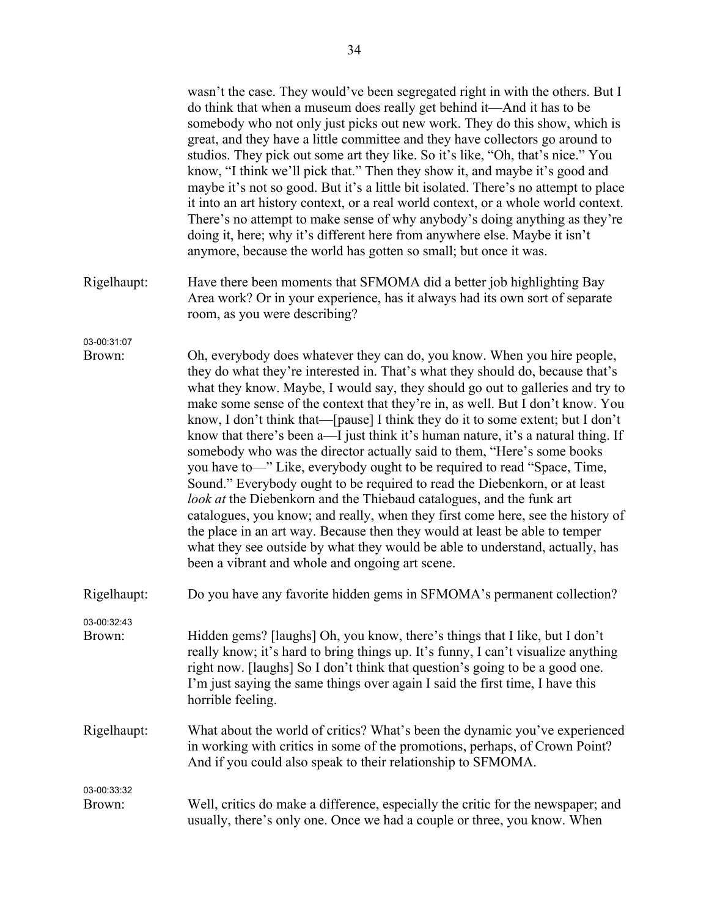wasn't the case. They would've been segregated right in with the others. But I do think that when a museum does really get behind it—And it has to be somebody who not only just picks out new work. They do this show, which is great, and they have a little committee and they have collectors go around to studios. They pick out some art they like. So it's like, "Oh, that's nice." You know, "I think we'll pick that." Then they show it, and maybe it's good and maybe it's not so good. But it's a little bit isolated. There's no attempt to place it into an art history context, or a real world context, or a whole world context. There's no attempt to make sense of why anybody's doing anything as they're doing it, here; why it's different here from anywhere else. Maybe it isn't anymore, because the world has gotten so small; but once it was.

Rigelhaupt: Have there been moments that SFMOMA did a better job highlighting Bay Area work? Or in your experience, has it always had its own sort of separate room, as you were describing?

03-00:31:07

Brown: Oh, everybody does whatever they can do, you know. When you hire people, they do what they're interested in. That's what they should do, because that's what they know. Maybe, I would say, they should go out to galleries and try to make some sense of the context that they're in, as well. But I don't know. You know, I don't think that—[pause] I think they do it to some extent; but I don't know that there's been a—I just think it's human nature, it's a natural thing. If somebody who was the director actually said to them, "Here's some books you have to—" Like, everybody ought to be required to read "Space, Time, Sound." Everybody ought to be required to read the Diebenkorn, or at least *look at* the Diebenkorn and the Thiebaud catalogues, and the funk art catalogues, you know; and really, when they first come here, see the history of the place in an art way. Because then they would at least be able to temper what they see outside by what they would be able to understand, actually, has been a vibrant and whole and ongoing art scene.

Rigelhaupt: Do you have any favorite hidden gems in SFMOMA's permanent collection?

03-00:32:43

Brown: Hidden gems? [laughs] Oh, you know, there's things that I like, but I don't really know; it's hard to bring things up. It's funny, I can't visualize anything right now. [laughs] So I don't think that question's going to be a good one. I'm just saying the same things over again I said the first time, I have this horrible feeling.

Rigelhaupt: What about the world of critics? What's been the dynamic you've experienced in working with critics in some of the promotions, perhaps, of Crown Point? And if you could also speak to their relationship to SFMOMA.

03-00:33:32

Brown: Well, critics do make a difference, especially the critic for the newspaper; and usually, there's only one. Once we had a couple or three, you know. When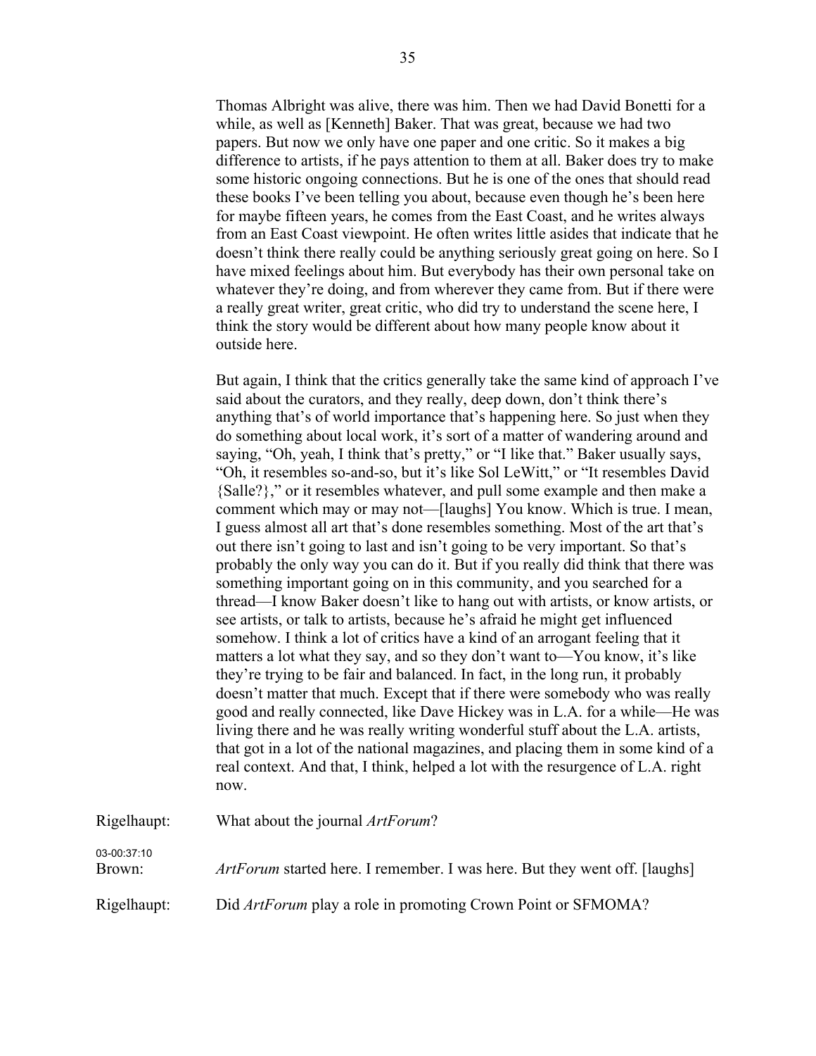Thomas Albright was alive, there was him. Then we had David Bonetti for a while, as well as [Kenneth] Baker. That was great, because we had two papers. But now we only have one paper and one critic. So it makes a big difference to artists, if he pays attention to them at all. Baker does try to make some historic ongoing connections. But he is one of the ones that should read these books I've been telling you about, because even though he's been here for maybe fifteen years, he comes from the East Coast, and he writes always from an East Coast viewpoint. He often writes little asides that indicate that he doesn't think there really could be anything seriously great going on here. So I have mixed feelings about him. But everybody has their own personal take on whatever they're doing, and from wherever they came from. But if there were a really great writer, great critic, who did try to understand the scene here, I think the story would be different about how many people know about it outside here.

But again, I think that the critics generally take the same kind of approach I've said about the curators, and they really, deep down, don't think there's anything that's of world importance that's happening here. So just when they do something about local work, it's sort of a matter of wandering around and saying, "Oh, yeah, I think that's pretty," or "I like that." Baker usually says, "Oh, it resembles so-and-so, but it's like Sol LeWitt," or "It resembles David {Salle?}," or it resembles whatever, and pull some example and then make a comment which may or may not—[laughs] You know. Which is true. I mean, I guess almost all art that's done resembles something. Most of the art that's out there isn't going to last and isn't going to be very important. So that's probably the only way you can do it. But if you really did think that there was something important going on in this community, and you searched for a thread—I know Baker doesn't like to hang out with artists, or know artists, or see artists, or talk to artists, because he's afraid he might get influenced somehow. I think a lot of critics have a kind of an arrogant feeling that it matters a lot what they say, and so they don't want to—You know, it's like they're trying to be fair and balanced. In fact, in the long run, it probably doesn't matter that much. Except that if there were somebody who was really good and really connected, like Dave Hickey was in L.A. for a while—He was living there and he was really writing wonderful stuff about the L.A. artists, that got in a lot of the national magazines, and placing them in some kind of a real context. And that, I think, helped a lot with the resurgence of L.A. right now.

Rigelhaupt: What about the journal *ArtForum*?

03-00:37:10
Brown: *ArtForum* started here. I remember. I was here. But they went off. [laughs]

Rigelhaupt: Did *ArtForum* play a role in promoting Crown Point or SFMOMA?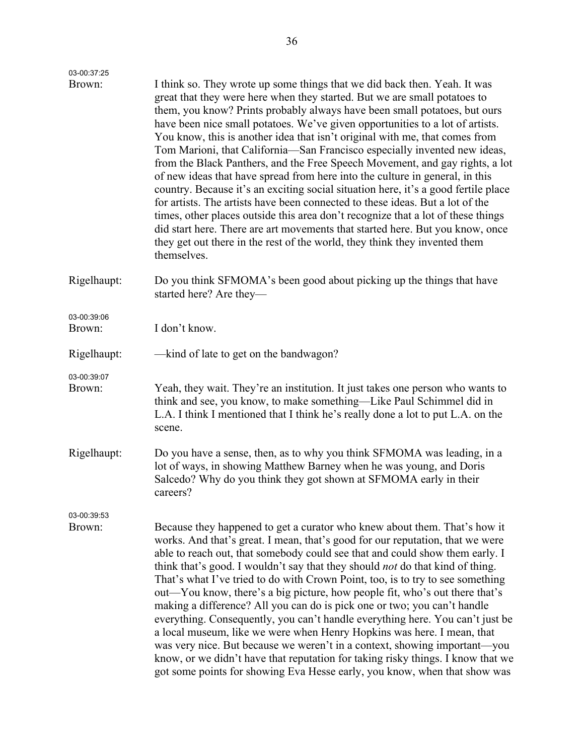03-00:37:25

Brown: I think so. They wrote up some things that we did back then. Yeah. It was great that they were here when they started. But we are small potatoes to them, you know? Prints probably always have been small potatoes, but ours have been nice small potatoes. We've given opportunities to a lot of artists. You know, this is another idea that isn't original with me, that comes from Tom Marioni, that California—San Francisco especially invented new ideas, from the Black Panthers, and the Free Speech Movement, and gay rights, a lot of new ideas that have spread from here into the culture in general, in this country. Because it's an exciting social situation here, it's a good fertile place for artists. The artists have been connected to these ideas. But a lot of the times, other places outside this area don't recognize that a lot of these things did start here. There are art movements that started here. But you know, once they get out there in the rest of the world, they think they invented them themselves.

Rigelhaupt: Do you think SFMOMA's been good about picking up the things that have started here? Are they—

03-00:39:06

Brown: I don't know.

Rigelhaupt: —kind of late to get on the bandwagon?

03-00:39:07

Brown: Yeah, they wait. They're an institution. It just takes one person who wants to think and see, you know, to make something—Like Paul Schimmel did in L.A. I think I mentioned that I think he's really done a lot to put L.A. on the scene.

Rigelhaupt: Do you have a sense, then, as to why you think SFMOMA was leading, in a lot of ways, in showing Matthew Barney when he was young, and Doris Salcedo? Why do you think they got shown at SFMOMA early in their careers?

03-00:39:53

Brown: Because they happened to get a curator who knew about them. That's how it works. And that's great. I mean, that's good for our reputation, that we were able to reach out, that somebody could see that and could show them early. I think that's good. I wouldn't say that they should *not* do that kind of thing. That's what I've tried to do with Crown Point, too, is to try to see something out—You know, there's a big picture, how people fit, who's out there that's making a difference? All you can do is pick one or two; you can't handle everything. Consequently, you can't handle everything here. You can't just be a local museum, like we were when Henry Hopkins was here. I mean, that was very nice. But because we weren't in a context, showing important—you know, or we didn't have that reputation for taking risky things. I know that we got some points for showing Eva Hesse early, you know, when that show was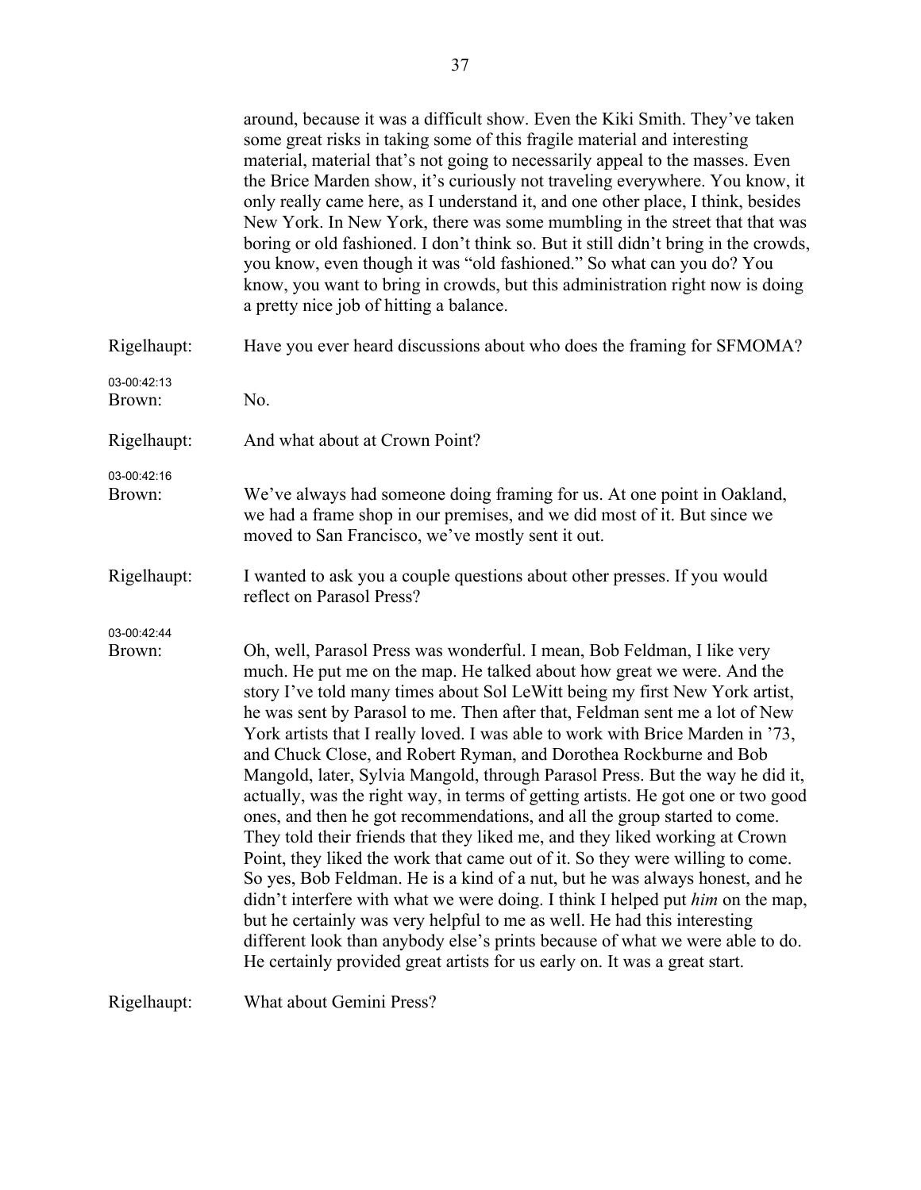around, because it was a difficult show. Even the Kiki Smith. They've taken some great risks in taking some of this fragile material and interesting material, material that's not going to necessarily appeal to the masses. Even the Brice Marden show, it's curiously not traveling everywhere. You know, it only really came here, as I understand it, and one other place, I think, besides New York. In New York, there was some mumbling in the street that that was boring or old fashioned. I don't think so. But it still didn't bring in the crowds, you know, even though it was "old fashioned." So what can you do? You know, you want to bring in crowds, but this administration right now is doing a pretty nice job of hitting a balance.

Rigelhaupt: Have you ever heard discussions about who does the framing for SFMOMA?

03-00:42:13
Brown: No.

Rigelhaupt: And what about at Crown Point?

03-00:42:16
Brown: We've always had someone doing framing for us. At one point in Oakland, we had a frame shop in our premises, and we did most of it. But since we moved to San Francisco, we've mostly sent it out.

Rigelhaupt: I wanted to ask you a couple questions about other presses. If you would reflect on Parasol Press?

03-00:42:44
Brown: Oh, well, Parasol Press was wonderful. I mean, Bob Feldman, I like very much. He put me on the map. He talked about how great we were. And the story I've told many times about Sol LeWitt being my first New York artist, he was sent by Parasol to me. Then after that, Feldman sent me a lot of New York artists that I really loved. I was able to work with Brice Marden in '73, and Chuck Close, and Robert Ryman, and Dorothea Rockburne and Bob Mangold, later, Sylvia Mangold, through Parasol Press. But the way he did it, actually, was the right way, in terms of getting artists. He got one or two good ones, and then he got recommendations, and all the group started to come. They told their friends that they liked me, and they liked working at Crown Point, they liked the work that came out of it. So they were willing to come. So yes, Bob Feldman. He is a kind of a nut, but he was always honest, and he didn't interfere with what we were doing. I think I helped put *him* on the map, but he certainly was very helpful to me as well. He had this interesting different look than anybody else's prints because of what we were able to do. He certainly provided great artists for us early on. It was a great start.

Rigelhaupt: What about Gemini Press?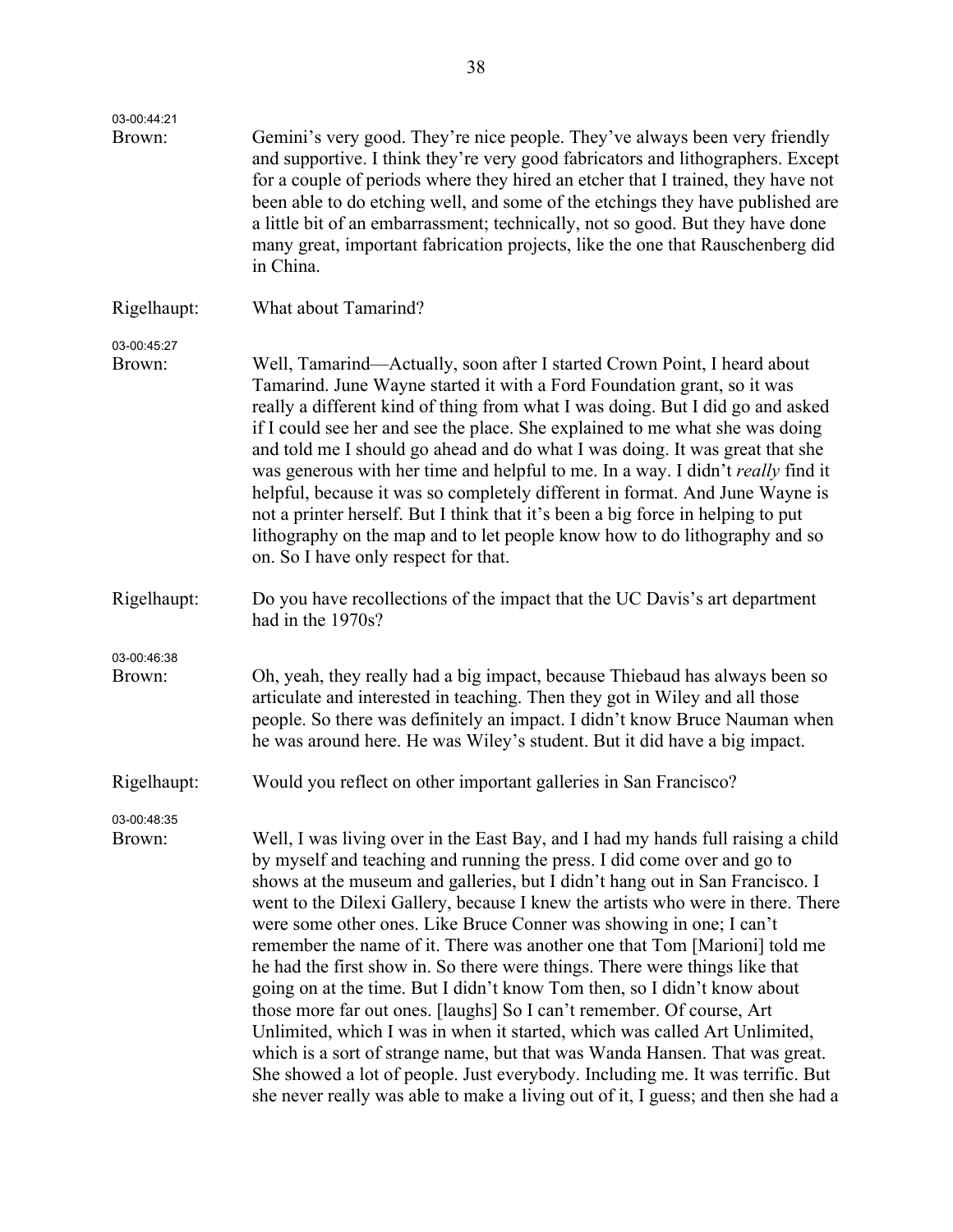03-00:44:21

Brown: Gemini's very good. They're nice people. They've always been very friendly and supportive. I think they're very good fabricators and lithographers. Except for a couple of periods where they hired an etcher that I trained, they have not been able to do etching well, and some of the etchings they have published are a little bit of an embarrassment; technically, not so good. But they have done many great, important fabrication projects, like the one that Rauschenberg did in China.

Rigelhaupt: What about Tamarind?

03-00:45:27

Brown: Well, Tamarind—Actually, soon after I started Crown Point, I heard about Tamarind. June Wayne started it with a Ford Foundation grant, so it was really a different kind of thing from what I was doing. But I did go and asked if I could see her and see the place. She explained to me what she was doing and told me I should go ahead and do what I was doing. It was great that she was generous with her time and helpful to me. In a way. I didn't *really* find it helpful, because it was so completely different in format. And June Wayne is not a printer herself. But I think that it's been a big force in helping to put lithography on the map and to let people know how to do lithography and so on. So I have only respect for that.

Rigelhaupt: Do you have recollections of the impact that the UC Davis's art department had in the 1970s?

03-00:46:38

Brown: Oh, yeah, they really had a big impact, because Thiebaud has always been so articulate and interested in teaching. Then they got in Wiley and all those people. So there was definitely an impact. I didn't know Bruce Nauman when he was around here. He was Wiley's student. But it did have a big impact.

Rigelhaupt: Would you reflect on other important galleries in San Francisco?

03-00:48:35

Brown: Well, I was living over in the East Bay, and I had my hands full raising a child by myself and teaching and running the press. I did come over and go to shows at the museum and galleries, but I didn't hang out in San Francisco. I went to the Dilexi Gallery, because I knew the artists who were in there. There were some other ones. Like Bruce Conner was showing in one; I can't remember the name of it. There was another one that Tom [Marioni] told me he had the first show in. So there were things. There were things like that going on at the time. But I didn't know Tom then, so I didn't know about those more far out ones. [laughs] So I can't remember. Of course, Art Unlimited, which I was in when it started, which was called Art Unlimited, which is a sort of strange name, but that was Wanda Hansen. That was great. She showed a lot of people. Just everybody. Including me. It was terrific. But she never really was able to make a living out of it, I guess; and then she had a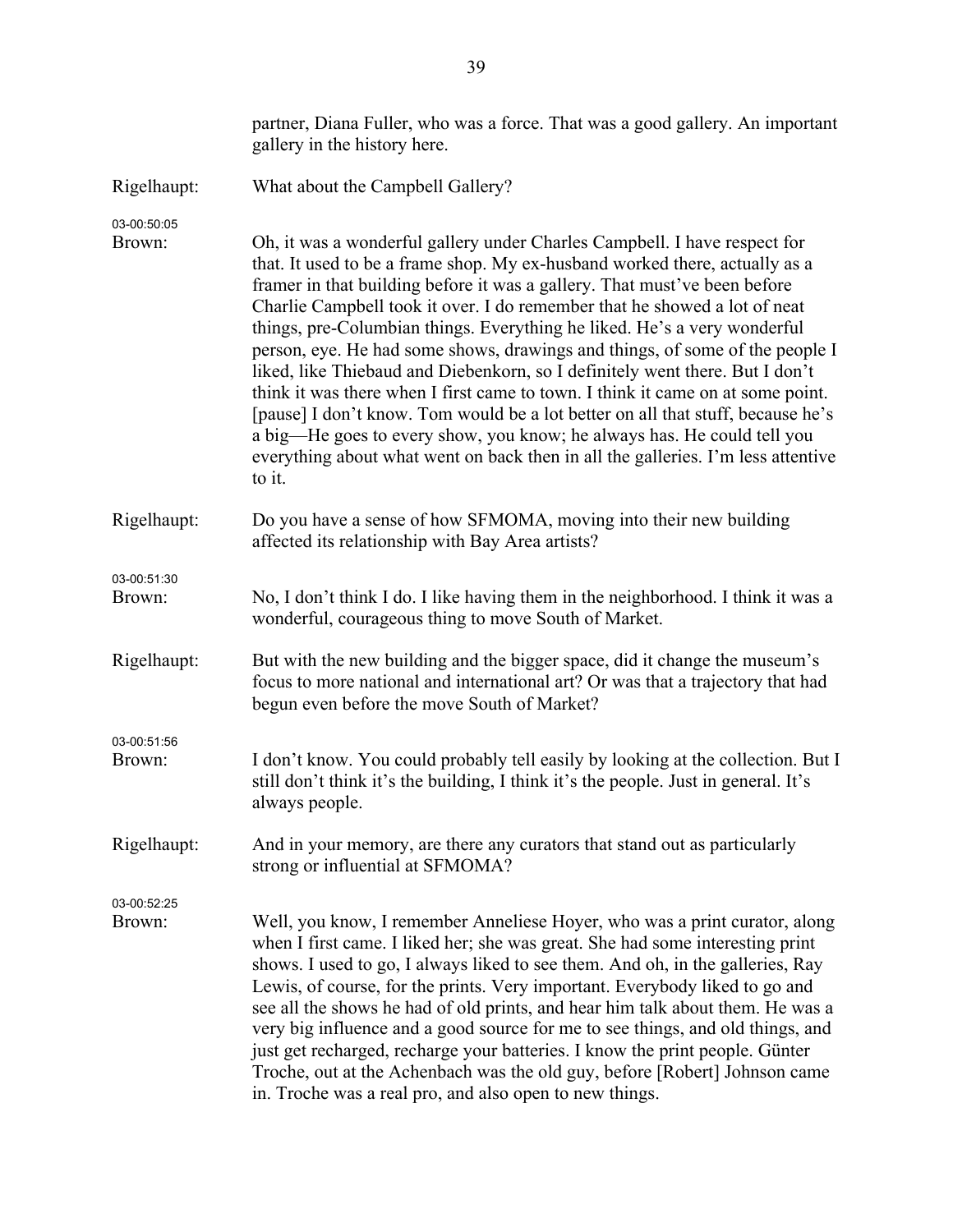partner, Diana Fuller, who was a force. That was a good gallery. An important gallery in the history here.

Rigelhaupt: What about the Campbell Gallery?

03-00:50:05

Brown: Oh, it was a wonderful gallery under Charles Campbell. I have respect for that. It used to be a frame shop. My ex-husband worked there, actually as a framer in that building before it was a gallery. That must've been before Charlie Campbell took it over. I do remember that he showed a lot of neat things, pre-Columbian things. Everything he liked. He's a very wonderful person, eye. He had some shows, drawings and things, of some of the people I liked, like Thiebaud and Diebenkorn, so I definitely went there. But I don't think it was there when I first came to town. I think it came on at some point. [pause] I don't know. Tom would be a lot better on all that stuff, because he's a big—He goes to every show, you know; he always has. He could tell you everything about what went on back then in all the galleries. I'm less attentive to it.

Rigelhaupt: Do you have a sense of how SFMOMA, moving into their new building affected its relationship with Bay Area artists?

03-00:51:30

Brown: No, I don't think I do. I like having them in the neighborhood. I think it was a wonderful, courageous thing to move South of Market.

Rigelhaupt: But with the new building and the bigger space, did it change the museum's focus to more national and international art? Or was that a trajectory that had begun even before the move South of Market?

03-00:51:56

Brown: I don't know. You could probably tell easily by looking at the collection. But I still don't think it's the building, I think it's the people. Just in general. It's always people.

Rigelhaupt: And in your memory, are there any curators that stand out as particularly strong or influential at SFMOMA?

03-00:52:25

Brown: Well, you know, I remember Anneliese Hoyer, who was a print curator, along when I first came. I liked her; she was great. She had some interesting print shows. I used to go, I always liked to see them. And oh, in the galleries, Ray Lewis, of course, for the prints. Very important. Everybody liked to go and see all the shows he had of old prints, and hear him talk about them. He was a very big influence and a good source for me to see things, and old things, and just get recharged, recharge your batteries. I know the print people. Günter Troche, out at the Achenbach was the old guy, before [Robert] Johnson came in. Troche was a real pro, and also open to new things.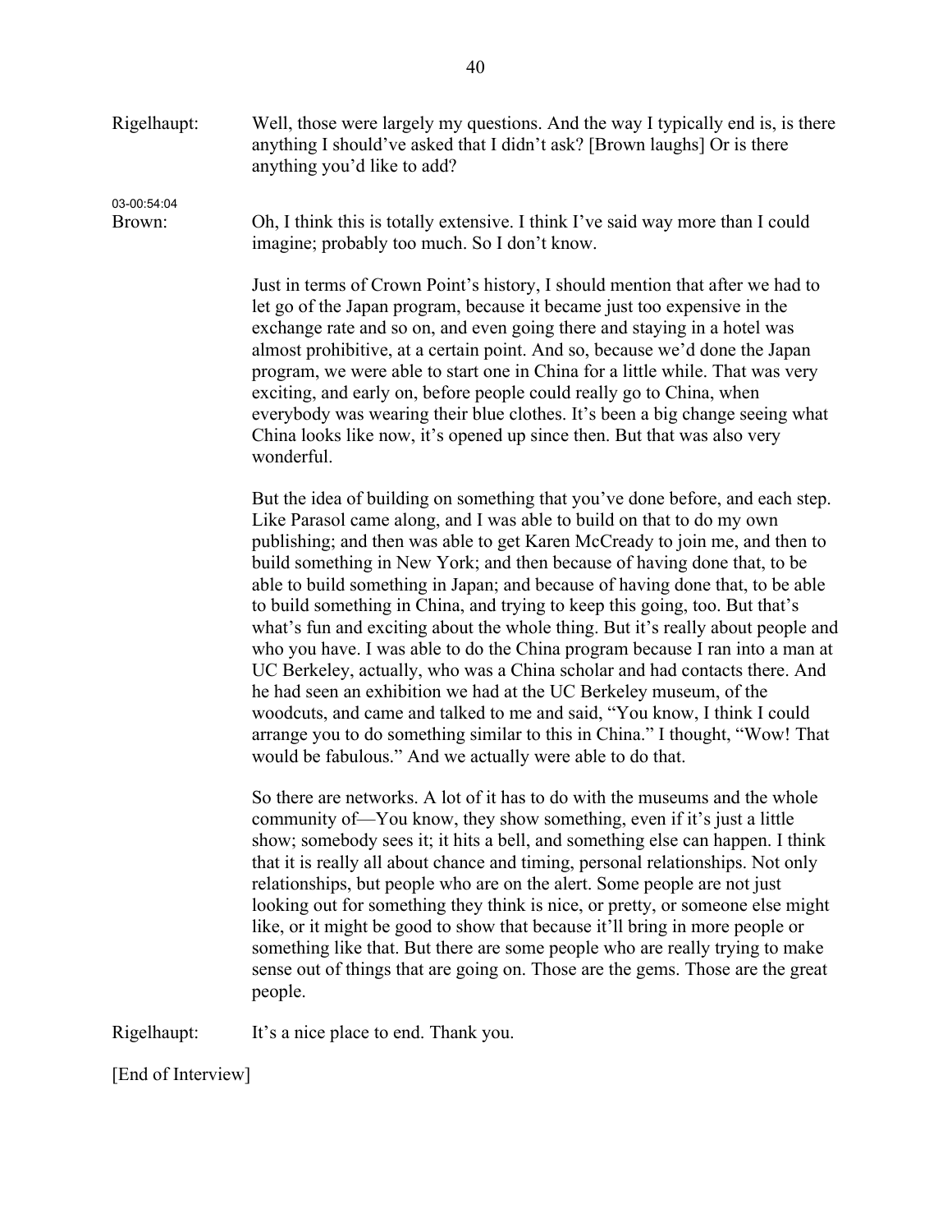Rigelhaupt: Well, those were largely my questions. And the way I typically end is, is there anything I should've asked that I didn't ask? [Brown laughs] Or is there anything you'd like to add?

03-00:54:04

Brown: Oh, I think this is totally extensive. I think I've said way more than I could imagine; probably too much. So I don't know.

Just in terms of Crown Point's history, I should mention that after we had to let go of the Japan program, because it became just too expensive in the exchange rate and so on, and even going there and staying in a hotel was almost prohibitive, at a certain point. And so, because we'd done the Japan program, we were able to start one in China for a little while. That was very exciting, and early on, before people could really go to China, when everybody was wearing their blue clothes. It's been a big change seeing what China looks like now, it's opened up since then. But that was also very wonderful.

But the idea of building on something that you've done before, and each step. Like Parasol came along, and I was able to build on that to do my own publishing; and then was able to get Karen McCready to join me, and then to build something in New York; and then because of having done that, to be able to build something in Japan; and because of having done that, to be able to build something in China, and trying to keep this going, too. But that's what's fun and exciting about the whole thing. But it's really about people and who you have. I was able to do the China program because I ran into a man at UC Berkeley, actually, who was a China scholar and had contacts there. And he had seen an exhibition we had at the UC Berkeley museum, of the woodcuts, and came and talked to me and said, "You know, I think I could arrange you to do something similar to this in China." I thought, "Wow! That would be fabulous." And we actually were able to do that.

So there are networks. A lot of it has to do with the museums and the whole community of—You know, they show something, even if it's just a little show; somebody sees it; it hits a bell, and something else can happen. I think that it is really all about chance and timing, personal relationships. Not only relationships, but people who are on the alert. Some people are not just looking out for something they think is nice, or pretty, or someone else might like, or it might be good to show that because it'll bring in more people or something like that. But there are some people who are really trying to make sense out of things that are going on. Those are the gems. Those are the great people.

Rigelhaupt: It's a nice place to end. Thank you.

[End of Interview]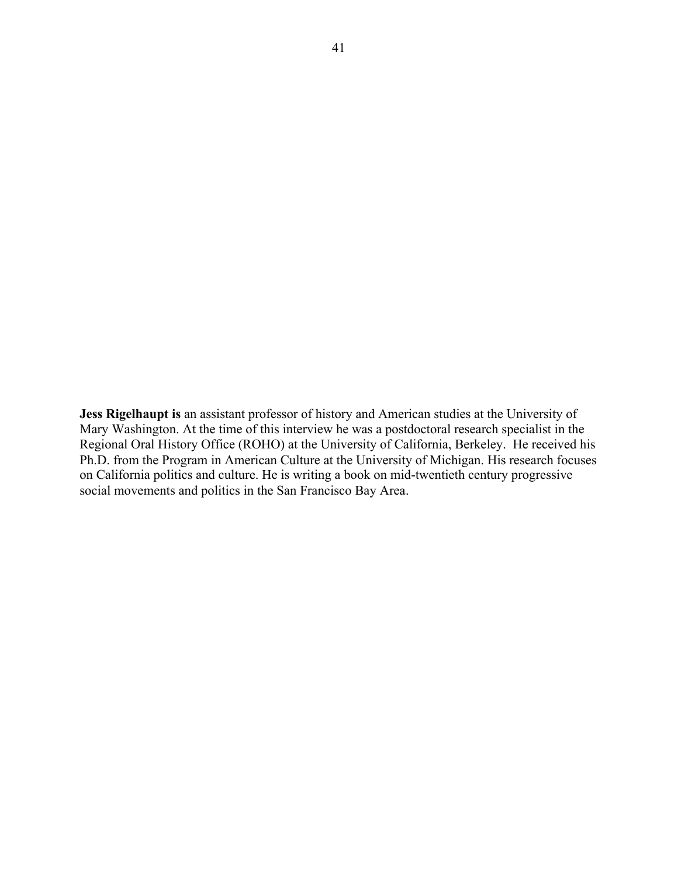**Jess Rigelhaupt is** an assistant professor of history and American studies at the University of Mary Washington. At the time of this interview he was a postdoctoral research specialist in the Regional Oral History Office (ROHO) at the University of California, Berkeley. He received his Ph.D. from the Program in American Culture at the University of Michigan. His research focuses on California politics and culture. He is writing a book on mid-twentieth century progressive social movements and politics in the San Francisco Bay Area.